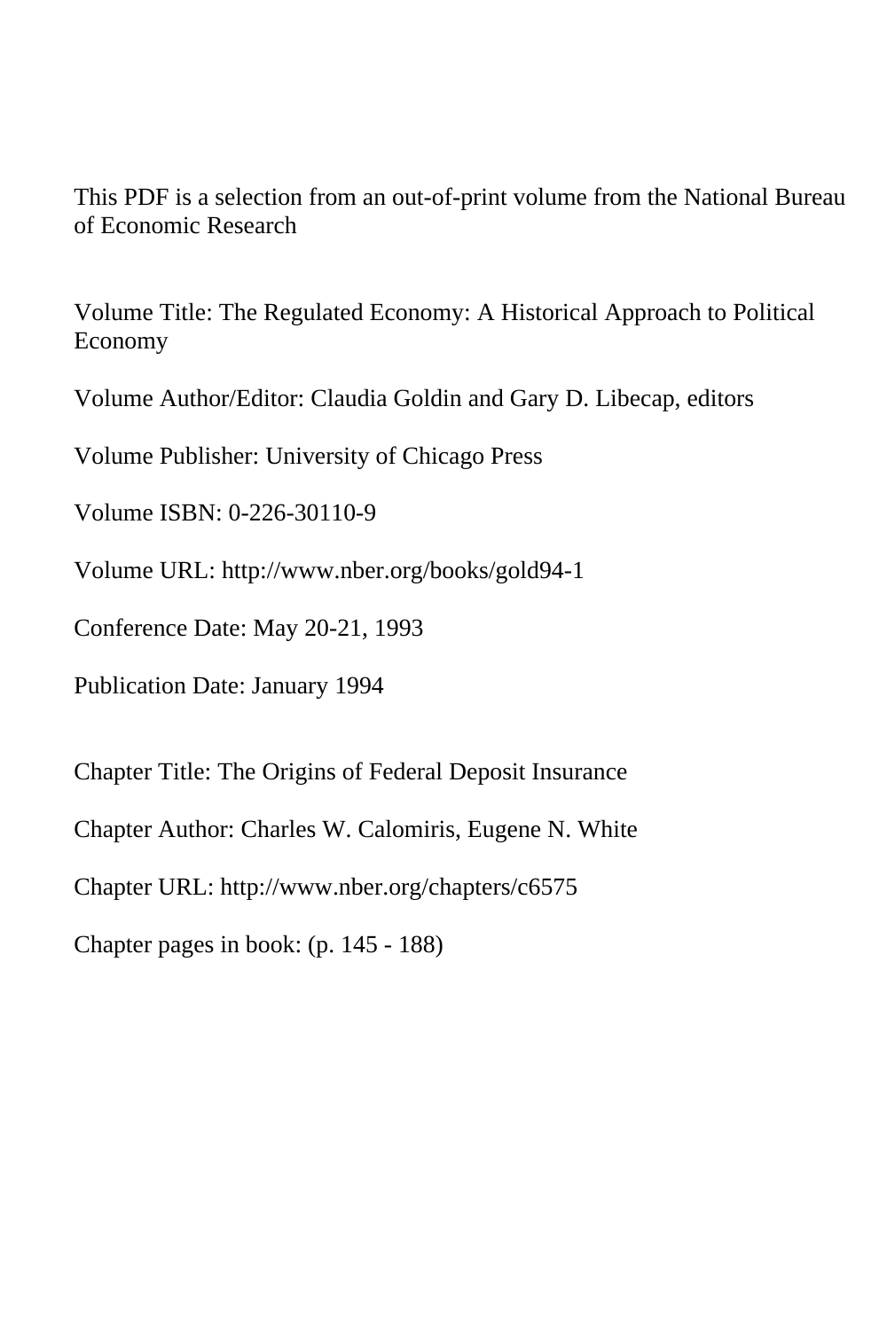This PDF is a selection from an out-of-print volume from the National Bureau of Economic Research

Volume Title: The Regulated Economy: A Historical Approach to Political Economy

Volume Author/Editor: Claudia Goldin and Gary D. Libecap, editors

Volume Publisher: University of Chicago Press

Volume ISBN: 0-226-30110-9

Volume URL: http://www.nber.org/books/gold94-1

Conference Date: May 20-21, 1993

Publication Date: January 1994

Chapter Title: The Origins of Federal Deposit Insurance

Chapter Author: Charles W. Calomiris, Eugene N. White

Chapter URL: http://www.nber.org/chapters/c6575

Chapter pages in book: (p. 145 - 188)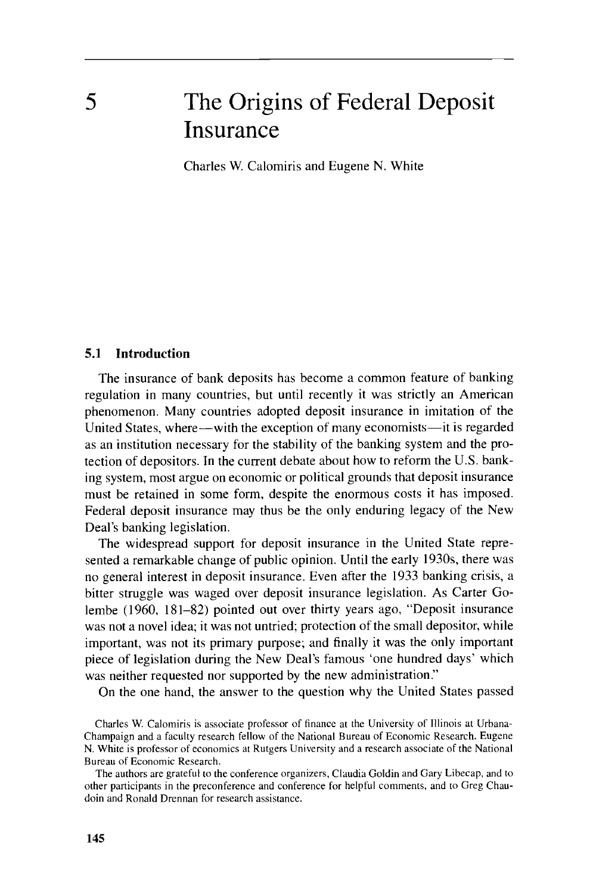# 5 The Origins of Federal Deposit Insurance

Charles W. Calomiris and Eugene N. White

## 5.1 Introduction

The insurance of bank deposits has become a common feature of banking regulation in many countries, but until recently it was strictly an American phenomenon. Many countries adopted deposit insurance in imitation of the United States, where—with the exception of many economists—it is regarded as an institution necessary for the stability of the banking system and the protection of depositors. In the current debate about how to reform the U.S. banking system, most argue on economic or political grounds that deposit insurance must be retained in some form, despite the enormous costs it has imposed. Federal deposit insurance may thus be the only enduring legacy of the New Deal's banking legislation.

The widespread support for deposit insurance in the United State represented a remarkable change of public opinion. Until the early 1930s, there was no general interest in deposit insurance. Even after the 1933 banking crisis, a bitter struggle was waged over deposit insurance legislation. As Carter Golembe (1960, 181–82) pointed out over thirty years ago, "Deposit insurance was not a novel idea; it was not untried; protection of the small depositor, while important, was not its primary purpose; and finally it was the only important piece of legislation during the New Deal's famous 'one hundred days' which was neither requested nor supported by the new administration."

On the one hand, the answer to the question why the United States passed

Charles W. Calomiris is associate professor of finance at the University of Illinois at Urbana-Champaign and a faculty research fellow of the National Bureau of Economic Research. Eugene N. White is professor of economics at Rutgers University and a research associate of the National Bureau of Economic Research.

The authors are grateful to the conference organizers, Claudia Goldin and Gary Libecap, and to other participants in the preconference and conference for helpful comments, and to Greg Chaudoin and Ronald Drennan for research assistance.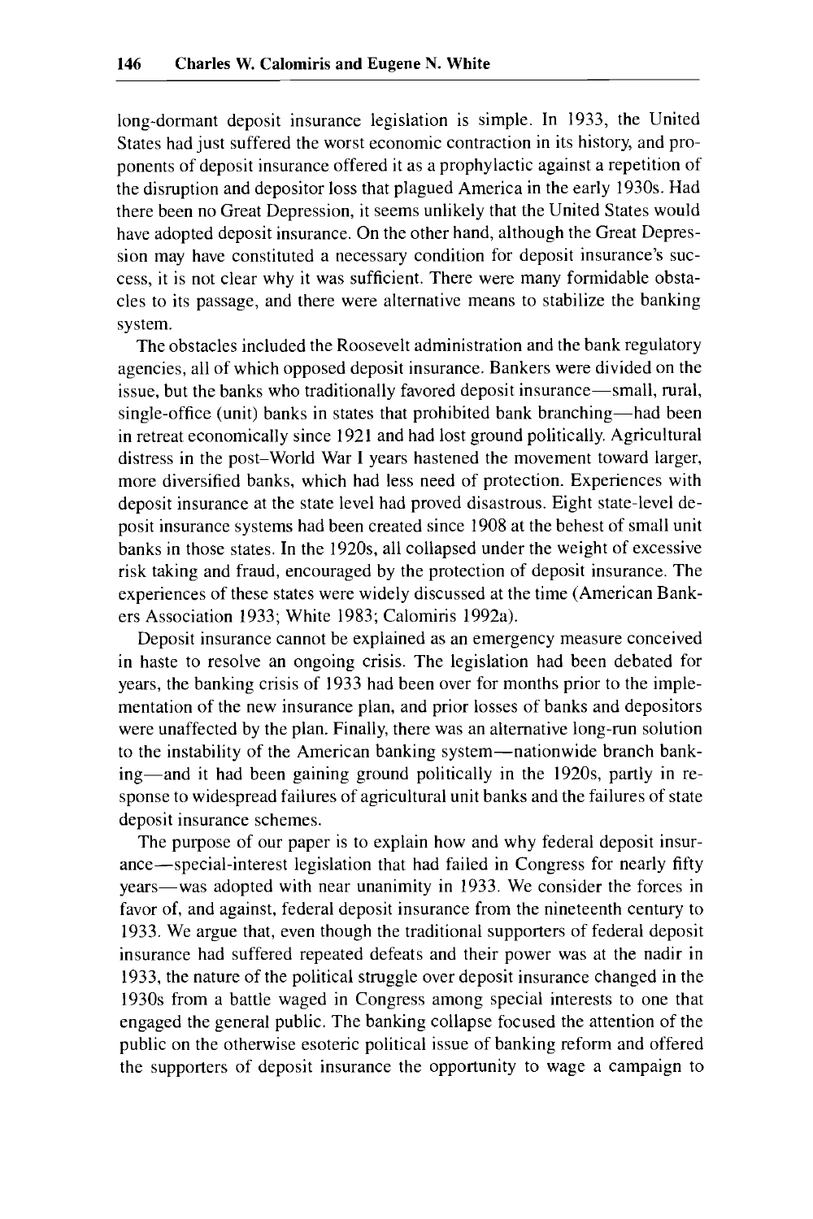long-dormant deposit insurance legislation is simple. In 1933, the United States had just suffered the worst economic contraction in its history, and proponents of deposit insurance offered it as a prophylactic against a repetition of the disruption and depositor loss that plagued America in the early 1930s. Had there been no Great Depression, it seems unlikely that the United States would have adopted deposit insurance. On the other hand, although the Great Depression may have constituted a necessary condition for deposit insurance's success, it is not clear why it was sufficient. There were many formidable obstacles to its passage, and there were alternative means to stabilize the banking system.

The obstacles included the Roosevelt administration and the bank regulatory agencies, all of which opposed deposit insurance. Bankers were divided on the issue, but the banks who traditionally favored deposit insurance—small, rural, single-office (unit) banks in states that prohibited bank branching—had been in retreat economically since 1921 and had lost ground politically. Agricultural distress in the post–World War I years hastened the movement toward larger, more diversified banks, which had less need of protection. Experiences with deposit insurance at the state level had proved disastrous. Eight state-level deposit insurance systems had been created since 1908 at the behest of small unit banks in those states. In the 1920s, all collapsed under the weight of excessive risk taking and fraud, encouraged by the protection of deposit insurance. The experiences of these states were widely discussed at the time (American Bankers Association 1933; White 1983; Calomiris 1992a).

Deposit insurance cannot be explained as an emergency measure conceived in haste to resolve an ongoing crisis. The legislation had been debated for years, the banking crisis of 1933 had been over for months prior to the implementation of the new insurance plan, and prior losses of banks and depositors were unaffected by the plan. Finally, there was an alternative long-run solution to the instability of the American banking system—nationwide branch banking—and it had been gaining ground politically in the 1920s, partly in response to widespread failures of agricultural unit banks and the failures of state deposit insurance schemes.

The purpose of our paper is to explain how and why federal deposit insurance—special-interest legislation that had failed in Congress for nearly fifty years—was adopted with near unanimity in 1933. We consider the forces in favor of, and against, federal deposit insurance from the nineteenth century to 1933. We argue that, even though the traditional supporters of federal deposit insurance had suffered repeated defeats and their power was at the nadir in 1933, the nature of the political struggle over deposit insurance changed in the 1930s from a battle waged in Congress among special interests to one that engaged the general public. The banking collapse focused the attention of the public on the otherwise esoteric political issue of banking reform and offered the supporters of deposit insurance the opportunity to wage a campaign to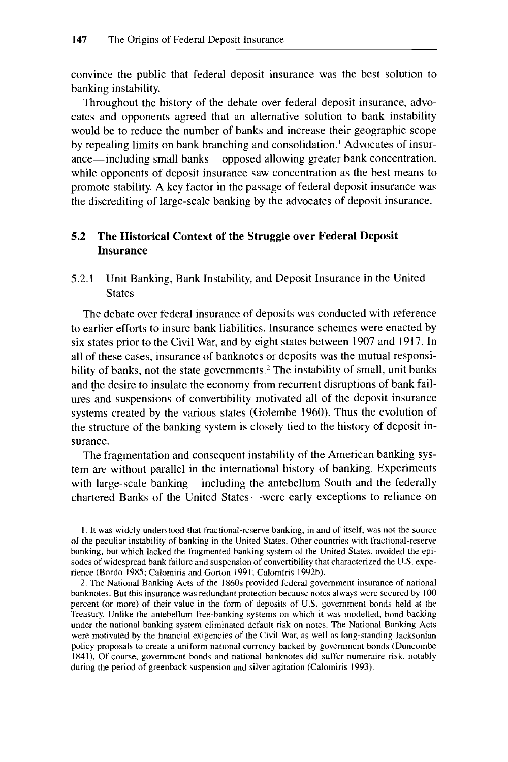convince the public that federal deposit insurance was the best solution to banking instability.

Throughout the history of the debate over federal deposit insurance, advocates and opponents agreed that an alternative solution to bank instability would be to reduce the number of banks and increase their geographic scope by repealing limits on bank branching and consolidation.[1] Advocates of insurance—including small banks—opposed allowing greater bank concentration, while opponents of deposit insurance saw concentration as the best means to promote stability. A key factor in the passage of federal deposit insurance was the discrediting of large-scale banking by the advocates of deposit insurance.

## 5.2 The Historical Context of the Struggle over Federal Deposit Insurance

### 5.2.1 Unit Banking, Bank Instability, and Deposit Insurance in the United States

The debate over federal insurance of deposits was conducted with reference to earlier efforts to insure bank liabilities. Insurance schemes were enacted by six states prior to the Civil War, and by eight states between 1907 and 1917. In all of these cases, insurance of banknotes or deposits was the mutual responsibility of banks, not the state governments.[2] The instability of small, unit banks and the desire to insulate the economy from recurrent disruptions of bank failures and suspensions of convertibility motivated all of the deposit insurance systems created by the various states (Golembe 1960). Thus the evolution of the structure of the banking system is closely tied to the history of deposit insurance.

The fragmentation and consequent instability of the American banking system are without parallel in the international history of banking. Experiments with large-scale banking—including the antebellum South and the federally chartered Banks of the United States—were early exceptions to reliance on

1. It was widely understood that fractional-reserve banking, in and of itself, was not the source of the peculiar instability of banking in the United States. Other countries with fractional-reserve banking, but which lacked the fragmented banking system of the United States, avoided the episodes of widespread bank failure and suspension of convertibility that characterized the U.S. experience (Bordo 1985; Calomiris and Gorton 1991; Calomiris 1992b).

2. The National Banking Acts of the 1860s provided federal government insurance of national banknotes. But this insurance was redundant protection because notes always were secured by 100 percent (or more) of their value in the form of deposits of U.S. government bonds held at the Treasury. Unlike the antebellum free-banking systems on which it was modelled, bond backing under the national banking system eliminated default risk on notes. The National Banking Acts were motivated by the financial exigencies of the Civil War, as well as long-standing Jacksonian policy proposals to create a uniform national currency backed by government bonds (Duncombe 1841). Of course, government bonds and national banknotes did suffer numeraire risk, notably during the period of greenback suspension and silver agitation (Calomiris 1993).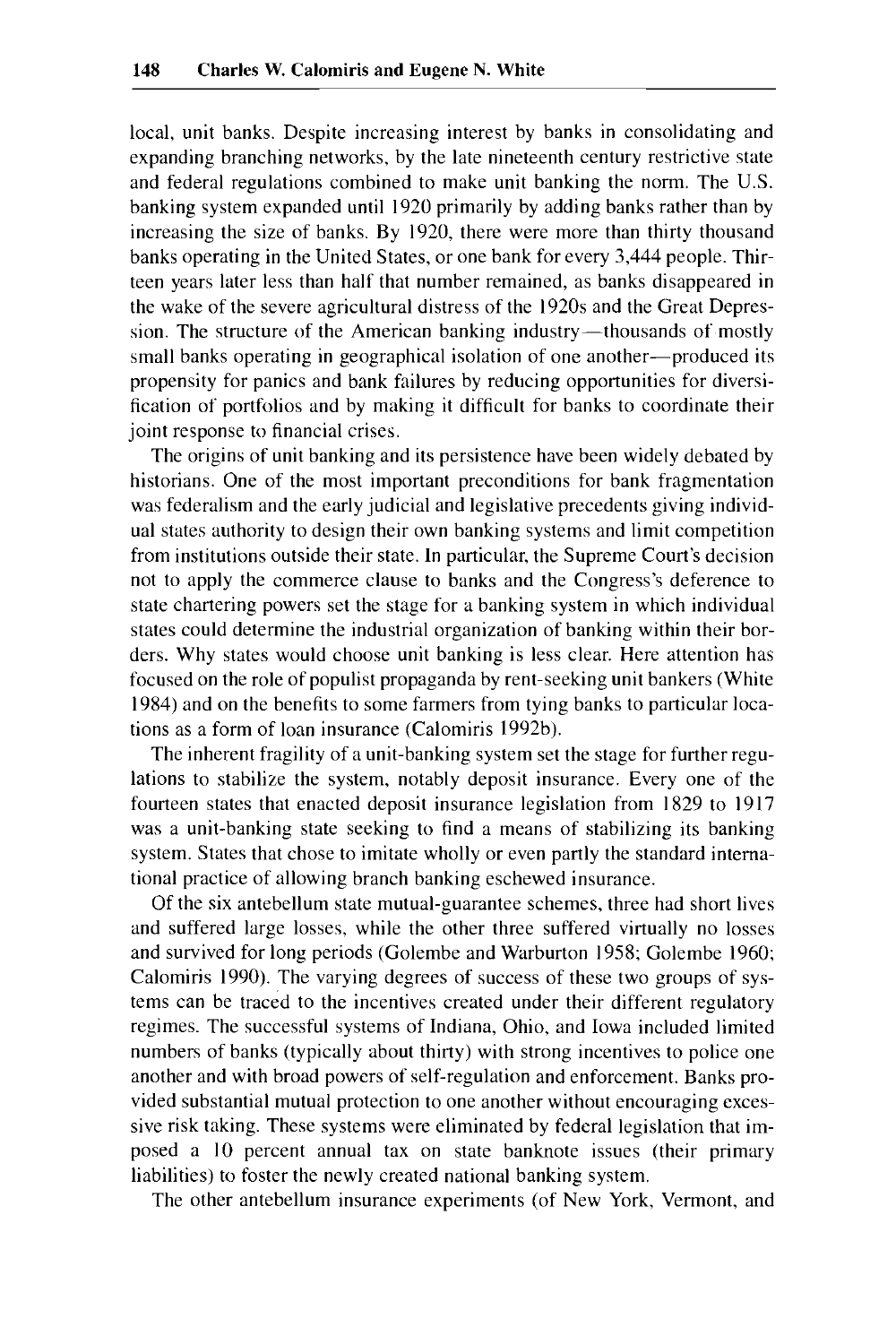local, unit banks. Despite increasing interest by banks in consolidating and expanding branching networks, by the late nineteenth century restrictive state and federal regulations combined to make unit banking the norm. The U.S. banking system expanded until 1920 primarily by adding banks rather than by increasing the size of banks. By 1920, there were more than thirty thousand banks operating in the United States, or one bank for every 3,444 people. Thirteen years later less than half that number remained, as banks disappeared in the wake of the severe agricultural distress of the 1920s and the Great Depression. The structure of the American banking industry—thousands of mostly small banks operating in geographical isolation of one another—produced its propensity for panics and bank failures by reducing opportunities for diversification of portfolios and by making it difficult for banks to coordinate their joint response to financial crises.

The origins of unit banking and its persistence have been widely debated by historians. One of the most important preconditions for bank fragmentation was federalism and the early judicial and legislative precedents giving individual states authority to design their own banking systems and limit competition from institutions outside their state. In particular, the Supreme Court's decision not to apply the commerce clause to banks and the Congress's deference to state chartering powers set the stage for a banking system in which individual states could determine the industrial organization of banking within their borders. Why states would choose unit banking is less clear. Here attention has focused on the role of populist propaganda by rent-seeking unit bankers (White 1984) and on the benefits to some farmers from tying banks to particular locations as a form of loan insurance (Calomiris 1992b).

The inherent fragility of a unit-banking system set the stage for further regulations to stabilize the system, notably deposit insurance. Every one of the fourteen states that enacted deposit insurance legislation from 1829 to 1917 was a unit-banking state seeking to find a means of stabilizing its banking system. States that chose to imitate wholly or even partly the standard international practice of allowing branch banking eschewed insurance.

Of the six antebellum state mutual-guarantee schemes, three had short lives and suffered large losses, while the other three suffered virtually no losses and survived for long periods (Golembe and Warburton 1958; Golembe 1960; Calomiris 1990). The varying degrees of success of these two groups of systems can be traced to the incentives created under their different regulatory regimes. The successful systems of Indiana, Ohio, and Iowa included limited numbers of banks (typically about thirty) with strong incentives to police one another and with broad powers of self-regulation and enforcement. Banks provided substantial mutual protection to one another without encouraging excessive risk taking. These systems were eliminated by federal legislation that imposed a 10 percent annual tax on state banknote issues (their primary liabilities) to foster the newly created national banking system.

The other antebellum insurance experiments (of New York, Vermont, and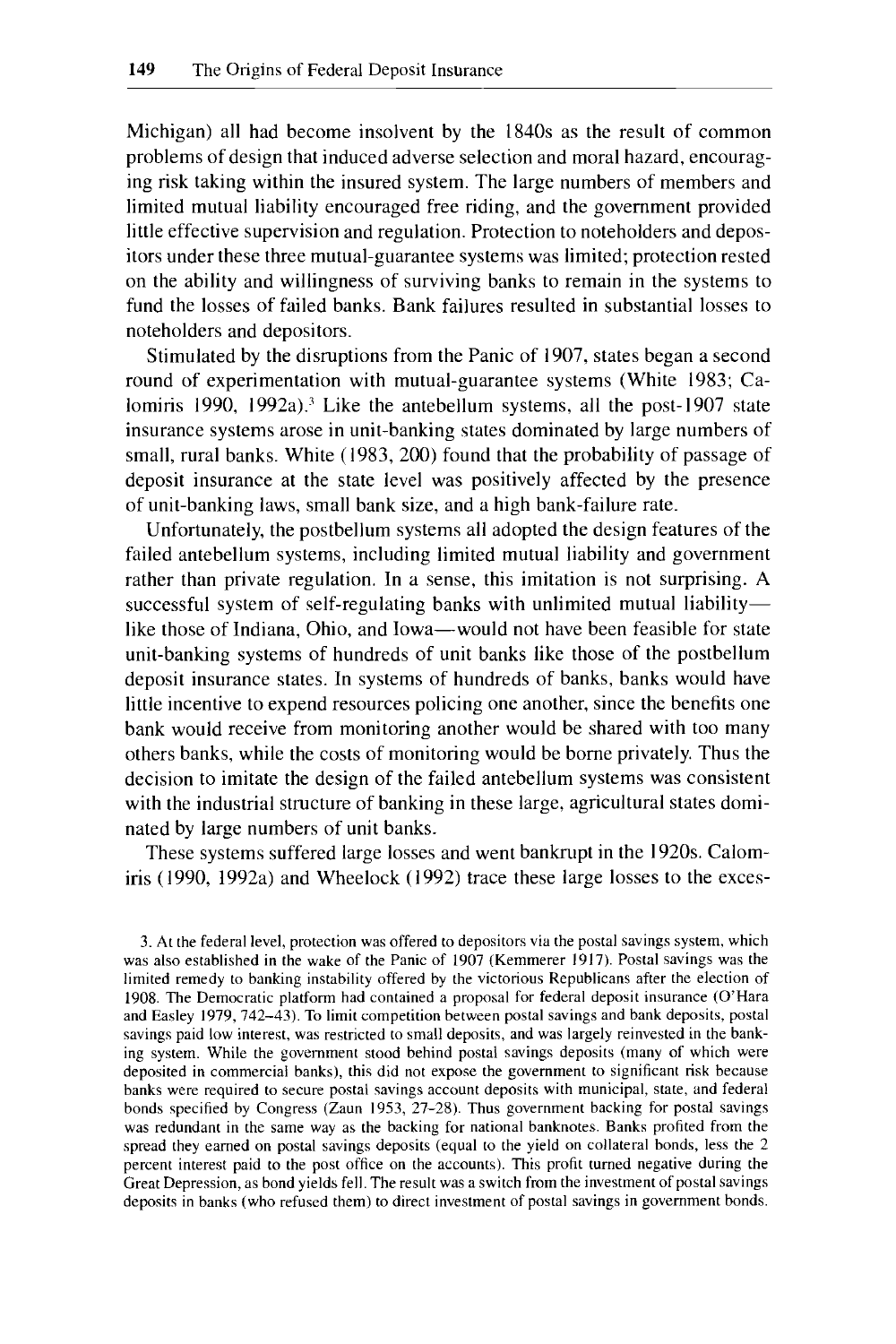Michigan) all had become insolvent by the 1840s as the result of common problems of design that induced adverse selection and moral hazard, encouraging risk taking within the insured system. The large numbers of members and limited mutual liability encouraged free riding, and the government provided little effective supervision and regulation. Protection to noteholders and depositors under these three mutual-guarantee systems was limited; protection rested on the ability and willingness of surviving banks to remain in the systems to fund the losses of failed banks. Bank failures resulted in substantial losses to noteholders and depositors.

Stimulated by the disruptions from the Panic of 1907, states began a second round of experimentation with mutual-guarantee systems (White 1983; Calomiris 1990, 1992a).[3] Like the antebellum systems, all the post-1907 state insurance systems arose in unit-banking states dominated by large numbers of small, rural banks. White (1983, 200) found that the probability of passage of deposit insurance at the state level was positively affected by the presence of unit-banking laws, small bank size, and a high bank-failure rate.

Unfortunately, the postbellum systems all adopted the design features of the failed antebellum systems, including limited mutual liability and government rather than private regulation. In a sense, this imitation is not surprising. A successful system of self-regulating banks with unlimited mutual liability—like those of Indiana, Ohio, and Iowa—would not have been feasible for state unit-banking systems of hundreds of unit banks like those of the postbellum deposit insurance states. In systems of hundreds of banks, banks would have little incentive to expend resources policing one another, since the benefits one bank would receive from monitoring another would be shared with too many others banks, while the costs of monitoring would be borne privately. Thus the decision to imitate the design of the failed antebellum systems was consistent with the industrial structure of banking in these large, agricultural states dominated by large numbers of unit banks.

These systems suffered large losses and went bankrupt in the 1920s. Calomiris (1990, 1992a) and Wheelock (1992) trace these large losses to the exces-

3. At the federal level, protection was offered to depositors via the postal savings system, which was also established in the wake of the Panic of 1907 (Kemmerer 1917). Postal savings was the limited remedy to banking instability offered by the victorious Republicans after the election of 1908. The Democratic platform had contained a proposal for federal deposit insurance (O'Hara and Easley 1979, 742–43). To limit competition between postal savings and bank deposits, postal savings paid low interest, was restricted to small deposits, and was largely reinvested in the banking system. While the government stood behind postal savings deposits (many of which were deposited in commercial banks), this did not expose the government to significant risk because banks were required to secure postal savings account deposits with municipal, state, and federal bonds specified by Congress (Zaun 1953, 27–28). Thus government backing for postal savings was redundant in the same way as the backing for national banknotes. Banks profited from the spread they earned on postal savings deposits (equal to the yield on collateral bonds, less the 2 percent interest paid to the post office on the accounts). This profit turned negative during the Great Depression, as bond yields fell. The result was a switch from the investment of postal savings deposits in banks (who refused them) to direct investment of postal savings in government bonds.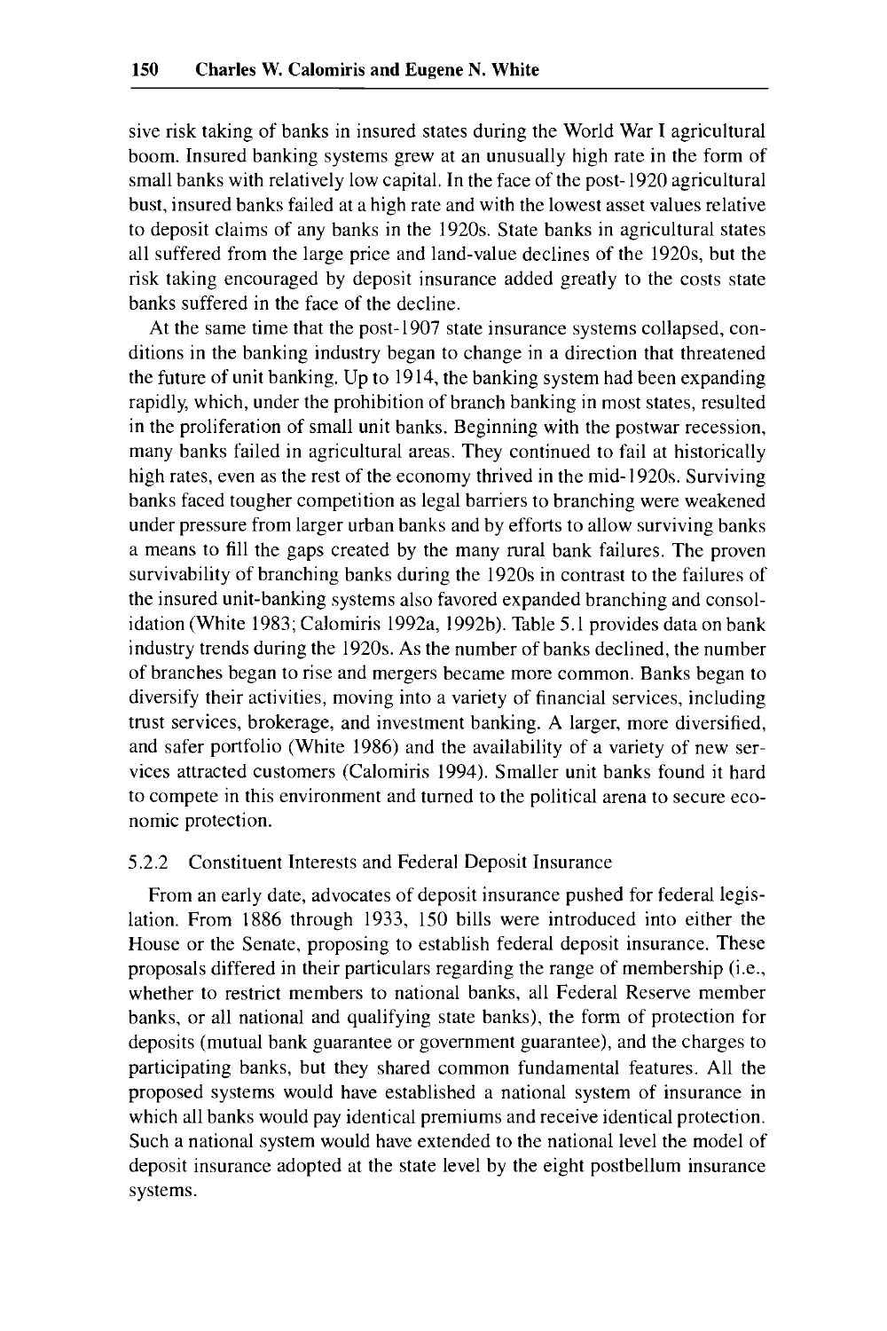sive risk taking of banks in insured states during the World War I agricultural boom. Insured banking systems grew at an unusually high rate in the form of small banks with relatively low capital. In the face of the post-1920 agricultural bust, insured banks failed at a high rate and with the lowest asset values relative to deposit claims of any banks in the 1920s. State banks in agricultural states all suffered from the large price and land-value declines of the 1920s, but the risk taking encouraged by deposit insurance added greatly to the costs state banks suffered in the face of the decline.

At the same time that the post-1907 state insurance systems collapsed, conditions in the banking industry began to change in a direction that threatened the future of unit banking. Up to 1914, the banking system had been expanding rapidly, which, under the prohibition of branch banking in most states, resulted in the proliferation of small unit banks. Beginning with the postwar recession, many banks failed in agricultural areas. They continued to fail at historically high rates, even as the rest of the economy thrived in the mid-1920s. Surviving banks faced tougher competition as legal barriers to branching were weakened under pressure from larger urban banks and by efforts to allow surviving banks a means to fill the gaps created by the many rural bank failures. The proven survivability of branching banks during the 1920s in contrast to the failures of the insured unit-banking systems also favored expanded branching and consolidation (White 1983; Calomiris 1992a, 1992b). Table 5.1 provides data on bank industry trends during the 1920s. As the number of banks declined, the number of branches began to rise and mergers became more common. Banks began to diversify their activities, moving into a variety of financial services, including trust services, brokerage, and investment banking. A larger, more diversified, and safer portfolio (White 1986) and the availability of a variety of new services attracted customers (Calomiris 1994). Smaller unit banks found it hard to compete in this environment and turned to the political arena to secure economic protection.

### 5.2.2 Constituent Interests and Federal Deposit Insurance

From an early date, advocates of deposit insurance pushed for federal legislation. From 1886 through 1933, 150 bills were introduced into either the House or the Senate, proposing to establish federal deposit insurance. These proposals differed in their particulars regarding the range of membership (i.e., whether to restrict members to national banks, all Federal Reserve member banks, or all national and qualifying state banks), the form of protection for deposits (mutual bank guarantee or government guarantee), and the charges to participating banks, but they shared common fundamental features. All the proposed systems would have established a national system of insurance in which all banks would pay identical premiums and receive identical protection. Such a national system would have extended to the national level the model of deposit insurance adopted at the state level by the eight postbellum insurance systems.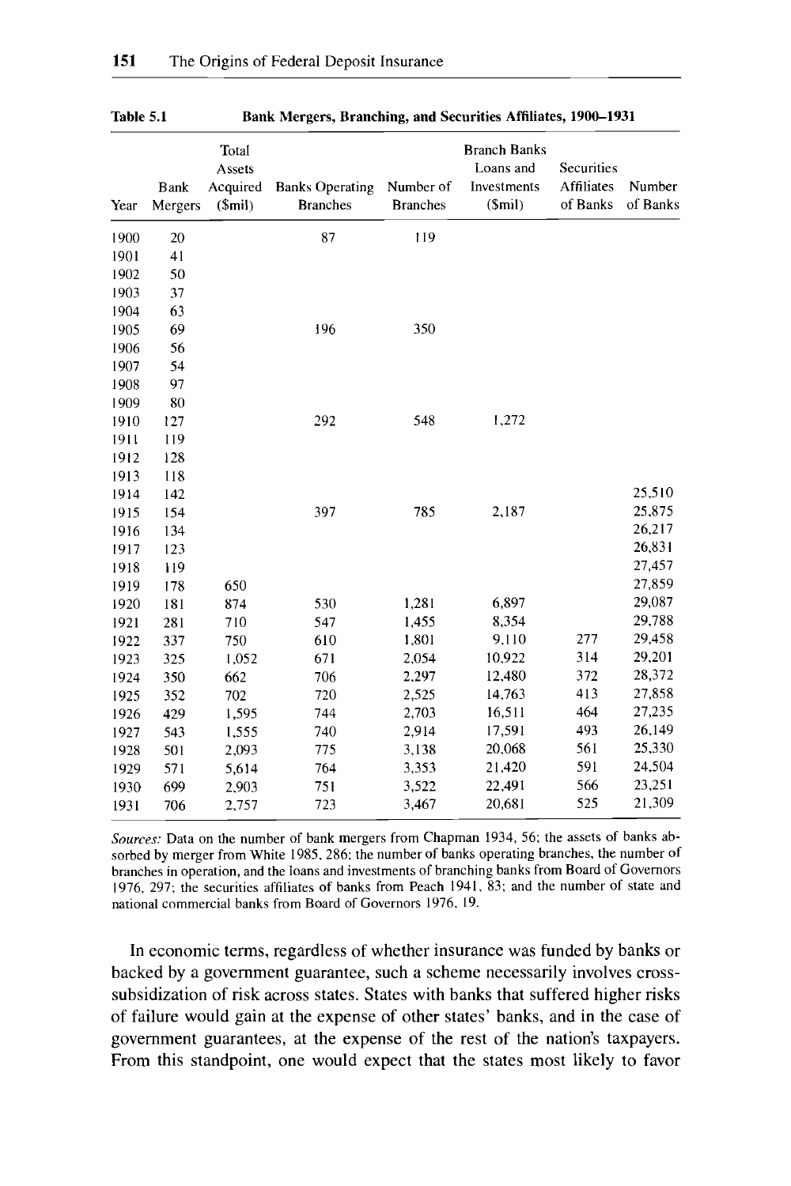**Table 5.1 Bank Mergers, Branching, and Securities Affiliates, 1900–1931**

| Year | Bank Mergers | Total Assets Acquired ($mil) | Banks Operating Branches | Number of Branches | Branch Banks Loans and Investments ($mil) | Securities Affiliates of Banks | Number of Banks |
|---|---|---|---|---|---|---|---|
| 1900 | 20 | | 87 | 119 | | | |
| 1901 | 41 | | | | | | |
| 1902 | 50 | | | | | | |
| 1903 | 37 | | | | | | |
| 1904 | 63 | | | | | | |
| 1905 | 69 | | 196 | 350 | | | |
| 1906 | 56 | | | | | | |
| 1907 | 54 | | | | | | |
| 1908 | 97 | | | | | | |
| 1909 | 80 | | | | | | |
| 1910 | 127 | | 292 | 548 | 1,272 | | |
| 1911 | 119 | | | | | | |
| 1912 | 128 | | | | | | |
| 1913 | 118 | | | | | | |
| 1914 | 142 | | | | | | 25,510 |
| 1915 | 154 | | 397 | 785 | 2,187 | | 25,875 |
| 1916 | 134 | | | | | | 26,217 |
| 1917 | 123 | | | | | | 26,831 |
| 1918 | 119 | | | | | | 27,457 |
| 1919 | 178 | 650 | | | | | 27,859 |
| 1920 | 181 | 874 | 530 | 1,281 | 6,897 | | 29,087 |
| 1921 | 281 | 710 | 547 | 1,455 | 8,354 | | 29,788 |
| 1922 | 337 | 750 | 610 | 1,801 | 9,110 | 277 | 29,458 |
| 1923 | 325 | 1,052 | 671 | 2,054 | 10,922 | 314 | 29,201 |
| 1924 | 350 | 662 | 706 | 2,297 | 12,480 | 372 | 28,372 |
| 1925 | 352 | 702 | 720 | 2,525 | 14,763 | 413 | 27,858 |
| 1926 | 429 | 1,595 | 744 | 2,703 | 16,511 | 464 | 27,235 |
| 1927 | 543 | 1,555 | 740 | 2,914 | 17,591 | 493 | 26,149 |
| 1928 | 501 | 2,093 | 775 | 3,138 | 20,068 | 561 | 25,330 |
| 1929 | 571 | 5,614 | 764 | 3,353 | 21,420 | 591 | 24,504 |
| 1930 | 699 | 2,903 | 751 | 3,522 | 22,491 | 566 | 23,251 |
| 1931 | 706 | 2,757 | 723 | 3,467 | 20,681 | 525 | 21,309 |

*Sources:* Data on the number of bank mergers from Chapman 1934, 56; the assets of banks absorbed by merger from White 1985, 286; the number of banks operating branches, the number of branches in operation, and the loans and investments of branching banks from Board of Governors 1976, 297; the securities affiliates of banks from Peach 1941, 83; and the number of state and national commercial banks from Board of Governors 1976, 19.

In economic terms, regardless of whether insurance was funded by banks or backed by a government guarantee, such a scheme necessarily involves cross-subsidization of risk across states. States with banks that suffered higher risks of failure would gain at the expense of other states' banks, and in the case of government guarantees, at the expense of the rest of the nation's taxpayers. From this standpoint, one would expect that the states most likely to favor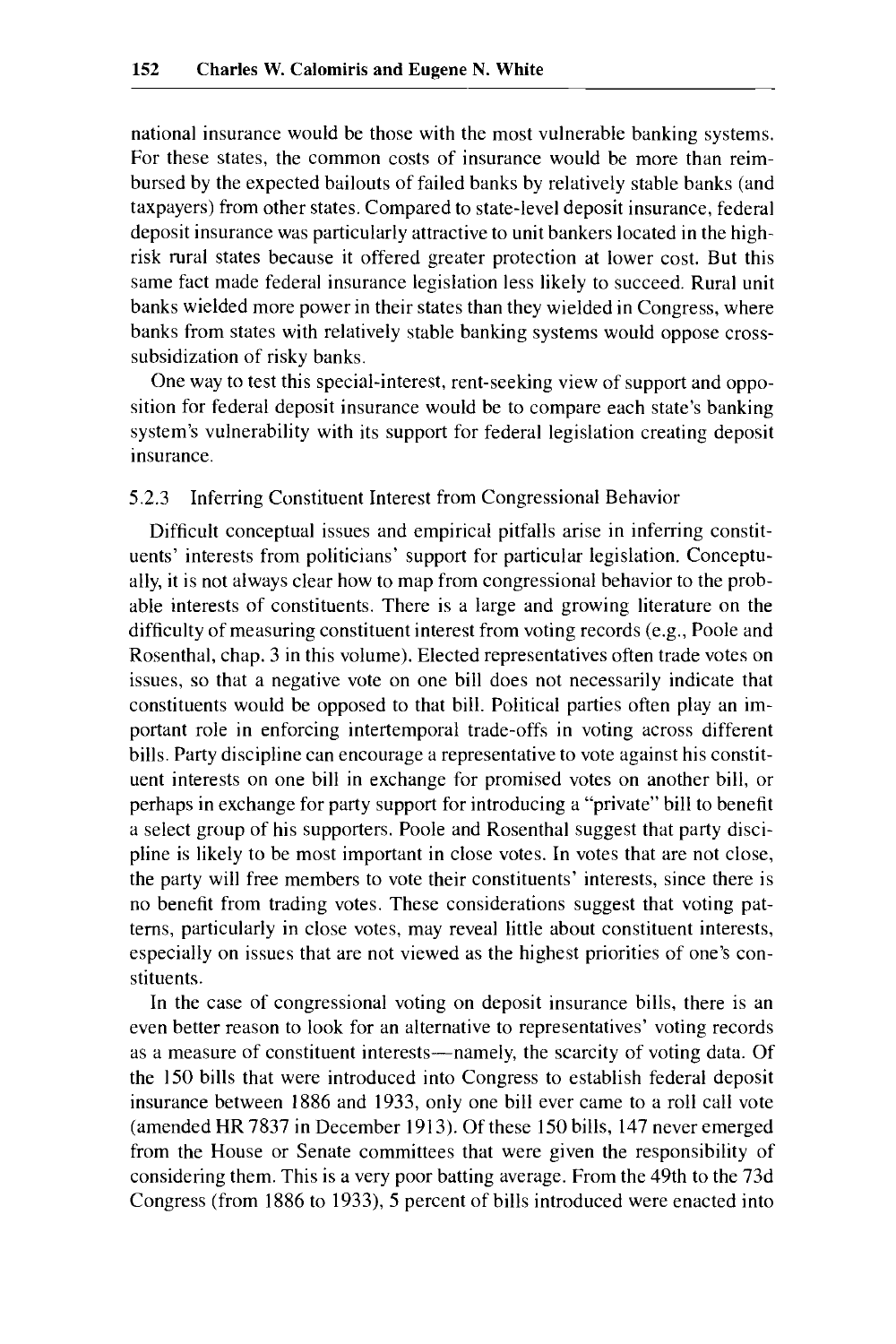national insurance would be those with the most vulnerable banking systems. For these states, the common costs of insurance would be more than reimbursed by the expected bailouts of failed banks by relatively stable banks (and taxpayers) from other states. Compared to state-level deposit insurance, federal deposit insurance was particularly attractive to unit bankers located in the high-risk rural states because it offered greater protection at lower cost. But this same fact made federal insurance legislation less likely to succeed. Rural unit banks wielded more power in their states than they wielded in Congress, where banks from states with relatively stable banking systems would oppose cross-subsidization of risky banks.

One way to test this special-interest, rent-seeking view of support and opposition for federal deposit insurance would be to compare each state's banking system's vulnerability with its support for federal legislation creating deposit insurance.

### 5.2.3 Inferring Constituent Interest from Congressional Behavior

Difficult conceptual issues and empirical pitfalls arise in inferring constituents' interests from politicians' support for particular legislation. Conceptually, it is not always clear how to map from congressional behavior to the probable interests of constituents. There is a large and growing literature on the difficulty of measuring constituent interest from voting records (e.g., Poole and Rosenthal, chap. 3 in this volume). Elected representatives often trade votes on issues, so that a negative vote on one bill does not necessarily indicate that constituents would be opposed to that bill. Political parties often play an important role in enforcing intertemporal trade-offs in voting across different bills. Party discipline can encourage a representative to vote against his constituent interests on one bill in exchange for promised votes on another bill, or perhaps in exchange for party support for introducing a "private" bill to benefit a select group of his supporters. Poole and Rosenthal suggest that party discipline is likely to be most important in close votes. In votes that are not close, the party will free members to vote their constituents' interests, since there is no benefit from trading votes. These considerations suggest that voting patterns, particularly in close votes, may reveal little about constituent interests, especially on issues that are not viewed as the highest priorities of one's constituents.

In the case of congressional voting on deposit insurance bills, there is an even better reason to look for an alternative to representatives' voting records as a measure of constituent interests—namely, the scarcity of voting data. Of the 150 bills that were introduced into Congress to establish federal deposit insurance between 1886 and 1933, only one bill ever came to a roll call vote (amended HR 7837 in December 1913). Of these 150 bills, 147 never emerged from the House or Senate committees that were given the responsibility of considering them. This is a very poor batting average. From the 49th to the 73d Congress (from 1886 to 1933), 5 percent of bills introduced were enacted into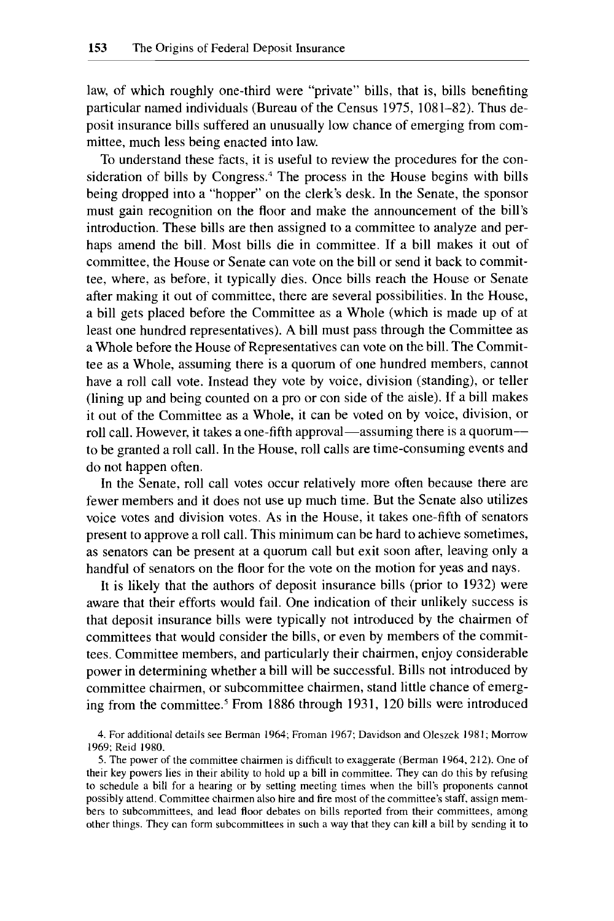law, of which roughly one-third were "private" bills, that is, bills benefiting particular named individuals (Bureau of the Census 1975, 1081–82). Thus deposit insurance bills suffered an unusually low chance of emerging from committee, much less being enacted into law.

To understand these facts, it is useful to review the procedures for the consideration of bills by Congress.[4] The process in the House begins with bills being dropped into a "hopper" on the clerk's desk. In the Senate, the sponsor must gain recognition on the floor and make the announcement of the bill's introduction. These bills are then assigned to a committee to analyze and perhaps amend the bill. Most bills die in committee. If a bill makes it out of committee, the House or Senate can vote on the bill or send it back to committee, where, as before, it typically dies. Once bills reach the House or Senate after making it out of committee, there are several possibilities. In the House, a bill gets placed before the Committee as a Whole (which is made up of at least one hundred representatives). A bill must pass through the Committee as a Whole before the House of Representatives can vote on the bill. The Committee as a Whole, assuming there is a quorum of one hundred members, cannot have a roll call vote. Instead they vote by voice, division (standing), or teller (lining up and being counted on a pro or con side of the aisle). If a bill makes it out of the Committee as a Whole, it can be voted on by voice, division, or roll call. However, it takes a one-fifth approval—assuming there is a quorum—to be granted a roll call. In the House, roll calls are time-consuming events and do not happen often.

In the Senate, roll call votes occur relatively more often because there are fewer members and it does not use up much time. But the Senate also utilizes voice votes and division votes. As in the House, it takes one-fifth of senators present to approve a roll call. This minimum can be hard to achieve sometimes, as senators can be present at a quorum call but exit soon after, leaving only a handful of senators on the floor for the vote on the motion for yeas and nays.

It is likely that the authors of deposit insurance bills (prior to 1932) were aware that their efforts would fail. One indication of their unlikely success is that deposit insurance bills were typically not introduced by the chairmen of committees that would consider the bills, or even by members of the committees. Committee members, and particularly their chairmen, enjoy considerable power in determining whether a bill will be successful. Bills not introduced by committee chairmen, or subcommittee chairmen, stand little chance of emerging from the committee.[5] From 1886 through 1931, 120 bills were introduced

4. For additional details see Berman 1964; Froman 1967; Davidson and Oleszek 1981; Morrow 1969; Reid 1980.

5. The power of the committee chairmen is difficult to exaggerate (Berman 1964, 212). One of their key powers lies in their ability to hold up a bill in committee. They can do this by refusing to schedule a bill for a hearing or by setting meeting times when the bill's proponents cannot possibly attend. Committee chairmen also hire and fire most of the committee's staff, assign members to subcommittees, and lead floor debates on bills reported from their committees, among other things. They can form subcommittees in such a way that they can kill a bill by sending it to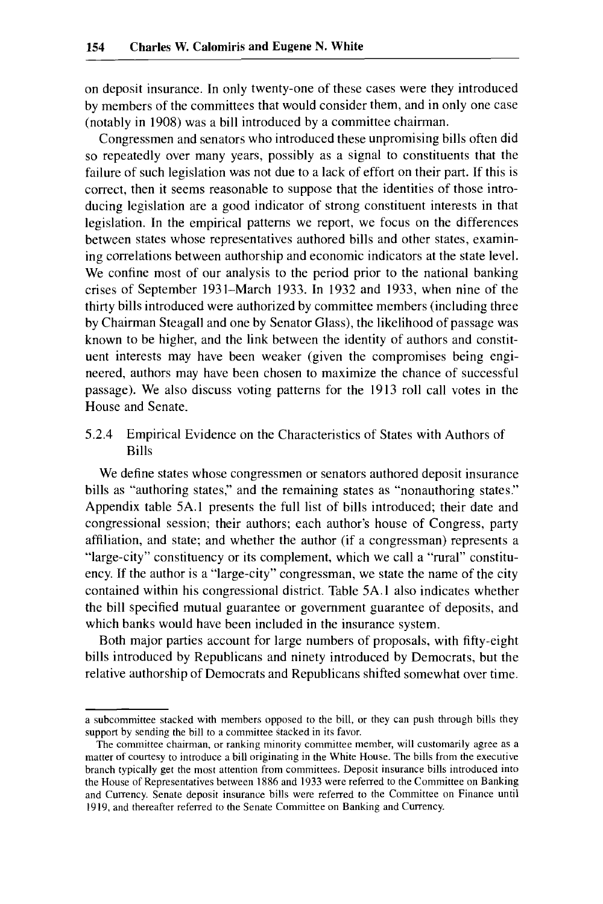on deposit insurance. In only twenty-one of these cases were they introduced by members of the committees that would consider them, and in only one case (notably in 1908) was a bill introduced by a committee chairman.

Congressmen and senators who introduced these unpromising bills often did so repeatedly over many years, possibly as a signal to constituents that the failure of such legislation was not due to a lack of effort on their part. If this is correct, then it seems reasonable to suppose that the identities of those introducing legislation are a good indicator of strong constituent interests in that legislation. In the empirical patterns we report, we focus on the differences between states whose representatives authored bills and other states, examining correlations between authorship and economic indicators at the state level. We confine most of our analysis to the period prior to the national banking crises of September 1931–March 1933. In 1932 and 1933, when nine of the thirty bills introduced were authorized by committee members (including three by Chairman Steagall and one by Senator Glass), the likelihood of passage was known to be higher, and the link between the identity of authors and constituent interests may have been weaker (given the compromises being engineered, authors may have been chosen to maximize the chance of successful passage). We also discuss voting patterns for the 1913 roll call votes in the House and Senate.

### 5.2.4 Empirical Evidence on the Characteristics of States with Authors of Bills

We define states whose congressmen or senators authored deposit insurance bills as "authoring states," and the remaining states as "nonauthoring states." Appendix table 5A.1 presents the full list of bills introduced; their date and congressional session; their authors; each author's house of Congress, party affiliation, and state; and whether the author (if a congressman) represents a "large-city" constituency or its complement, which we call a "rural" constituency. If the author is a "large-city" congressman, we state the name of the city contained within his congressional district. Table 5A.1 also indicates whether the bill specified mutual guarantee or government guarantee of deposits, and which banks would have been included in the insurance system.

Both major parties account for large numbers of proposals, with fifty-eight bills introduced by Republicans and ninety introduced by Democrats, but the relative authorship of Democrats and Republicans shifted somewhat over time.

---

a subcommittee stacked with members opposed to the bill, or they can push through bills they support by sending the bill to a committee stacked in its favor.

The committee chairman, or ranking minority committee member, will customarily agree as a matter of courtesy to introduce a bill originating in the White House. The bills from the executive branch typically get the most attention from committees. Deposit insurance bills introduced into the House of Representatives between 1886 and 1933 were referred to the Committee on Banking and Currency. Senate deposit insurance bills were referred to the Committee on Finance until 1919, and thereafter referred to the Senate Committee on Banking and Currency.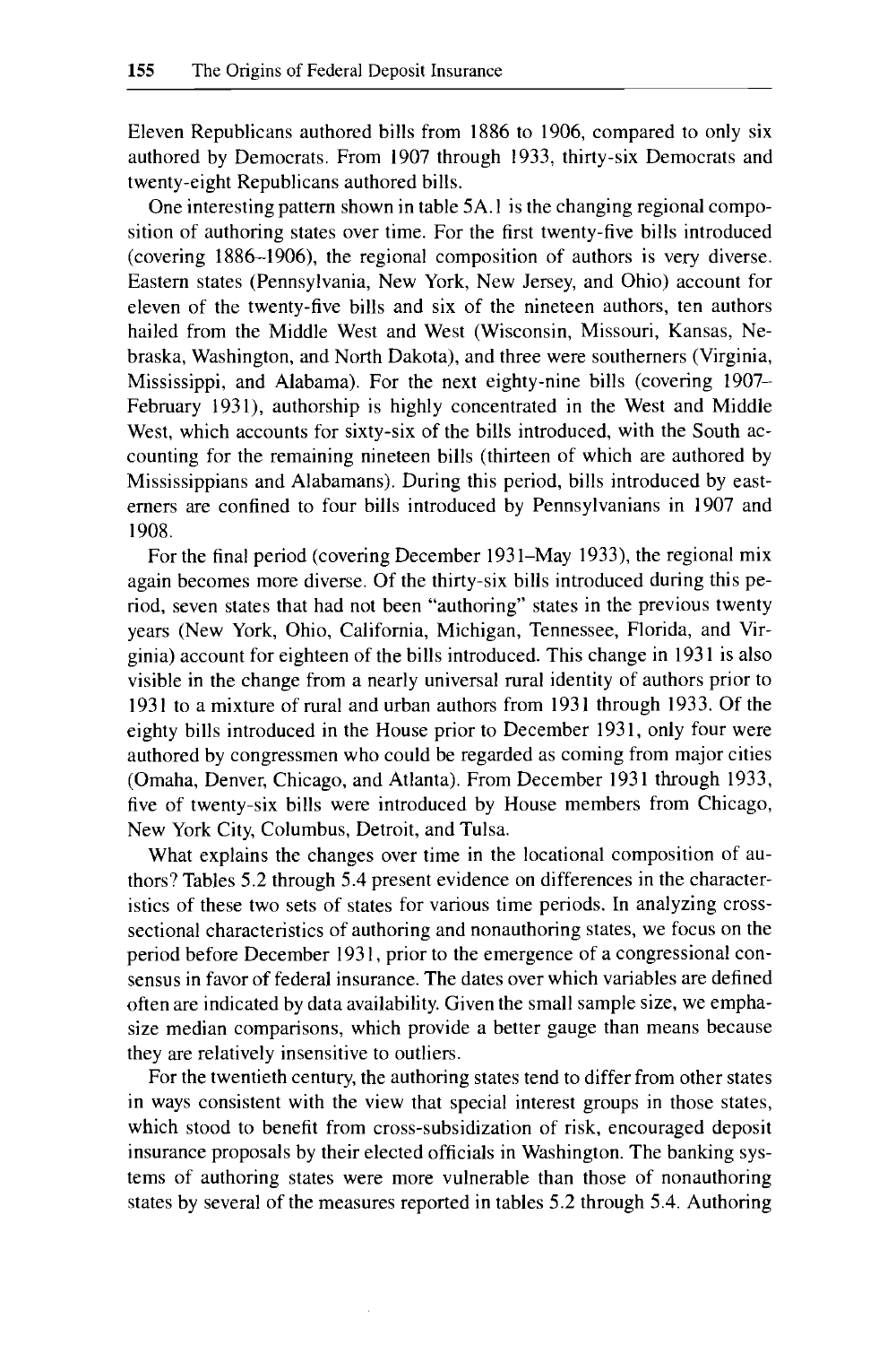Eleven Republicans authored bills from 1886 to 1906, compared to only six authored by Democrats. From 1907 through 1933, thirty-six Democrats and twenty-eight Republicans authored bills.

One interesting pattern shown in table 5A.1 is the changing regional composition of authoring states over time. For the first twenty-five bills introduced (covering 1886–1906), the regional composition of authors is very diverse. Eastern states (Pennsylvania, New York, New Jersey, and Ohio) account for eleven of the twenty-five bills and six of the nineteen authors, ten authors hailed from the Middle West and West (Wisconsin, Missouri, Kansas, Nebraska, Washington, and North Dakota), and three were southerners (Virginia, Mississippi, and Alabama). For the next eighty-nine bills (covering 1907–February 1931), authorship is highly concentrated in the West and Middle West, which accounts for sixty-six of the bills introduced, with the South accounting for the remaining nineteen bills (thirteen of which are authored by Mississippians and Alabamans). During this period, bills introduced by easterners are confined to four bills introduced by Pennsylvanians in 1907 and 1908.

For the final period (covering December 1931–May 1933), the regional mix again becomes more diverse. Of the thirty-six bills introduced during this period, seven states that had not been "authoring" states in the previous twenty years (New York, Ohio, California, Michigan, Tennessee, Florida, and Virginia) account for eighteen of the bills introduced. This change in 1931 is also visible in the change from a nearly universal rural identity of authors prior to 1931 to a mixture of rural and urban authors from 1931 through 1933. Of the eighty bills introduced in the House prior to December 1931, only four were authored by congressmen who could be regarded as coming from major cities (Omaha, Denver, Chicago, and Atlanta). From December 1931 through 1933, five of twenty-six bills were introduced by House members from Chicago, New York City, Columbus, Detroit, and Tulsa.

What explains the changes over time in the locational composition of authors? Tables 5.2 through 5.4 present evidence on differences in the characteristics of these two sets of states for various time periods. In analyzing cross-sectional characteristics of authoring and nonauthoring states, we focus on the period before December 1931, prior to the emergence of a congressional consensus in favor of federal insurance. The dates over which variables are defined often are indicated by data availability. Given the small sample size, we emphasize median comparisons, which provide a better gauge than means because they are relatively insensitive to outliers.

For the twentieth century, the authoring states tend to differ from other states in ways consistent with the view that special interest groups in those states, which stood to benefit from cross-subsidization of risk, encouraged deposit insurance proposals by their elected officials in Washington. The banking systems of authoring states were more vulnerable than those of nonauthoring states by several of the measures reported in tables 5.2 through 5.4. Authoring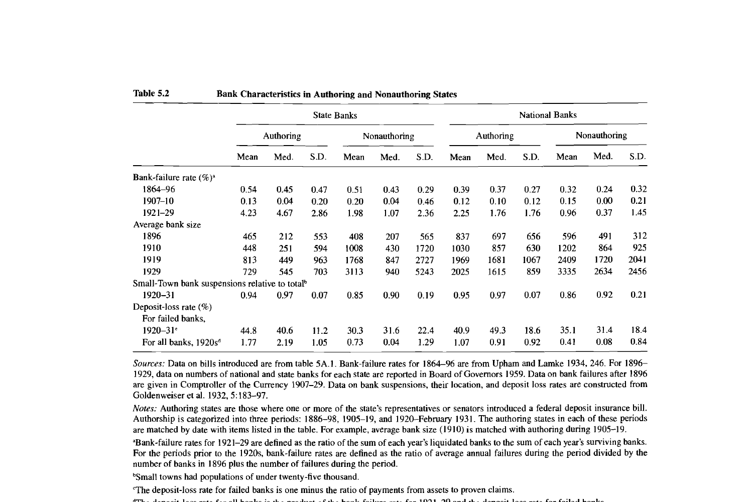**Table 5.2** **Bank Characteristics in Authoring and Nonauthoring States**

| | State Banks | | | | | | National Banks | | | | | |
|---|---|---|---|---|---|---|---|---|---|---|---|---|
| | Authoring | | | Nonauthoring | | | Authoring | | | Nonauthoring | | |
| | Mean | Med. | S.D. | Mean | Med. | S.D. | Mean | Med. | S.D. | Mean | Med. | S.D. |
| Bank-failure rate (%)[a] | | | | | | | | | | | | |
| 1864–96 | 0.54 | 0.45 | 0.47 | 0.51 | 0.43 | 0.29 | 0.39 | 0.37 | 0.27 | 0.32 | 0.24 | 0.32 |
| 1907–10 | 0.13 | 0.04 | 0.20 | 0.20 | 0.04 | 0.46 | 0.12 | 0.10 | 0.12 | 0.15 | 0.00 | 0.21 |
| 1921–29 | 4.23 | 4.67 | 2.86 | 1.98 | 1.07 | 2.36 | 2.25 | 1.76 | 1.76 | 0.96 | 0.37 | 1.45 |
| Average bank size | | | | | | | | | | | | |
| 1896 | 465 | 212 | 553 | 408 | 207 | 565 | 837 | 697 | 656 | 596 | 491 | 312 |
| 1910 | 448 | 251 | 594 | 1008 | 430 | 1720 | 1030 | 857 | 630 | 1202 | 864 | 925 |
| 1919 | 813 | 449 | 963 | 1768 | 847 | 2727 | 1969 | 1681 | 1067 | 2409 | 1720 | 2041 |
| 1929 | 729 | 545 | 703 | 3113 | 940 | 5243 | 2025 | 1615 | 859 | 3335 | 2634 | 2456 |
| Small-Town bank suspensions relative to total[b] | | | | | | | | | | | | |
| 1920–31 | 0.94 | 0.97 | 0.07 | 0.85 | 0.90 | 0.19 | 0.95 | 0.97 | 0.07 | 0.86 | 0.92 | 0.21 |
| Deposit-loss rate (%) | | | | | | | | | | | | |
| For failed banks, | | | | | | | | | | | | |
| 1920–31[c] | 44.8 | 40.6 | 11.2 | 30.3 | 31.6 | 22.4 | 40.9 | 49.3 | 18.6 | 35.1 | 31.4 | 18.4 |
| For all banks, 1920s[d] | 1.77 | 2.19 | 1.05 | 0.73 | 0.04 | 1.29 | 1.07 | 0.91 | 0.92 | 0.41 | 0.08 | 0.84 |

*Sources:* Data on bills introduced are from table 5A.1. Bank-failure rates for 1864–96 are from Upham and Lamke 1934, 246. For 1896–1929, data on numbers of national and state banks for each state are reported in Board of Governors 1959. Data on bank failures after 1896 are given in Comptroller of the Currency 1907–29. Data on bank suspensions, their location, and deposit loss rates are constructed from Goldenweiser et al. 1932, 5:183–97.

*Notes:* Authoring states are those where one or more of the state's representatives or senators introduced a federal deposit insurance bill. Authorship is categorized into three periods: 1886–98, 1905–19, and 1920–February 1931. The authoring states in each of these periods are matched by date with items listed in the table. For example, average bank size (1910) is matched with authoring during 1905–19.

[a]Bank-failure rates for 1921–29 are defined as the ratio of the sum of each year's liquidated banks to the sum of each year's surviving banks. For the periods prior to the 1920s, bank-failure rates are defined as the ratio of average annual failures during the period divided by the number of banks in 1896 plus the number of failures during the period.

[b]Small towns had populations of under twenty-five thousand.

[c]The deposit-loss rate for failed banks is one minus the ratio of payments from assets to proven claims.

[d]The deposit-loss rate for all banks is the product of the bank-failure rate for 1921–29 and the deposit-loss rate for failed banks.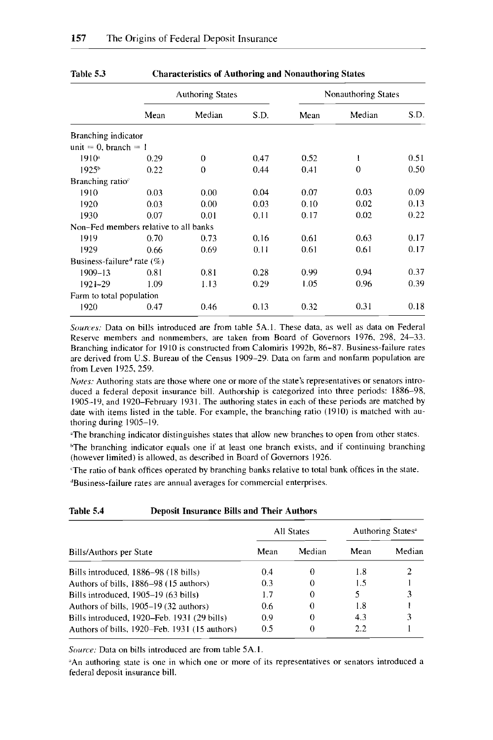**Table 5.3 Characteristics of Authoring and Nonauthoring States**

| | Authoring States | | | Nonauthoring States | | |
|---|---|---|---|---|---|---|
| | Mean | Median | S.D. | Mean | Median | S.D. |
| Branching indicator unit = 0, branch = 1 | | | | | | |
| 1910[a] | 0.29 | 0 | 0.47 | 0.52 | 1 | 0.51 |
| 1925[b] | 0.22 | 0 | 0.44 | 0.41 | 0 | 0.50 |
| Branching ratio[c] | | | | | | |
| 1910 | 0.03 | 0.00 | 0.04 | 0.07 | 0.03 | 0.09 |
| 1920 | 0.03 | 0.00 | 0.03 | 0.10 | 0.02 | 0.13 |
| 1930 | 0.07 | 0.01 | 0.11 | 0.17 | 0.02 | 0.22 |
| Non-Fed members relative to all banks | | | | | | |
| 1919 | 0.70 | 0.73 | 0.16 | 0.61 | 0.63 | 0.17 |
| 1929 | 0.66 | 0.69 | 0.11 | 0.61 | 0.61 | 0.17 |
| Business-failure[d] rate (%) | | | | | | |
| 1909–13 | 0.81 | 0.81 | 0.28 | 0.99 | 0.94 | 0.37 |
| 1921–29 | 1.09 | 1.13 | 0.29 | 1.05 | 0.96 | 0.39 |
| Farm to total population | | | | | | |
| 1920 | 0.47 | 0.46 | 0.13 | 0.32 | 0.31 | 0.18 |

*Sources:* Data on bills introduced are from table 5A.1. These data, as well as data on Federal Reserve members and nonmembers, are taken from Board of Governors 1976, 298, 24–33. Branching indicator for 1910 is constructed from Calomiris 1992b, 86–87. Business-failure rates are derived from U.S. Bureau of the Census 1909–29. Data on farm and nonfarm population are from Leven 1925, 259.

*Notes:* Authoring stats are those where one or more of the state's representatives or senators introduced a federal deposit insurance bill. Authorship is categorized into three periods: 1886–98, 1905–19, and 1920–February 1931. The authoring states in each of these periods are matched by date with items listed in the table. For example, the branching ratio (1910) is matched with authoring during 1905–19.

[a]The branching indicator distinguishes states that allow new branches to open from other states.

[b]The branching indicator equals one if at least one branch exists, and if continuing branching (however limited) is allowed, as described in Board of Governors 1926.

[c]The ratio of bank offices operated by branching banks relative to total bank offices in the state.

[d]Business-failure rates are annual averages for commercial enterprises.

**Table 5.4 Deposit Insurance Bills and Their Authors**

| | All States | | Authoring States[a] | |
|---|---|---|---|---|
| Bills/Authors per State | Mean | Median | Mean | Median |
| Bills introduced, 1886–98 (18 bills) | 0.4 | 0 | 1.8 | 2 |
| Authors of bills, 1886–98 (15 authors) | 0.3 | 0 | 1.5 | 1 |
| Bills introduced, 1905–19 (63 bills) | 1.7 | 0 | 5 | 3 |
| Authors of bills, 1905–19 (32 authors) | 0.6 | 0 | 1.8 | 1 |
| Bills introduced, 1920–Feb. 1931 (29 bills) | 0.9 | 0 | 4.3 | 3 |
| Authors of bills, 1920–Feb. 1931 (15 authors) | 0.5 | 0 | 2.2 | 1 |

*Source:* Data on bills introduced are from table 5A.1.

[a]An authoring state is one in which one or more of its representatives or senators introduced a federal deposit insurance bill.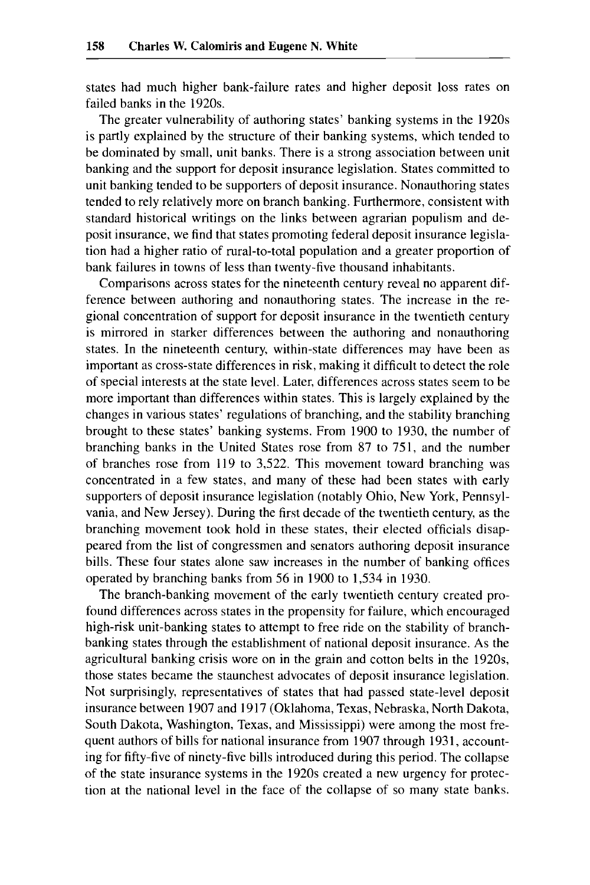states had much higher bank-failure rates and higher deposit loss rates on failed banks in the 1920s.

The greater vulnerability of authoring states' banking systems in the 1920s is partly explained by the structure of their banking systems, which tended to be dominated by small, unit banks. There is a strong association between unit banking and the support for deposit insurance legislation. States committed to unit banking tended to be supporters of deposit insurance. Nonauthoring states tended to rely relatively more on branch banking. Furthermore, consistent with standard historical writings on the links between agrarian populism and deposit insurance, we find that states promoting federal deposit insurance legislation had a higher ratio of rural-to-total population and a greater proportion of bank failures in towns of less than twenty-five thousand inhabitants.

Comparisons across states for the nineteenth century reveal no apparent difference between authoring and nonauthoring states. The increase in the regional concentration of support for deposit insurance in the twentieth century is mirrored in starker differences between the authoring and nonauthoring states. In the nineteenth century, within-state differences may have been as important as cross-state differences in risk, making it difficult to detect the role of special interests at the state level. Later, differences across states seem to be more important than differences within states. This is largely explained by the changes in various states' regulations of branching, and the stability branching brought to these states' banking systems. From 1900 to 1930, the number of branching banks in the United States rose from 87 to 751, and the number of branches rose from 119 to 3,522. This movement toward branching was concentrated in a few states, and many of these had been states with early supporters of deposit insurance legislation (notably Ohio, New York, Pennsylvania, and New Jersey). During the first decade of the twentieth century, as the branching movement took hold in these states, their elected officials disappeared from the list of congressmen and senators authoring deposit insurance bills. These four states alone saw increases in the number of banking offices operated by branching banks from 56 in 1900 to 1,534 in 1930.

The branch-banking movement of the early twentieth century created profound differences across states in the propensity for failure, which encouraged high-risk unit-banking states to attempt to free ride on the stability of branch-banking states through the establishment of national deposit insurance. As the agricultural banking crisis wore on in the grain and cotton belts in the 1920s, those states became the staunchest advocates of deposit insurance legislation. Not surprisingly, representatives of states that had passed state-level deposit insurance between 1907 and 1917 (Oklahoma, Texas, Nebraska, North Dakota, South Dakota, Washington, Texas, and Mississippi) were among the most frequent authors of bills for national insurance from 1907 through 1931, accounting for fifty-five of ninety-five bills introduced during this period. The collapse of the state insurance systems in the 1920s created a new urgency for protection at the national level in the face of the collapse of so many state banks.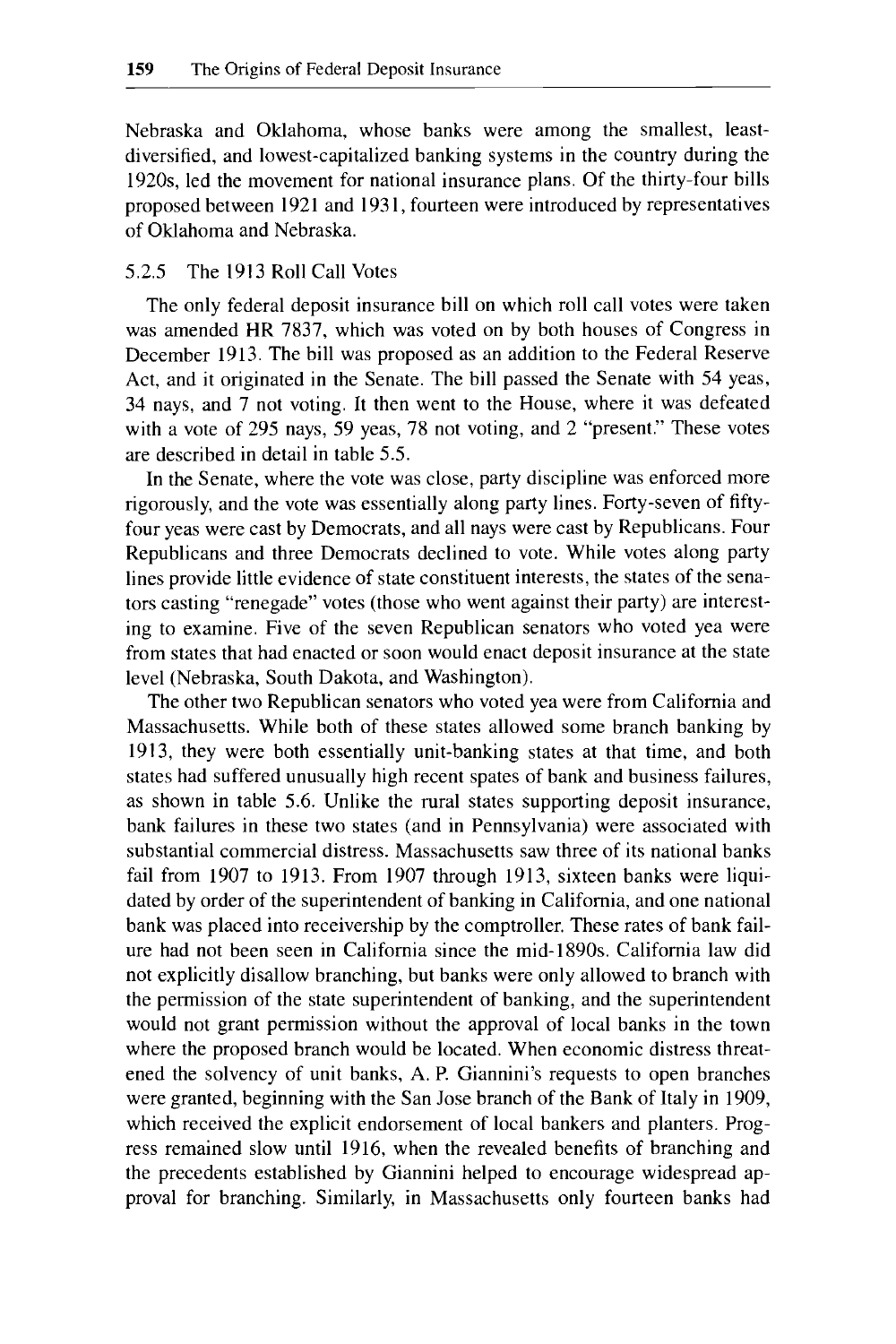Nebraska and Oklahoma, whose banks were among the smallest, least-diversified, and lowest-capitalized banking systems in the country during the 1920s, led the movement for national insurance plans. Of the thirty-four bills proposed between 1921 and 1931, fourteen were introduced by representatives of Oklahoma and Nebraska.

### 5.2.5 The 1913 Roll Call Votes

The only federal deposit insurance bill on which roll call votes were taken was amended HR 7837, which was voted on by both houses of Congress in December 1913. The bill was proposed as an addition to the Federal Reserve Act, and it originated in the Senate. The bill passed the Senate with 54 yeas, 34 nays, and 7 not voting. It then went to the House, where it was defeated with a vote of 295 nays, 59 yeas, 78 not voting, and 2 "present." These votes are described in detail in table 5.5.

In the Senate, where the vote was close, party discipline was enforced more rigorously, and the vote was essentially along party lines. Forty-seven of fifty-four yeas were cast by Democrats, and all nays were cast by Republicans. Four Republicans and three Democrats declined to vote. While votes along party lines provide little evidence of state constituent interests, the states of the senators casting "renegade" votes (those who went against their party) are interesting to examine. Five of the seven Republican senators who voted yea were from states that had enacted or soon would enact deposit insurance at the state level (Nebraska, South Dakota, and Washington).

The other two Republican senators who voted yea were from California and Massachusetts. While both of these states allowed some branch banking by 1913, they were both essentially unit-banking states at that time, and both states had suffered unusually high recent spates of bank and business failures, as shown in table 5.6. Unlike the rural states supporting deposit insurance, bank failures in these two states (and in Pennsylvania) were associated with substantial commercial distress. Massachusetts saw three of its national banks fail from 1907 to 1913. From 1907 through 1913, sixteen banks were liquidated by order of the superintendent of banking in California, and one national bank was placed into receivership by the comptroller. These rates of bank failure had not been seen in California since the mid-1890s. California law did not explicitly disallow branching, but banks were only allowed to branch with the permission of the state superintendent of banking, and the superintendent would not grant permission without the approval of local banks in the town where the proposed branch would be located. When economic distress threatened the solvency of unit banks, A. P. Giannini's requests to open branches were granted, beginning with the San Jose branch of the Bank of Italy in 1909, which received the explicit endorsement of local bankers and planters. Progress remained slow until 1916, when the revealed benefits of branching and the precedents established by Giannini helped to encourage widespread approval for branching. Similarly, in Massachusetts only fourteen banks had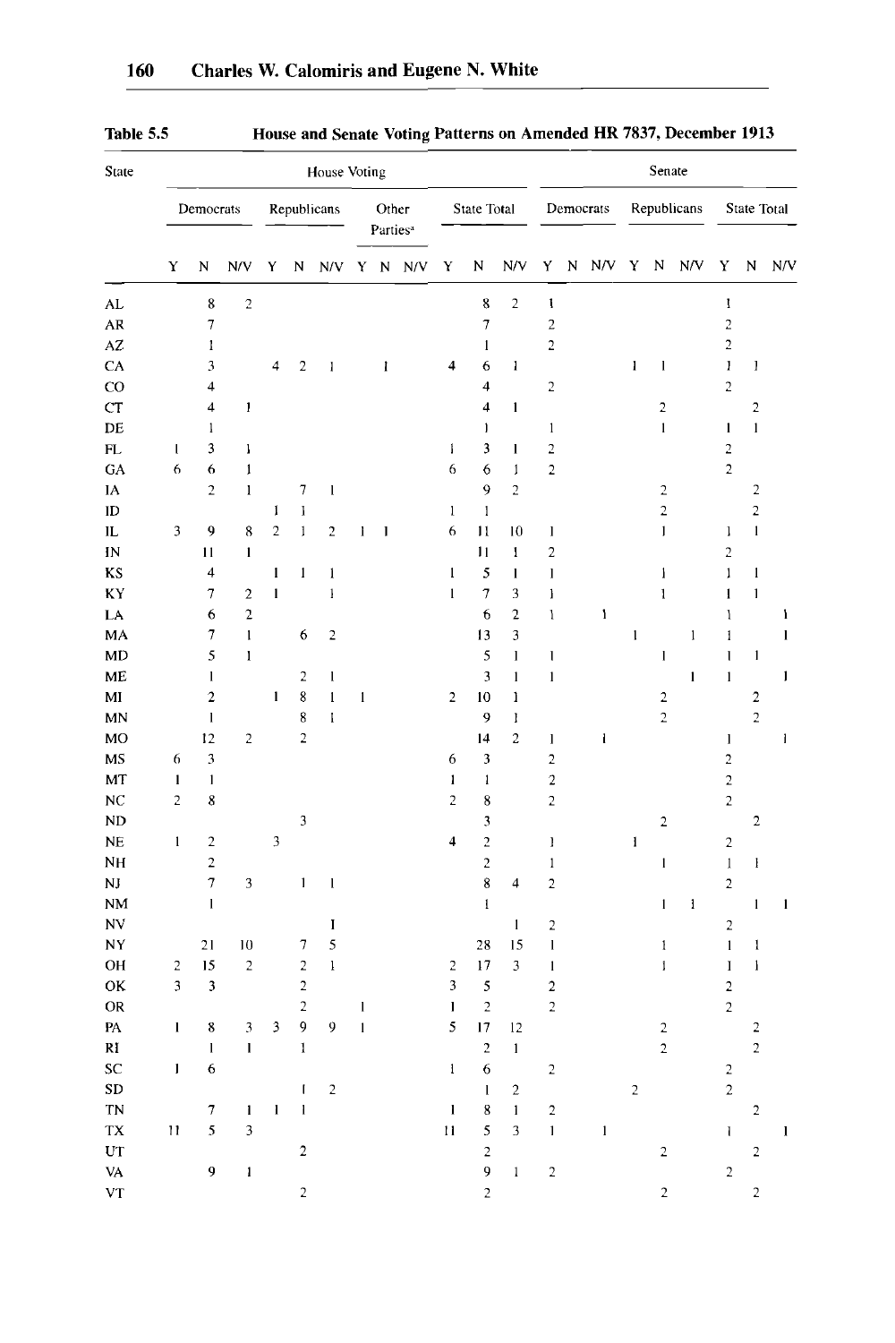**Table 5.5 House and Senate Voting Patterns on Amended HR 7837, December 1913**

| State | House Voting | | | | | | | | | | | | Senate | | | | | | | | |
|---|---|---|---|---|---|---|---|---|---|---|---|---|---|---|---|---|---|---|---|---|---|
| | Democrats | | | Republicans | | | Other Parties[a] | | | State Total | | | Democrats | | | Republicans | | | State Total | | |
| | Y | N | N/V | Y | N | N/V | Y | N | N/V | Y | N | N/V | Y | N | N/V | Y | N | N/V | Y | N | N/V |
| AL | | 8 | 2 | | | | | | | | 8 | 2 | 1 | | | | | | 1 | | |
| AR | | 7 | | | | | | | | | 7 | | 2 | | | | | | 2 | | |
| AZ | | 1 | | | | | | | | | 1 | | 2 | | | | | | 2 | | |
| CA | | 3 | | 4 | 2 | 1 | | 1 | | 4 | 6 | 1 | | | | 1 | 1 | | 1 | 1 | |
| CO | | 4 | | | | | | | | | 4 | | 2 | | | | | | 2 | | |
| CT | | 4 | 1 | | | | | | | | 4 | 1 | | | | | 2 | | | 2 | |
| DE | | 1 | | | | | | | | | 1 | | 1 | | | | 1 | | 1 | 1 | |
| FL | 1 | 3 | 1 | | | | | | | 1 | 3 | 1 | 2 | | | | | | 2 | | |
| GA | 6 | 6 | 1 | | | | | | | 6 | 6 | 1 | 2 | | | | | | 2 | | |
| IA | | 2 | 1 | | 7 | 1 | | | | | 9 | 2 | | | | | 2 | | | 2 | |
| ID | | | | 1 | 1 | | | | | 1 | 1 | | | | | | 2 | | | 2 | |
| IL | 3 | 9 | 8 | 2 | 1 | 2 | 1 | 1 | | 6 | 11 | 10 | 1 | | | | 1 | | 1 | 1 | |
| IN | | 11 | 1 | | | | | | | | 11 | 1 | 2 | | | | | | 2 | | |
| KS | | 4 | | 1 | 1 | 1 | | | | 1 | 5 | 1 | 1 | | | | 1 | | 1 | 1 | |
| KY | | 7 | 2 | 1 | | 1 | | | | 1 | 7 | 3 | 1 | | | | 1 | | 1 | 1 | |
| LA | | 6 | 2 | | | | | | | | 6 | 2 | 1 | | 1 | | | | 1 | | 1 |
| MA | | 7 | 1 | | 6 | 2 | | | | | 13 | 3 | | | | 1 | | 1 | 1 | | 1 |
| MD | | 5 | 1 | | | | | | | | 5 | 1 | 1 | | | | 1 | | 1 | 1 | |
| ME | | 1 | | | 2 | 1 | | | | | 3 | 1 | 1 | | | | | 1 | 1 | | 1 |
| MI | | 2 | | 1 | 8 | 1 | 1 | | | 2 | 10 | 1 | | | | | 2 | | | 2 | |
| MN | | 1 | | | 8 | 1 | | | | | 9 | 1 | | | | | 2 | | | 2 | |
| MO | | 12 | 2 | | 2 | | | | | | 14 | 2 | 1 | | 1 | | | | 1 | | 1 |
| MS | 6 | 3 | | | | | | | | 6 | 3 | | 2 | | | | | | 2 | | |
| MT | 1 | 1 | | | | | | | | 1 | 1 | | 2 | | | | | | 2 | | |
| NC | 2 | 8 | | | | | | | | 2 | 8 | | 2 | | | | | | 2 | | |
| ND | | | | | 3 | | | | | | 3 | | | | | | 2 | | | 2 | |
| NE | 1 | 2 | | 3 | | | | | | 4 | 2 | | 1 | | | 1 | | | 2 | | |
| NH | | 2 | | | | | | | | | 2 | | 1 | | | | 1 | | 1 | 1 | |
| NJ | | 7 | 3 | | 1 | 1 | | | | | 8 | 4 | 2 | | | | | | 2 | | |
| NM | | 1 | | | | | | | | | 1 | | | | | | 1 | 1 | | 1 | 1 |
| NV | | | | | | 1 | | | | | | 1 | 2 | | | | | | 2 | | |
| NY | | 21 | 10 | | 7 | 5 | | | | | 28 | 15 | 1 | | | | 1 | | 1 | 1 | |
| OH | 2 | 15 | 2 | | 2 | 1 | | | | 2 | 17 | 3 | 1 | | | | 1 | | 1 | 1 | |
| OK | 3 | 3 | | | 2 | | | | | 3 | 5 | | 2 | | | | | | 2 | | |
| OR | | | | | 2 | | 1 | | | 1 | 2 | | 2 | | | | | | 2 | | |
| PA | 1 | 8 | 3 | 3 | 9 | 9 | 1 | | | 5 | 17 | 12 | | | | | 2 | | | 2 | |
| RI | | 1 | 1 | | 1 | | | | | | 2 | 1 | | | | | 2 | | | 2 | |
| SC | 1 | 6 | | | | | | | | 1 | 6 | | 2 | | | | | | 2 | | |
| SD | | | | | 1 | 2 | | | | | 1 | 2 | | | | 2 | | | 2 | | |
| TN | | 7 | 1 | 1 | 1 | | | | | 1 | 8 | 1 | 2 | | | | | | | 2 | |
| TX | 11 | 5 | 3 | | | | | | | 11 | 5 | 3 | 1 | | 1 | | | | 1 | | 1 |
| UT | | | | | 2 | | | | | | 2 | | | | | | 2 | | | 2 | |
| VA | | 9 | 1 | | | | | | | | 9 | 1 | 2 | | | | | | 2 | | |
| VT | | | | | 2 | | | | | | 2 | | | | | | 2 | | | 2 | |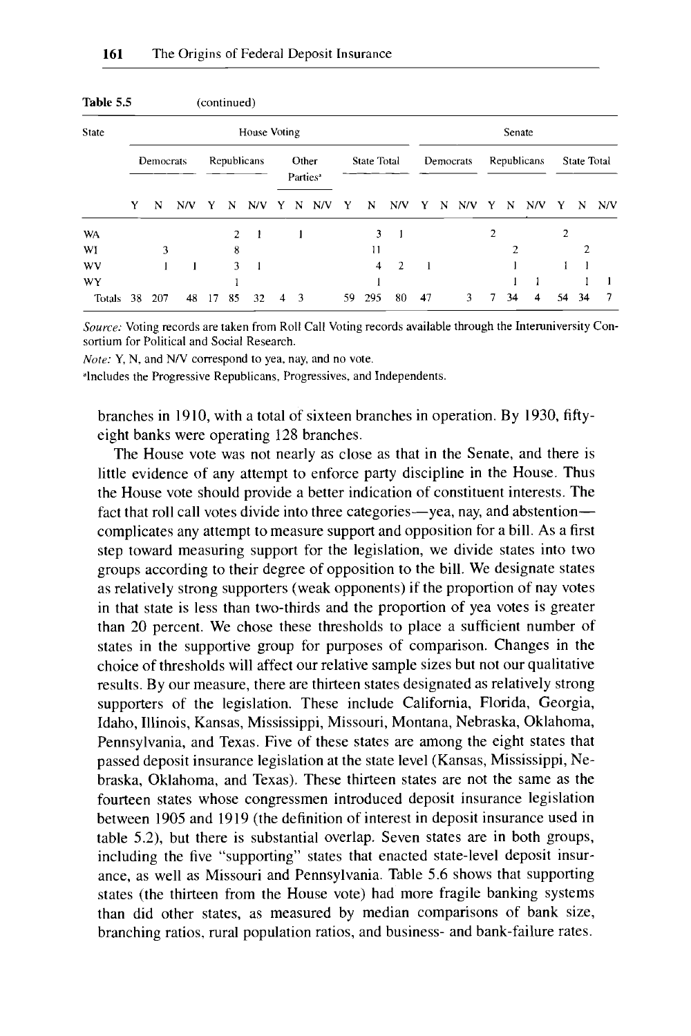**Table 5.5** (continued)

| State | House Voting | | | | | | | | | | | | Senate | | | | | | | | |
|---|---|---|---|---|---|---|---|---|---|---|---|---|---|---|---|---|---|---|---|---|---|
| | Democrats | | | Republicans | | | Other Parties[a] | | | State Total | | | Democrats | | | Republicans | | | State Total | | |
| | Y | N | N/V | Y | N | N/V | Y | N | N/V | Y | N | N/V | Y | N | N/V | Y | N | N/V | Y | N | N/V |
| WA | | | | | 2 | 1 | | 1 | | | 3 | 1 | | | | 2 | | | 2 | | |
| WI | | 3 | | | 8 | | | | | | 11 | | | | | | 2 | | | 2 | |
| WV | | 1 | 1 | | 3 | 1 | | | | | 4 | 2 | 1 | | | | 1 | | 1 | 1 | |
| WY | | | | | 1 | | | | | | 1 | | | | | | 1 | 1 | | 1 | 1 |
| Totals | 38 | 207 | 48 | 17 | 85 | 32 | 4 | 3 | | 59 | 295 | 80 | 47 | | 3 | 7 | 34 | 4 | 54 | 34 | 7 |

*Source:* Voting records are taken from Roll Call Voting records available through the Interuniversity Consortium for Political and Social Research.

*Note:* Y, N, and N/V correspond to yea, nay, and no vote.

[a]Includes the Progressive Republicans, Progressives, and Independents.

branches in 1910, with a total of sixteen branches in operation. By 1930, fifty-eight banks were operating 128 branches.

The House vote was not nearly as close as that in the Senate, and there is little evidence of any attempt to enforce party discipline in the House. Thus the House vote should provide a better indication of constituent interests. The fact that roll call votes divide into three categories—yea, nay, and abstention—complicates any attempt to measure support and opposition for a bill. As a first step toward measuring support for the legislation, we divide states into two groups according to their degree of opposition to the bill. We designate states as relatively strong supporters (weak opponents) if the proportion of nay votes in that state is less than two-thirds and the proportion of yea votes is greater than 20 percent. We chose these thresholds to place a sufficient number of states in the supportive group for purposes of comparison. Changes in the choice of thresholds will affect our relative sample sizes but not our qualitative results. By our measure, there are thirteen states designated as relatively strong supporters of the legislation. These include California, Florida, Georgia, Idaho, Illinois, Kansas, Mississippi, Missouri, Montana, Nebraska, Oklahoma, Pennsylvania, and Texas. Five of these states are among the eight states that passed deposit insurance legislation at the state level (Kansas, Mississippi, Nebraska, Oklahoma, and Texas). These thirteen states are not the same as the fourteen states whose congressmen introduced deposit insurance legislation between 1905 and 1919 (the definition of interest in deposit insurance used in table 5.2), but there is substantial overlap. Seven states are in both groups, including the five "supporting" states that enacted state-level deposit insurance, as well as Missouri and Pennsylvania. Table 5.6 shows that supporting states (the thirteen from the House vote) had more fragile banking systems than did other states, as measured by median comparisons of bank size, branching ratios, rural population ratios, and business- and bank-failure rates.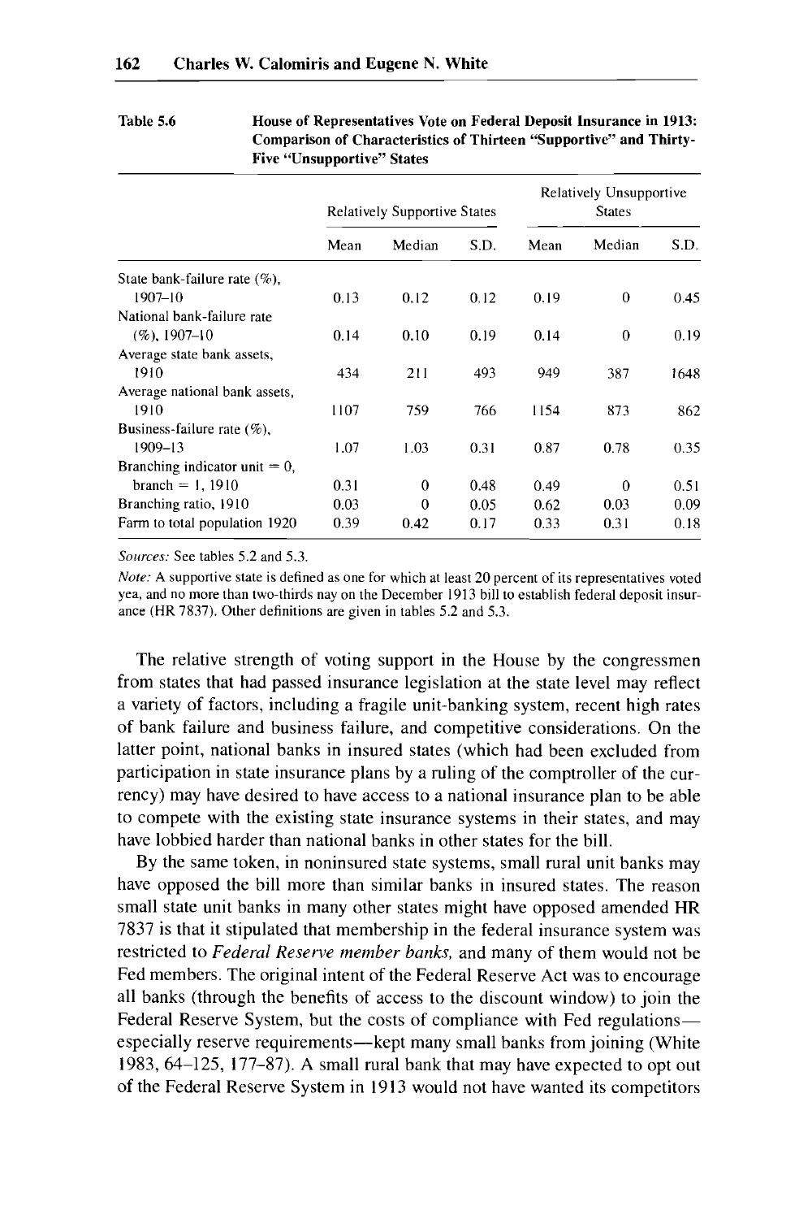Table 5.6 House of Representatives Vote on Federal Deposit Insurance in 1913: Comparison of Characteristics of Thirteen "Supportive" and Thirty-Five "Unsupportive" States

| | Relatively Supportive States | | | Relatively Unsupportive States | | |
|---|---|---|---|---|---|---|
| | Mean | Median | S.D. | Mean | Median | S.D. |
| State bank-failure rate (%), 1907–10 | 0.13 | 0.12 | 0.12 | 0.19 | 0 | 0.45 |
| National bank-failure rate (%), 1907–10 | 0.14 | 0.10 | 0.19 | 0.14 | 0 | 0.19 |
| Average state bank assets, 1910 | 434 | 211 | 493 | 949 | 387 | 1648 |
| Average national bank assets, 1910 | 1107 | 759 | 766 | 1154 | 873 | 862 |
| Business-failure rate (%), 1909–13 | 1.07 | 1.03 | 0.31 | 0.87 | 0.78 | 0.35 |
| Branching indicator unit = 0, branch = 1, 1910 | 0.31 | 0 | 0.48 | 0.49 | 0 | 0.51 |
| Branching ratio, 1910 | 0.03 | 0 | 0.05 | 0.62 | 0.03 | 0.09 |
| Farm to total population 1920 | 0.39 | 0.42 | 0.17 | 0.33 | 0.31 | 0.18 |

*Sources:* See tables 5.2 and 5.3.

*Note:* A supportive state is defined as one for which at least 20 percent of its representatives voted yea, and no more than two-thirds nay on the December 1913 bill to establish federal deposit insurance (HR 7837). Other definitions are given in tables 5.2 and 5.3.

The relative strength of voting support in the House by the congressmen from states that had passed insurance legislation at the state level may reflect a variety of factors, including a fragile unit-banking system, recent high rates of bank failure and business failure, and competitive considerations. On the latter point, national banks in insured states (which had been excluded from participation in state insurance plans by a ruling of the comptroller of the currency) may have desired to have access to a national insurance plan to be able to compete with the existing state insurance systems in their states, and may have lobbied harder than national banks in other states for the bill.

By the same token, in noninsured state systems, small rural unit banks may have opposed the bill more than similar banks in insured states. The reason small state unit banks in many other states might have opposed amended HR 7837 is that it stipulated that membership in the federal insurance system was restricted to *Federal Reserve member banks*, and many of them would not be Fed members. The original intent of the Federal Reserve Act was to encourage all banks (through the benefits of access to the discount window) to join the Federal Reserve System, but the costs of compliance with Fed regulations—especially reserve requirements—kept many small banks from joining (White 1983, 64–125, 177–87). A small rural bank that may have expected to opt out of the Federal Reserve System in 1913 would not have wanted its competitors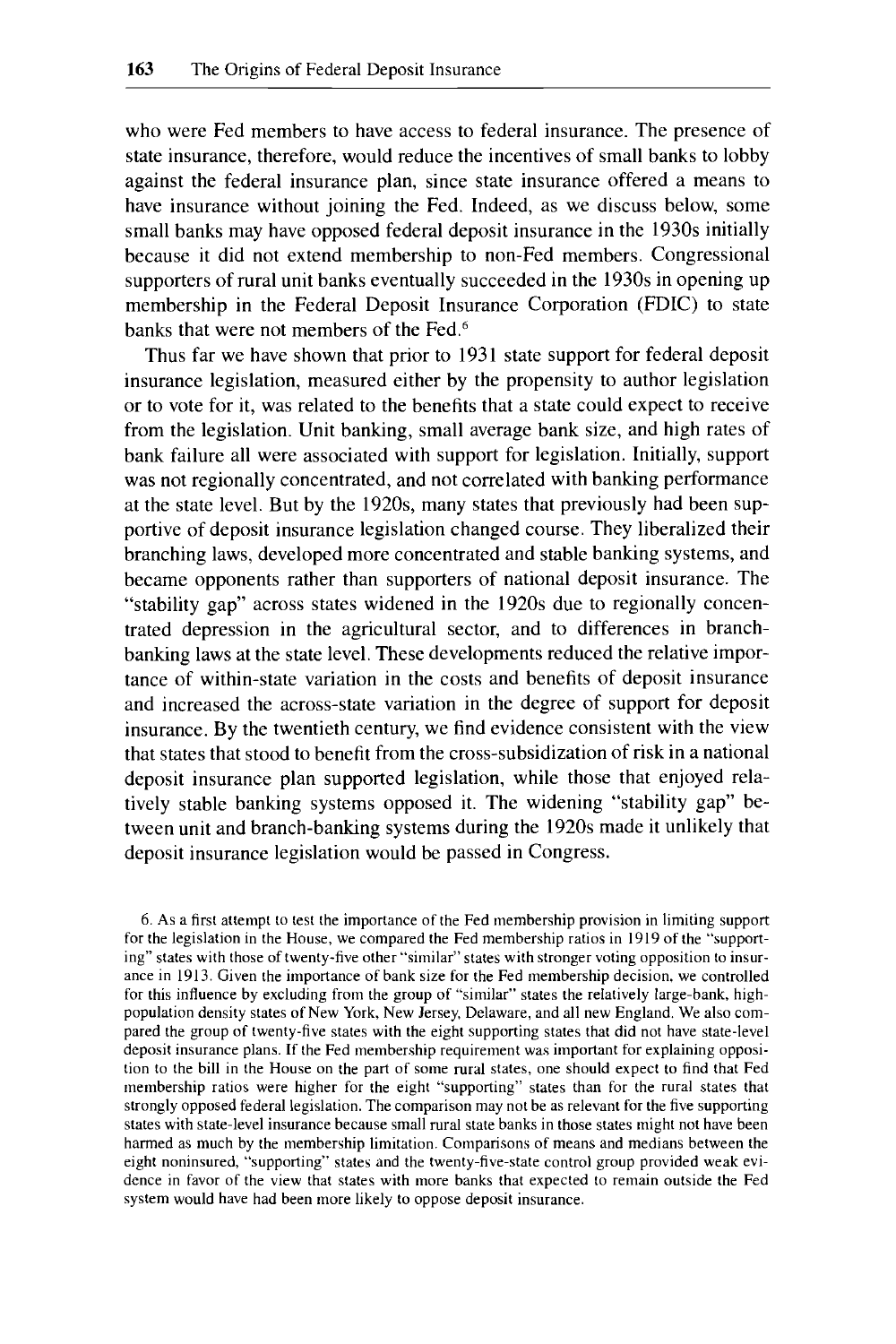who were Fed members to have access to federal insurance. The presence of state insurance, therefore, would reduce the incentives of small banks to lobby against the federal insurance plan, since state insurance offered a means to have insurance without joining the Fed. Indeed, as we discuss below, some small banks may have opposed federal deposit insurance in the 1930s initially because it did not extend membership to non-Fed members. Congressional supporters of rural unit banks eventually succeeded in the 1930s in opening up membership in the Federal Deposit Insurance Corporation (FDIC) to state banks that were not members of the Fed.[6]

Thus far we have shown that prior to 1931 state support for federal deposit insurance legislation, measured either by the propensity to author legislation or to vote for it, was related to the benefits that a state could expect to receive from the legislation. Unit banking, small average bank size, and high rates of bank failure all were associated with support for legislation. Initially, support was not regionally concentrated, and not correlated with banking performance at the state level. But by the 1920s, many states that previously had been supportive of deposit insurance legislation changed course. They liberalized their branching laws, developed more concentrated and stable banking systems, and became opponents rather than supporters of national deposit insurance. The "stability gap" across states widened in the 1920s due to regionally concentrated depression in the agricultural sector, and to differences in branch-banking laws at the state level. These developments reduced the relative importance of within-state variation in the costs and benefits of deposit insurance and increased the across-state variation in the degree of support for deposit insurance. By the twentieth century, we find evidence consistent with the view that states that stood to benefit from the cross-subsidization of risk in a national deposit insurance plan supported legislation, while those that enjoyed relatively stable banking systems opposed it. The widening "stability gap" between unit and branch-banking systems during the 1920s made it unlikely that deposit insurance legislation would be passed in Congress.

6. As a first attempt to test the importance of the Fed membership provision in limiting support for the legislation in the House, we compared the Fed membership ratios in 1919 of the "supporting" states with those of twenty-five other "similar" states with stronger voting opposition to insurance in 1913. Given the importance of bank size for the Fed membership decision, we controlled for this influence by excluding from the group of "similar" states the relatively large-bank, high-population density states of New York, New Jersey, Delaware, and all new England. We also compared the group of twenty-five states with the eight supporting states that did not have state-level deposit insurance plans. If the Fed membership requirement was important for explaining opposition to the bill in the House on the part of some rural states, one should expect to find that Fed membership ratios were higher for the eight "supporting" states than for the rural states that strongly opposed federal legislation. The comparison may not be as relevant for the five supporting states with state-level insurance because small rural state banks in those states might not have been harmed as much by the membership limitation. Comparisons of means and medians between the eight noninsured, "supporting" states and the twenty-five-state control group provided weak evidence in favor of the view that states with more banks that expected to remain outside the Fed system would have had been more likely to oppose deposit insurance.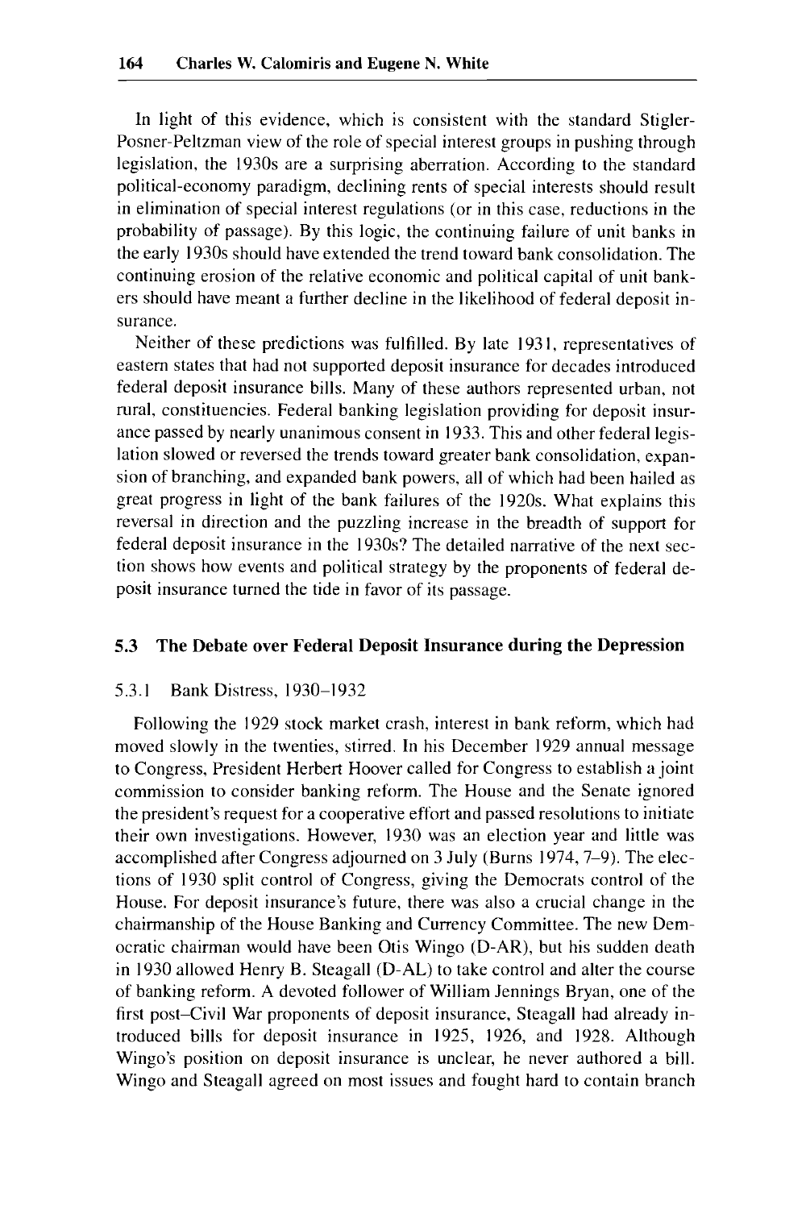In light of this evidence, which is consistent with the standard Stigler-Posner-Peltzman view of the role of special interest groups in pushing through legislation, the 1930s are a surprising aberration. According to the standard political-economy paradigm, declining rents of special interests should result in elimination of special interest regulations (or in this case, reductions in the probability of passage). By this logic, the continuing failure of unit banks in the early 1930s should have extended the trend toward bank consolidation. The continuing erosion of the relative economic and political capital of unit bankers should have meant a further decline in the likelihood of federal deposit insurance.

Neither of these predictions was fulfilled. By late 1931, representatives of eastern states that had not supported deposit insurance for decades introduced federal deposit insurance bills. Many of these authors represented urban, not rural, constituencies. Federal banking legislation providing for deposit insurance passed by nearly unanimous consent in 1933. This and other federal legislation slowed or reversed the trends toward greater bank consolidation, expansion of branching, and expanded bank powers, all of which had been hailed as great progress in light of the bank failures of the 1920s. What explains this reversal in direction and the puzzling increase in the breadth of support for federal deposit insurance in the 1930s? The detailed narrative of the next section shows how events and political strategy by the proponents of federal deposit insurance turned the tide in favor of its passage.

## 5.3 The Debate over Federal Deposit Insurance during the Depression

### 5.3.1 Bank Distress, 1930–1932

Following the 1929 stock market crash, interest in bank reform, which had moved slowly in the twenties, stirred. In his December 1929 annual message to Congress, President Herbert Hoover called for Congress to establish a joint commission to consider banking reform. The House and the Senate ignored the president's request for a cooperative effort and passed resolutions to initiate their own investigations. However, 1930 was an election year and little was accomplished after Congress adjourned on 3 July (Burns 1974, 7–9). The elections of 1930 split control of Congress, giving the Democrats control of the House. For deposit insurance's future, there was also a crucial change in the chairmanship of the House Banking and Currency Committee. The new Democratic chairman would have been Otis Wingo (D-AR), but his sudden death in 1930 allowed Henry B. Steagall (D-AL) to take control and alter the course of banking reform. A devoted follower of William Jennings Bryan, one of the first post–Civil War proponents of deposit insurance, Steagall had already introduced bills for deposit insurance in 1925, 1926, and 1928. Although Wingo's position on deposit insurance is unclear, he never authored a bill. Wingo and Steagall agreed on most issues and fought hard to contain branch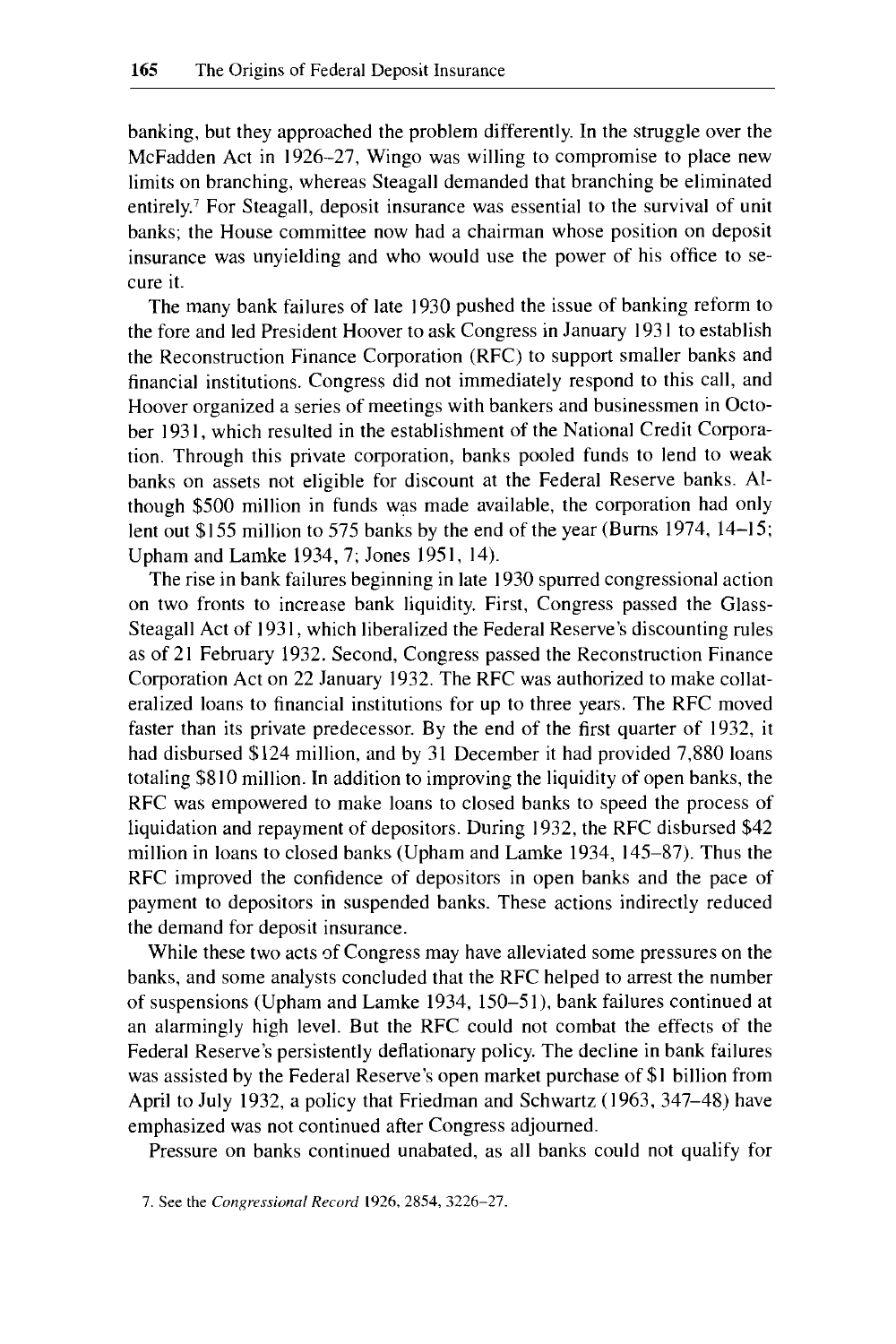banking, but they approached the problem differently. In the struggle over the McFadden Act in 1926–27, Wingo was willing to compromise to place new limits on branching, whereas Steagall demanded that branching be eliminated entirely.[7] For Steagall, deposit insurance was essential to the survival of unit banks; the House committee now had a chairman whose position on deposit insurance was unyielding and who would use the power of his office to secure it.

The many bank failures of late 1930 pushed the issue of banking reform to the fore and led President Hoover to ask Congress in January 1931 to establish the Reconstruction Finance Corporation (RFC) to support smaller banks and financial institutions. Congress did not immediately respond to this call, and Hoover organized a series of meetings with bankers and businessmen in October 1931, which resulted in the establishment of the National Credit Corporation. Through this private corporation, banks pooled funds to lend to weak banks on assets not eligible for discount at the Federal Reserve banks. Although $500 million in funds was made available, the corporation had only lent out $155 million to 575 banks by the end of the year (Burns 1974, 14–15; Upham and Lamke 1934, 7; Jones 1951, 14).

The rise in bank failures beginning in late 1930 spurred congressional action on two fronts to increase bank liquidity. First, Congress passed the Glass-Steagall Act of 1931, which liberalized the Federal Reserve's discounting rules as of 21 February 1932. Second, Congress passed the Reconstruction Finance Corporation Act on 22 January 1932. The RFC was authorized to make collateralized loans to financial institutions for up to three years. The RFC moved faster than its private predecessor. By the end of the first quarter of 1932, it had disbursed $124 million, and by 31 December it had provided 7,880 loans totaling $810 million. In addition to improving the liquidity of open banks, the RFC was empowered to make loans to closed banks to speed the process of liquidation and repayment of depositors. During 1932, the RFC disbursed $42 million in loans to closed banks (Upham and Lamke 1934, 145–87). Thus the RFC improved the confidence of depositors in open banks and the pace of payment to depositors in suspended banks. These actions indirectly reduced the demand for deposit insurance.

While these two acts of Congress may have alleviated some pressures on the banks, and some analysts concluded that the RFC helped to arrest the number of suspensions (Upham and Lamke 1934, 150–51), bank failures continued at an alarmingly high level. But the RFC could not combat the effects of the Federal Reserve's persistently deflationary policy. The decline in bank failures was assisted by the Federal Reserve's open market purchase of $1 billion from April to July 1932, a policy that Friedman and Schwartz (1963, 347–48) have emphasized was not continued after Congress adjourned.

Pressure on banks continued unabated, as all banks could not qualify for

7. See the *Congressional Record* 1926, 2854, 3226–27.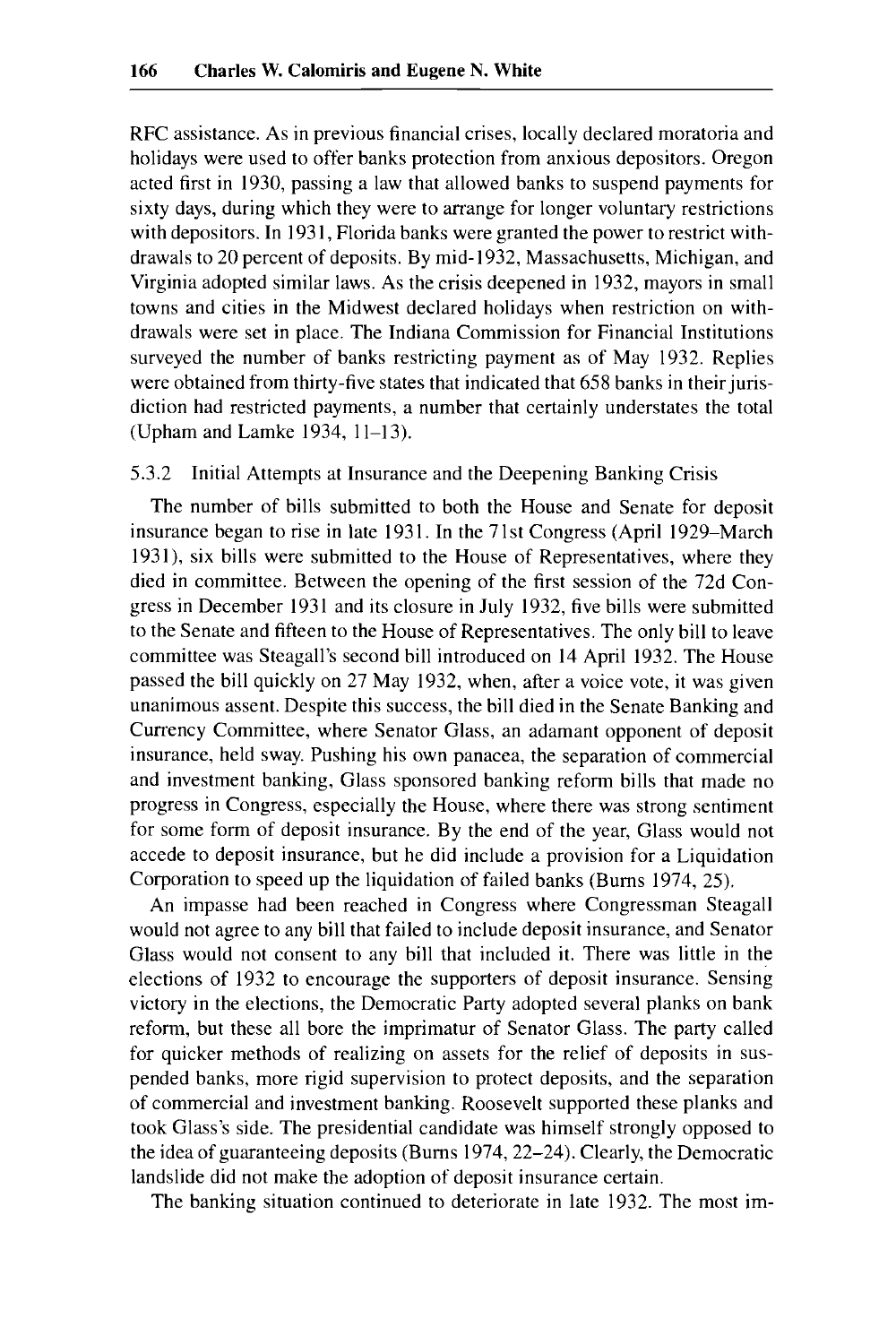RFC assistance. As in previous financial crises, locally declared moratoria and holidays were used to offer banks protection from anxious depositors. Oregon acted first in 1930, passing a law that allowed banks to suspend payments for sixty days, during which they were to arrange for longer voluntary restrictions with depositors. In 1931, Florida banks were granted the power to restrict withdrawals to 20 percent of deposits. By mid-1932, Massachusetts, Michigan, and Virginia adopted similar laws. As the crisis deepened in 1932, mayors in small towns and cities in the Midwest declared holidays when restriction on withdrawals were set in place. The Indiana Commission for Financial Institutions surveyed the number of banks restricting payment as of May 1932. Replies were obtained from thirty-five states that indicated that 658 banks in their jurisdiction had restricted payments, a number that certainly understates the total (Upham and Lamke 1934, 11–13).

### 5.3.2 Initial Attempts at Insurance and the Deepening Banking Crisis

The number of bills submitted to both the House and Senate for deposit insurance began to rise in late 1931. In the 71st Congress (April 1929–March 1931), six bills were submitted to the House of Representatives, where they died in committee. Between the opening of the first session of the 72d Congress in December 1931 and its closure in July 1932, five bills were submitted to the Senate and fifteen to the House of Representatives. The only bill to leave committee was Steagall's second bill introduced on 14 April 1932. The House passed the bill quickly on 27 May 1932, when, after a voice vote, it was given unanimous assent. Despite this success, the bill died in the Senate Banking and Currency Committee, where Senator Glass, an adamant opponent of deposit insurance, held sway. Pushing his own panacea, the separation of commercial and investment banking, Glass sponsored banking reform bills that made no progress in Congress, especially the House, where there was strong sentiment for some form of deposit insurance. By the end of the year, Glass would not accede to deposit insurance, but he did include a provision for a Liquidation Corporation to speed up the liquidation of failed banks (Burns 1974, 25).

An impasse had been reached in Congress where Congressman Steagall would not agree to any bill that failed to include deposit insurance, and Senator Glass would not consent to any bill that included it. There was little in the elections of 1932 to encourage the supporters of deposit insurance. Sensing victory in the elections, the Democratic Party adopted several planks on bank reform, but these all bore the imprimatur of Senator Glass. The party called for quicker methods of realizing on assets for the relief of deposits in suspended banks, more rigid supervision to protect deposits, and the separation of commercial and investment banking. Roosevelt supported these planks and took Glass's side. The presidential candidate was himself strongly opposed to the idea of guaranteeing deposits (Burns 1974, 22–24). Clearly, the Democratic landslide did not make the adoption of deposit insurance certain.

The banking situation continued to deteriorate in late 1932. The most im-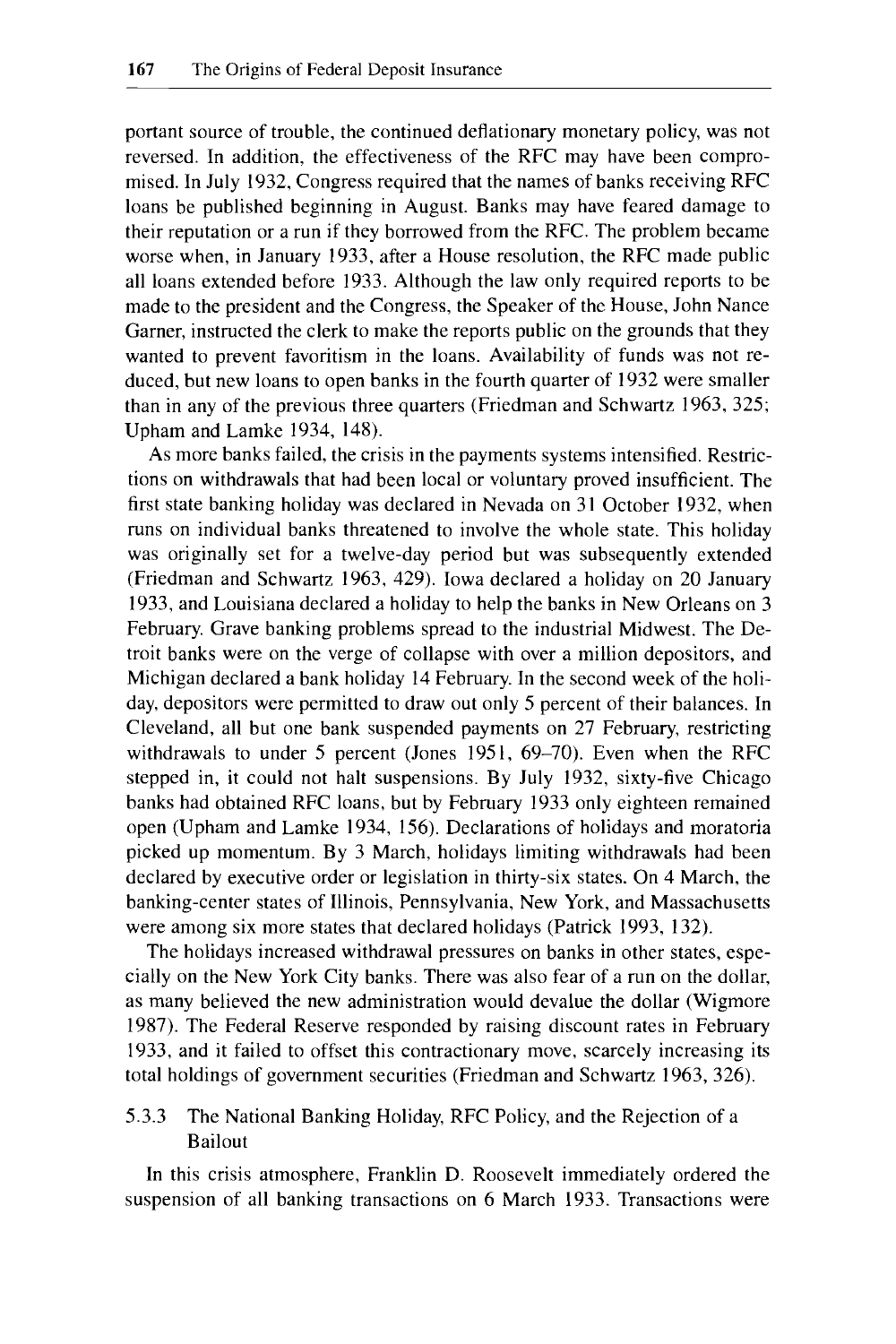portant source of trouble, the continued deflationary monetary policy, was not reversed. In addition, the effectiveness of the RFC may have been compromised. In July 1932, Congress required that the names of banks receiving RFC loans be published beginning in August. Banks may have feared damage to their reputation or a run if they borrowed from the RFC. The problem became worse when, in January 1933, after a House resolution, the RFC made public all loans extended before 1933. Although the law only required reports to be made to the president and the Congress, the Speaker of the House, John Nance Garner, instructed the clerk to make the reports public on the grounds that they wanted to prevent favoritism in the loans. Availability of funds was not reduced, but new loans to open banks in the fourth quarter of 1932 were smaller than in any of the previous three quarters (Friedman and Schwartz 1963, 325; Upham and Lamke 1934, 148).

As more banks failed, the crisis in the payments systems intensified. Restrictions on withdrawals that had been local or voluntary proved insufficient. The first state banking holiday was declared in Nevada on 31 October 1932, when runs on individual banks threatened to involve the whole state. This holiday was originally set for a twelve-day period but was subsequently extended (Friedman and Schwartz 1963, 429). Iowa declared a holiday on 20 January 1933, and Louisiana declared a holiday to help the banks in New Orleans on 3 February. Grave banking problems spread to the industrial Midwest. The Detroit banks were on the verge of collapse with over a million depositors, and Michigan declared a bank holiday 14 February. In the second week of the holiday, depositors were permitted to draw out only 5 percent of their balances. In Cleveland, all but one bank suspended payments on 27 February, restricting withdrawals to under 5 percent (Jones 1951, 69–70). Even when the RFC stepped in, it could not halt suspensions. By July 1932, sixty-five Chicago banks had obtained RFC loans, but by February 1933 only eighteen remained open (Upham and Lamke 1934, 156). Declarations of holidays and moratoria picked up momentum. By 3 March, holidays limiting withdrawals had been declared by executive order or legislation in thirty-six states. On 4 March, the banking-center states of Illinois, Pennsylvania, New York, and Massachusetts were among six more states that declared holidays (Patrick 1993, 132).

The holidays increased withdrawal pressures on banks in other states, especially on the New York City banks. There was also fear of a run on the dollar, as many believed the new administration would devalue the dollar (Wigmore 1987). The Federal Reserve responded by raising discount rates in February 1933, and it failed to offset this contractionary move, scarcely increasing its total holdings of government securities (Friedman and Schwartz 1963, 326).

### 5.3.3 The National Banking Holiday, RFC Policy, and the Rejection of a Bailout

In this crisis atmosphere, Franklin D. Roosevelt immediately ordered the suspension of all banking transactions on 6 March 1933. Transactions were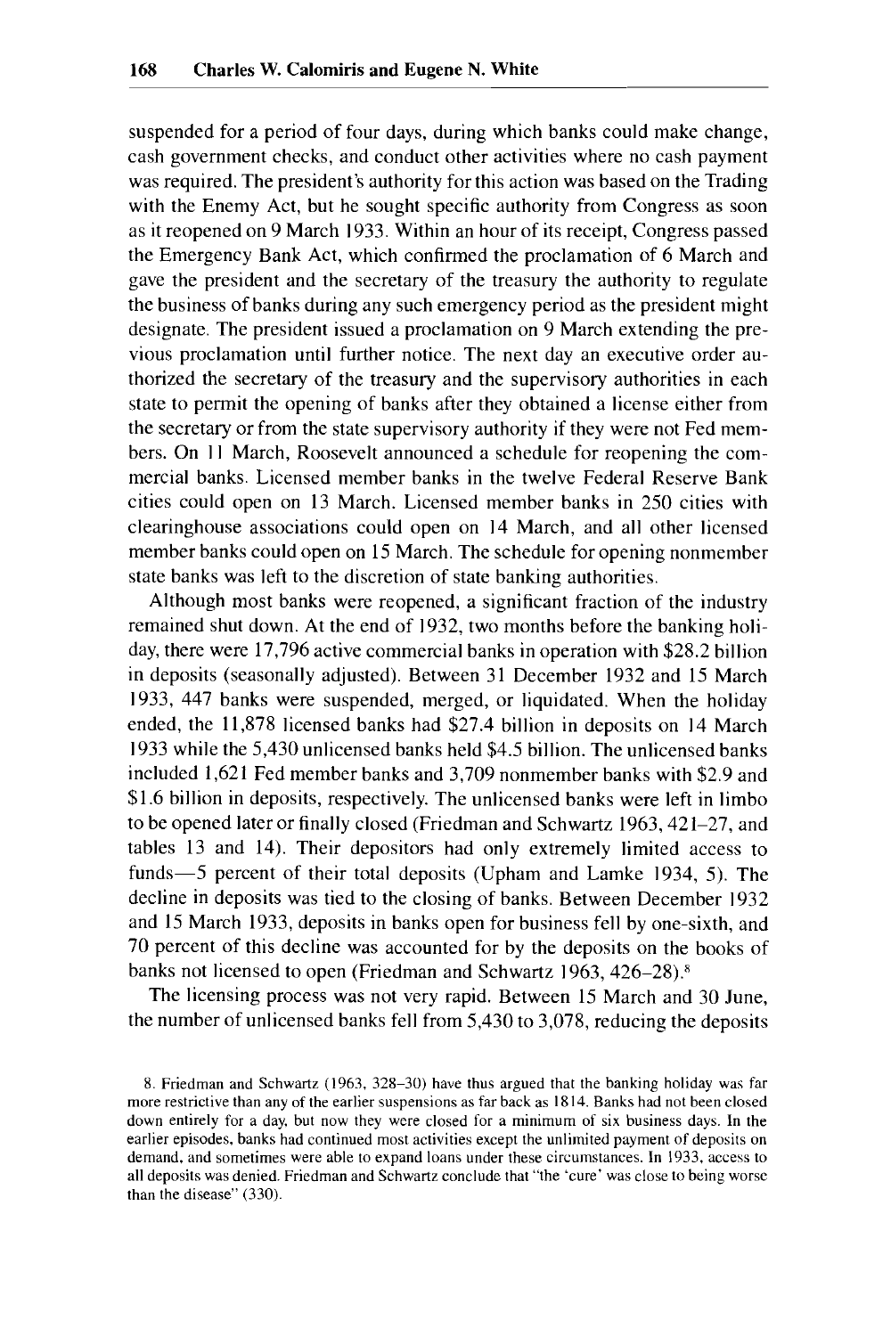suspended for a period of four days, during which banks could make change, cash government checks, and conduct other activities where no cash payment was required. The president's authority for this action was based on the Trading with the Enemy Act, but he sought specific authority from Congress as soon as it reopened on 9 March 1933. Within an hour of its receipt, Congress passed the Emergency Bank Act, which confirmed the proclamation of 6 March and gave the president and the secretary of the treasury the authority to regulate the business of banks during any such emergency period as the president might designate. The president issued a proclamation on 9 March extending the previous proclamation until further notice. The next day an executive order authorized the secretary of the treasury and the supervisory authorities in each state to permit the opening of banks after they obtained a license either from the secretary or from the state supervisory authority if they were not Fed members. On 11 March, Roosevelt announced a schedule for reopening the commercial banks. Licensed member banks in the twelve Federal Reserve Bank cities could open on 13 March. Licensed member banks in 250 cities with clearinghouse associations could open on 14 March, and all other licensed member banks could open on 15 March. The schedule for opening nonmember state banks was left to the discretion of state banking authorities.

Although most banks were reopened, a significant fraction of the industry remained shut down. At the end of 1932, two months before the banking holiday, there were 17,796 active commercial banks in operation with $28.2 billion in deposits (seasonally adjusted). Between 31 December 1932 and 15 March 1933, 447 banks were suspended, merged, or liquidated. When the holiday ended, the 11,878 licensed banks had $27.4 billion in deposits on 14 March 1933 while the 5,430 unlicensed banks held $4.5 billion. The unlicensed banks included 1,621 Fed member banks and 3,709 nonmember banks with $2.9 and $1.6 billion in deposits, respectively. The unlicensed banks were left in limbo to be opened later or finally closed (Friedman and Schwartz 1963, 421–27, and tables 13 and 14). Their depositors had only extremely limited access to funds—5 percent of their total deposits (Upham and Lamke 1934, 5). The decline in deposits was tied to the closing of banks. Between December 1932 and 15 March 1933, deposits in banks open for business fell by one-sixth, and 70 percent of this decline was accounted for by the deposits on the books of banks not licensed to open (Friedman and Schwartz 1963, 426–28).[8]

The licensing process was not very rapid. Between 15 March and 30 June, the number of unlicensed banks fell from 5,430 to 3,078, reducing the deposits

8. Friedman and Schwartz (1963, 328–30) have thus argued that the banking holiday was far more restrictive than any of the earlier suspensions as far back as 1814. Banks had not been closed down entirely for a day, but now they were closed for a minimum of six business days. In the earlier episodes, banks had continued most activities except the unlimited payment of deposits on demand, and sometimes were able to expand loans under these circumstances. In 1933, access to all deposits was denied. Friedman and Schwartz conclude that "the 'cure' was close to being worse than the disease" (330).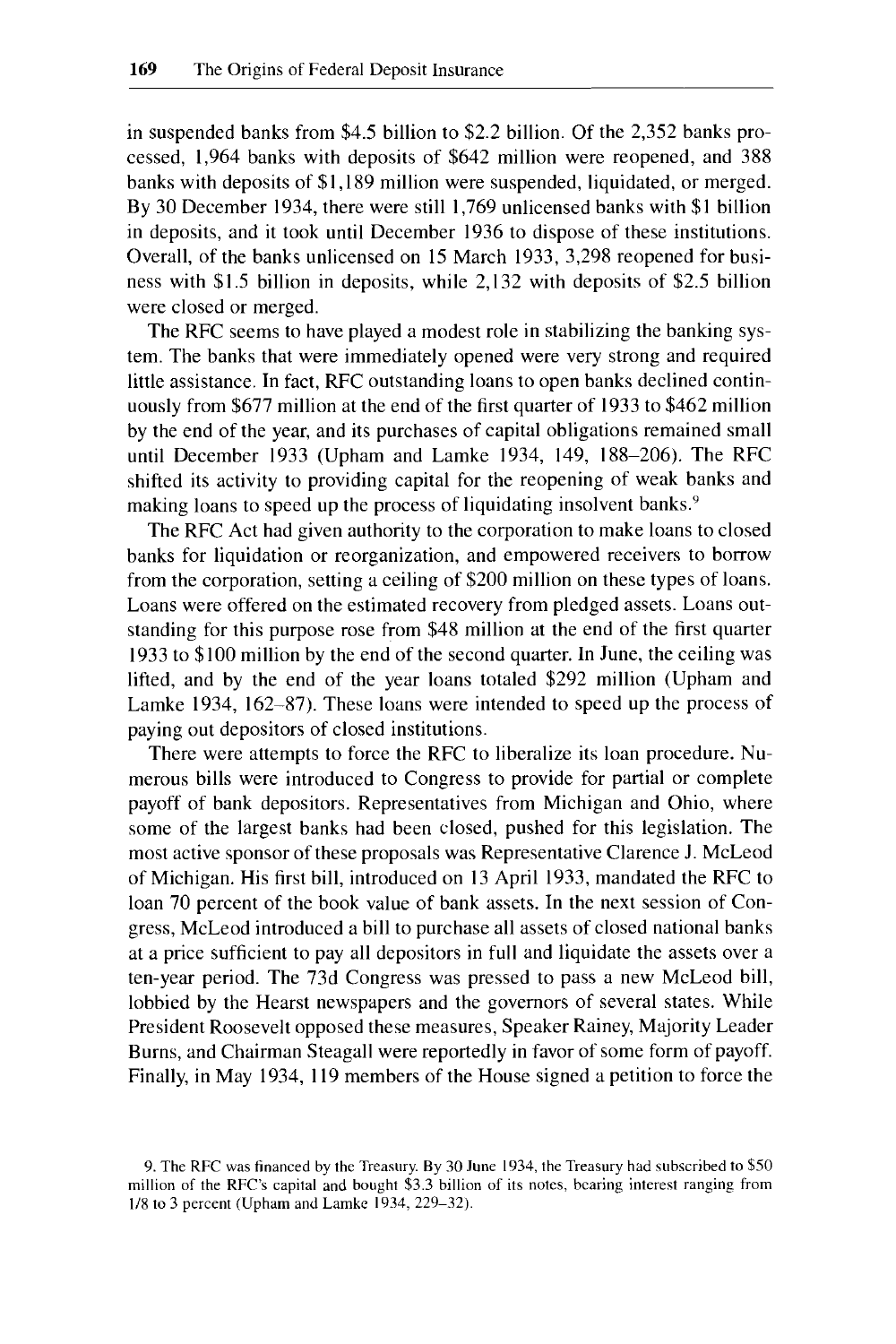in suspended banks from $4.5 billion to $2.2 billion. Of the 2,352 banks processed, 1,964 banks with deposits of $642 million were reopened, and 388 banks with deposits of $1,189 million were suspended, liquidated, or merged. By 30 December 1934, there were still 1,769 unlicensed banks with $1 billion in deposits, and it took until December 1936 to dispose of these institutions. Overall, of the banks unlicensed on 15 March 1933, 3,298 reopened for business with $1.5 billion in deposits, while 2,132 with deposits of $2.5 billion were closed or merged.

The RFC seems to have played a modest role in stabilizing the banking system. The banks that were immediately opened were very strong and required little assistance. In fact, RFC outstanding loans to open banks declined continuously from $677 million at the end of the first quarter of 1933 to $462 million by the end of the year, and its purchases of capital obligations remained small until December 1933 (Upham and Lamke 1934, 149, 188–206). The RFC shifted its activity to providing capital for the reopening of weak banks and making loans to speed up the process of liquidating insolvent banks.[9]

The RFC Act had given authority to the corporation to make loans to closed banks for liquidation or reorganization, and empowered receivers to borrow from the corporation, setting a ceiling of $200 million on these types of loans. Loans were offered on the estimated recovery from pledged assets. Loans outstanding for this purpose rose from $48 million at the end of the first quarter 1933 to $100 million by the end of the second quarter. In June, the ceiling was lifted, and by the end of the year loans totaled $292 million (Upham and Lamke 1934, 162–87). These loans were intended to speed up the process of paying out depositors of closed institutions.

There were attempts to force the RFC to liberalize its loan procedure. Numerous bills were introduced to Congress to provide for partial or complete payoff of bank depositors. Representatives from Michigan and Ohio, where some of the largest banks had been closed, pushed for this legislation. The most active sponsor of these proposals was Representative Clarence J. McLeod of Michigan. His first bill, introduced on 13 April 1933, mandated the RFC to loan 70 percent of the book value of bank assets. In the next session of Congress, McLeod introduced a bill to purchase all assets of closed national banks at a price sufficient to pay all depositors in full and liquidate the assets over a ten-year period. The 73d Congress was pressed to pass a new McLeod bill, lobbied by the Hearst newspapers and the governors of several states. While President Roosevelt opposed these measures, Speaker Rainey, Majority Leader Burns, and Chairman Steagall were reportedly in favor of some form of payoff. Finally, in May 1934, 119 members of the House signed a petition to force the

9. The RFC was financed by the Treasury. By 30 June 1934, the Treasury had subscribed to $50 million of the RFC's capital and bought $3.3 billion of its notes, bearing interest ranging from 1/8 to 3 percent (Upham and Lamke 1934, 229–32).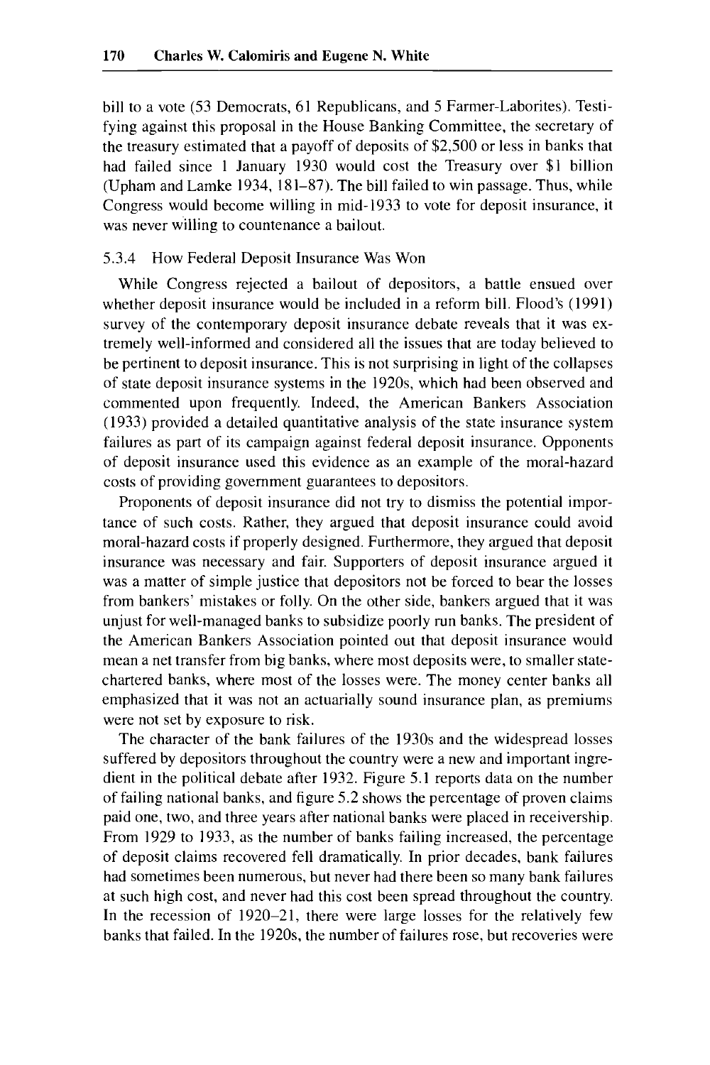bill to a vote (53 Democrats, 61 Republicans, and 5 Farmer-Laborites). Testifying against this proposal in the House Banking Committee, the secretary of the treasury estimated that a payoff of deposits of $2,500 or less in banks that had failed since 1 January 1930 would cost the Treasury over $1 billion (Upham and Lamke 1934, 181–87). The bill failed to win passage. Thus, while Congress would become willing in mid-1933 to vote for deposit insurance, it was never willing to countenance a bailout.

### 5.3.4 How Federal Deposit Insurance Was Won

While Congress rejected a bailout of depositors, a battle ensued over whether deposit insurance would be included in a reform bill. Flood's (1991) survey of the contemporary deposit insurance debate reveals that it was extremely well-informed and considered all the issues that are today believed to be pertinent to deposit insurance. This is not surprising in light of the collapses of state deposit insurance systems in the 1920s, which had been observed and commented upon frequently. Indeed, the American Bankers Association (1933) provided a detailed quantitative analysis of the state insurance system failures as part of its campaign against federal deposit insurance. Opponents of deposit insurance used this evidence as an example of the moral-hazard costs of providing government guarantees to depositors.

Proponents of deposit insurance did not try to dismiss the potential importance of such costs. Rather, they argued that deposit insurance could avoid moral-hazard costs if properly designed. Furthermore, they argued that deposit insurance was necessary and fair. Supporters of deposit insurance argued it was a matter of simple justice that depositors not be forced to bear the losses from bankers' mistakes or folly. On the other side, bankers argued that it was unjust for well-managed banks to subsidize poorly run banks. The president of the American Bankers Association pointed out that deposit insurance would mean a net transfer from big banks, where most deposits were, to smaller state-chartered banks, where most of the losses were. The money center banks all emphasized that it was not an actuarially sound insurance plan, as premiums were not set by exposure to risk.

The character of the bank failures of the 1930s and the widespread losses suffered by depositors throughout the country were a new and important ingredient in the political debate after 1932. Figure 5.1 reports data on the number of failing national banks, and figure 5.2 shows the percentage of proven claims paid one, two, and three years after national banks were placed in receivership. From 1929 to 1933, as the number of banks failing increased, the percentage of deposit claims recovered fell dramatically. In prior decades, bank failures had sometimes been numerous, but never had there been so many bank failures at such high cost, and never had this cost been spread throughout the country. In the recession of 1920–21, there were large losses for the relatively few banks that failed. In the 1920s, the number of failures rose, but recoveries were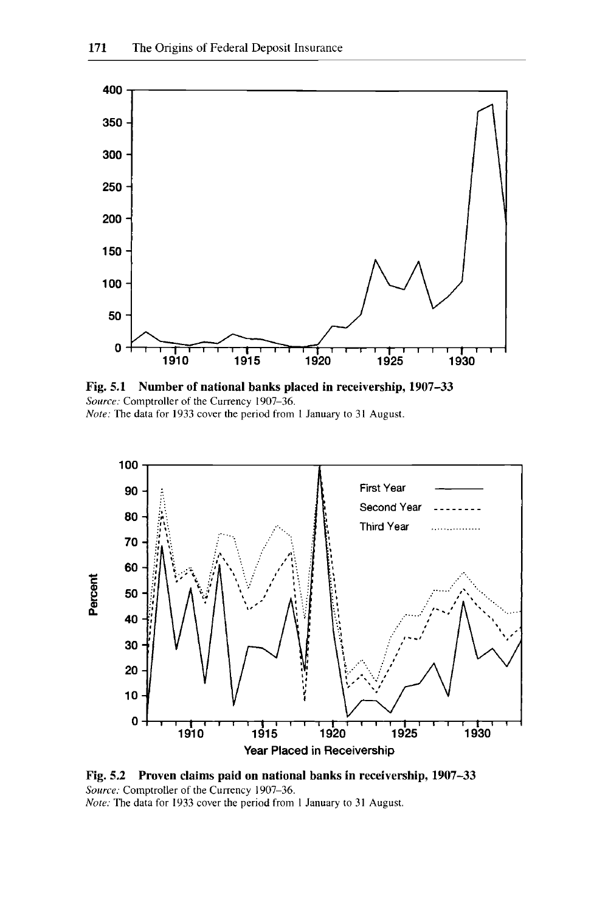**Fig. 5.1 Number of national banks placed in receivership, 1907–33**
*Source:* Comptroller of the Currency 1907–36.
*Note:* The data for 1933 cover the period from 1 January to 31 August.

**Fig. 5.2 Proven claims paid on national banks in receivership, 1907–33**
*Source:* Comptroller of the Currency 1907–36.
*Note:* The data for 1933 cover the period from 1 January to 31 August.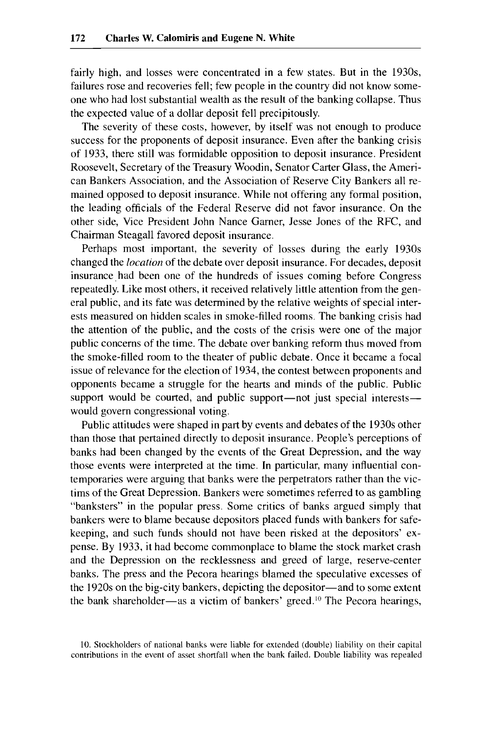fairly high, and losses were concentrated in a few states. But in the 1930s, failures rose and recoveries fell; few people in the country did not know someone who had lost substantial wealth as the result of the banking collapse. Thus the expected value of a dollar deposit fell precipitously.

The severity of these costs, however, by itself was not enough to produce success for the proponents of deposit insurance. Even after the banking crisis of 1933, there still was formidable opposition to deposit insurance. President Roosevelt, Secretary of the Treasury Woodin, Senator Carter Glass, the American Bankers Association, and the Association of Reserve City Bankers all remained opposed to deposit insurance. While not offering any formal position, the leading officials of the Federal Reserve did not favor insurance. On the other side, Vice President John Nance Garner, Jesse Jones of the RFC, and Chairman Steagall favored deposit insurance.

Perhaps most important, the severity of losses during the early 1930s changed the *location* of the debate over deposit insurance. For decades, deposit insurance had been one of the hundreds of issues coming before Congress repeatedly. Like most others, it received relatively little attention from the general public, and its fate was determined by the relative weights of special interests measured on hidden scales in smoke-filled rooms. The banking crisis had the attention of the public, and the costs of the crisis were one of the major public concerns of the time. The debate over banking reform thus moved from the smoke-filled room to the theater of public debate. Once it became a focal issue of relevance for the election of 1934, the contest between proponents and opponents became a struggle for the hearts and minds of the public. Public support would be courted, and public support—not just special interests—would govern congressional voting.

Public attitudes were shaped in part by events and debates of the 1930s other than those that pertained directly to deposit insurance. People's perceptions of banks had been changed by the events of the Great Depression, and the way those events were interpreted at the time. In particular, many influential contemporaries were arguing that banks were the perpetrators rather than the victims of the Great Depression. Bankers were sometimes referred to as gambling "banksters" in the popular press. Some critics of banks argued simply that bankers were to blame because depositors placed funds with bankers for safekeeping, and such funds should not have been risked at the depositors' expense. By 1933, it had become commonplace to blame the stock market crash and the Depression on the recklessness and greed of large, reserve-center banks. The press and the Pecora hearings blamed the speculative excesses of the 1920s on the big-city bankers, depicting the depositor—and to some extent the bank shareholder—as a victim of bankers' greed.[10] The Pecora hearings,

10. Stockholders of national banks were liable for extended (double) liability on their capital contributions in the event of asset shortfall when the bank failed. Double liability was repealed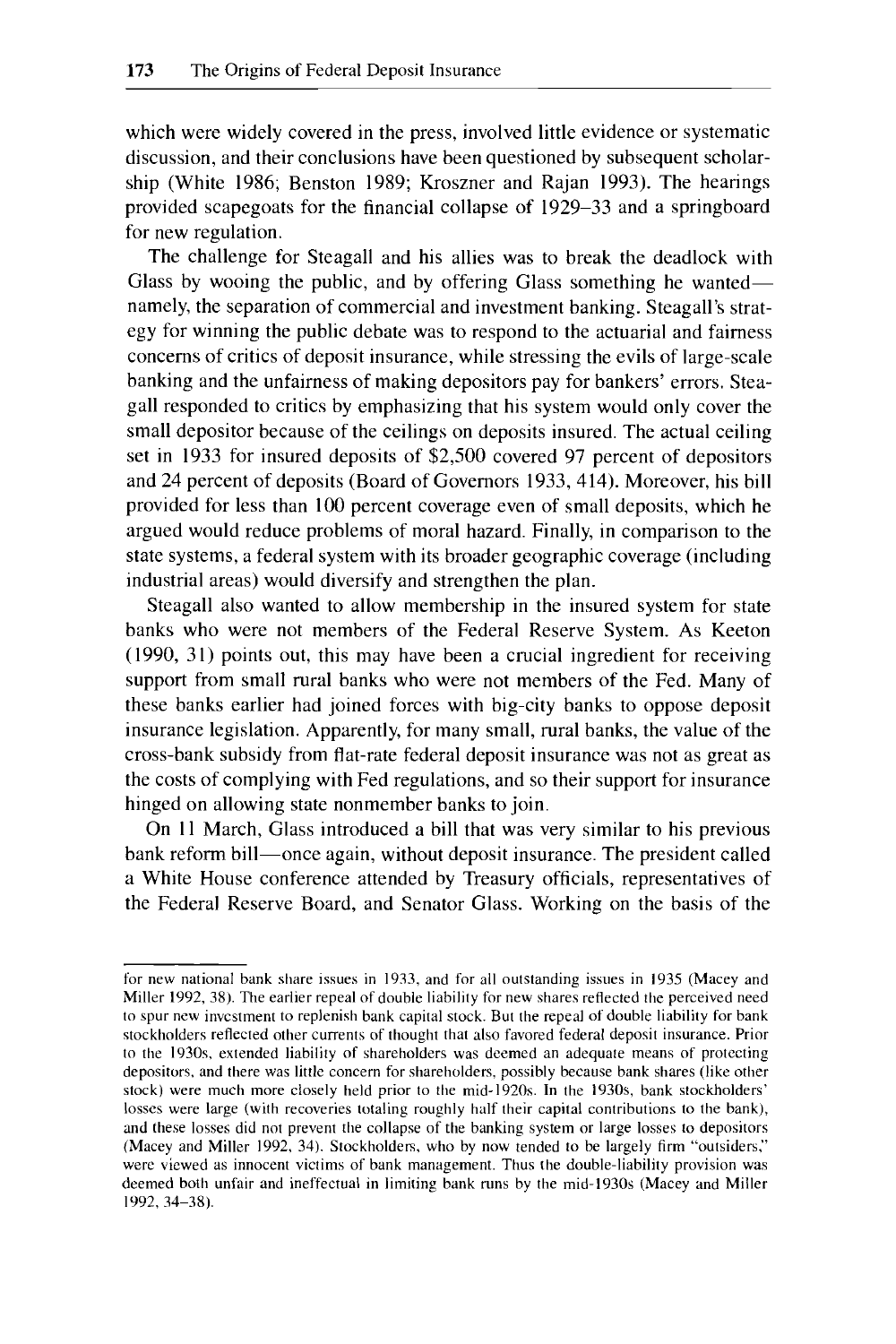which were widely covered in the press, involved little evidence or systematic discussion, and their conclusions have been questioned by subsequent scholarship (White 1986; Benston 1989; Kroszner and Rajan 1993). The hearings provided scapegoats for the financial collapse of 1929–33 and a springboard for new regulation.

The challenge for Steagall and his allies was to break the deadlock with Glass by wooing the public, and by offering Glass something he wanted—namely, the separation of commercial and investment banking. Steagall's strategy for winning the public debate was to respond to the actuarial and fairness concerns of critics of deposit insurance, while stressing the evils of large-scale banking and the unfairness of making depositors pay for bankers' errors. Steagall responded to critics by emphasizing that his system would only cover the small depositor because of the ceilings on deposits insured. The actual ceiling set in 1933 for insured deposits of $2,500 covered 97 percent of depositors and 24 percent of deposits (Board of Governors 1933, 414). Moreover, his bill provided for less than 100 percent coverage even of small deposits, which he argued would reduce problems of moral hazard. Finally, in comparison to the state systems, a federal system with its broader geographic coverage (including industrial areas) would diversify and strengthen the plan.

Steagall also wanted to allow membership in the insured system for state banks who were not members of the Federal Reserve System. As Keeton (1990, 31) points out, this may have been a crucial ingredient for receiving support from small rural banks who were not members of the Fed. Many of these banks earlier had joined forces with big-city banks to oppose deposit insurance legislation. Apparently, for many small, rural banks, the value of the cross-bank subsidy from flat-rate federal deposit insurance was not as great as the costs of complying with Fed regulations, and so their support for insurance hinged on allowing state nonmember banks to join.

On 11 March, Glass introduced a bill that was very similar to his previous bank reform bill—once again, without deposit insurance. The president called a White House conference attended by Treasury officials, representatives of the Federal Reserve Board, and Senator Glass. Working on the basis of the

---

for new national bank share issues in 1933, and for all outstanding issues in 1935 (Macey and Miller 1992, 38). The earlier repeal of double liability for new shares reflected the perceived need to spur new investment to replenish bank capital stock. But the repeal of double liability for bank stockholders reflected other currents of thought that also favored federal deposit insurance. Prior to the 1930s, extended liability of shareholders was deemed an adequate means of protecting depositors, and there was little concern for shareholders, possibly because bank shares (like other stock) were much more closely held prior to the mid-1920s. In the 1930s, bank stockholders' losses were large (with recoveries totaling roughly half their capital contributions to the bank), and these losses did not prevent the collapse of the banking system or large losses to depositors (Macey and Miller 1992, 34). Stockholders, who by now tended to be largely firm "outsiders," were viewed as innocent victims of bank management. Thus the double-liability provision was deemed both unfair and ineffectual in limiting bank runs by the mid-1930s (Macey and Miller 1992, 34–38).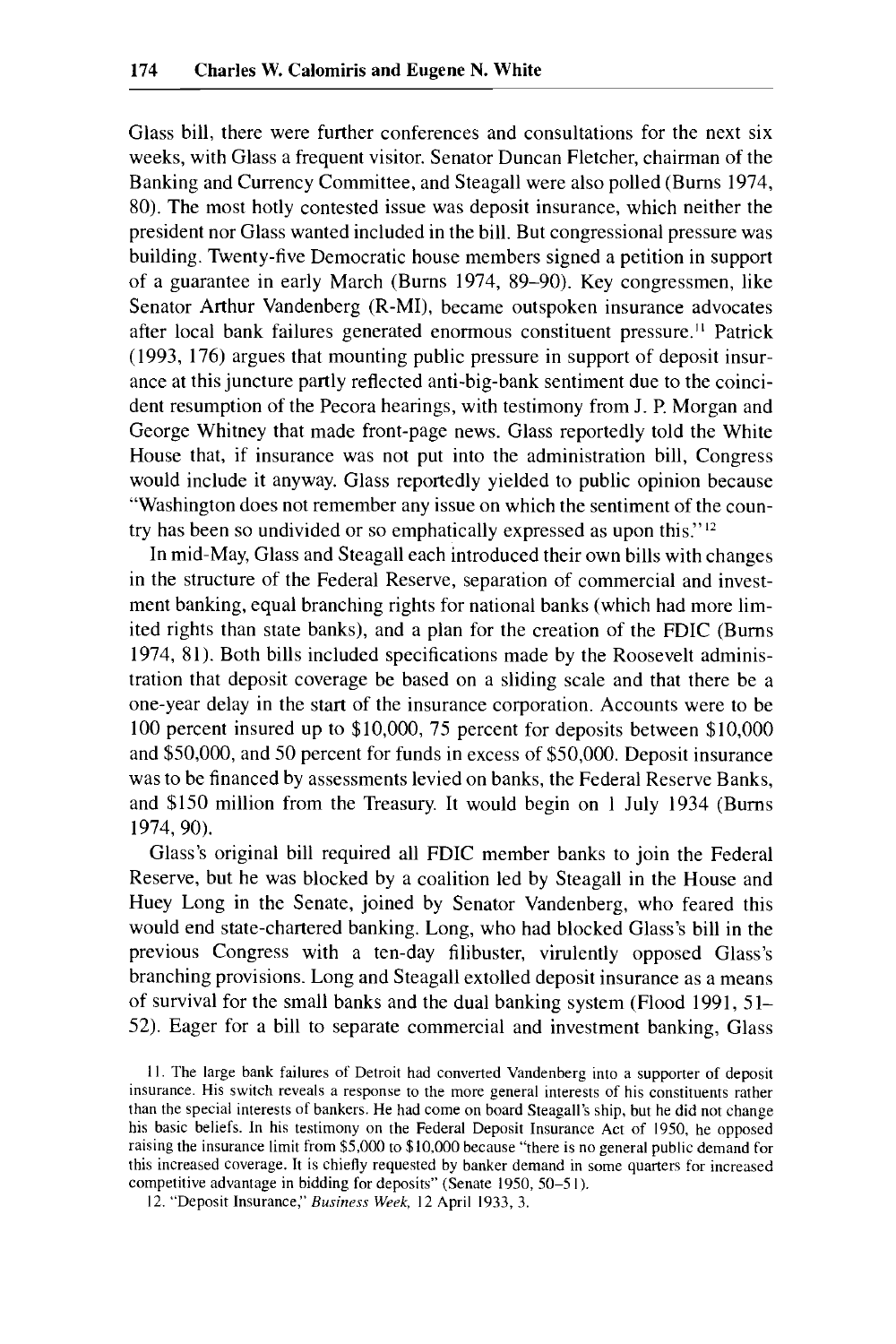Glass bill, there were further conferences and consultations for the next six weeks, with Glass a frequent visitor. Senator Duncan Fletcher, chairman of the Banking and Currency Committee, and Steagall were also polled (Burns 1974, 80). The most hotly contested issue was deposit insurance, which neither the president nor Glass wanted included in the bill. But congressional pressure was building. Twenty-five Democratic house members signed a petition in support of a guarantee in early March (Burns 1974, 89–90). Key congressmen, like Senator Arthur Vandenberg (R-MI), became outspoken insurance advocates after local bank failures generated enormous constituent pressure.[11] Patrick (1993, 176) argues that mounting public pressure in support of deposit insurance at this juncture partly reflected anti-big-bank sentiment due to the coincident resumption of the Pecora hearings, with testimony from J. P. Morgan and George Whitney that made front-page news. Glass reportedly told the White House that, if insurance was not put into the administration bill, Congress would include it anyway. Glass reportedly yielded to public opinion because "Washington does not remember any issue on which the sentiment of the country has been so undivided or so emphatically expressed as upon this."[12]

In mid-May, Glass and Steagall each introduced their own bills with changes in the structure of the Federal Reserve, separation of commercial and investment banking, equal branching rights for national banks (which had more limited rights than state banks), and a plan for the creation of the FDIC (Burns 1974, 81). Both bills included specifications made by the Roosevelt administration that deposit coverage be based on a sliding scale and that there be a one-year delay in the start of the insurance corporation. Accounts were to be 100 percent insured up to $10,000, 75 percent for deposits between $10,000 and $50,000, and 50 percent for funds in excess of $50,000. Deposit insurance was to be financed by assessments levied on banks, the Federal Reserve Banks, and $150 million from the Treasury. It would begin on 1 July 1934 (Burns 1974, 90).

Glass's original bill required all FDIC member banks to join the Federal Reserve, but he was blocked by a coalition led by Steagall in the House and Huey Long in the Senate, joined by Senator Vandenberg, who feared this would end state-chartered banking. Long, who had blocked Glass's bill in the previous Congress with a ten-day filibuster, virulently opposed Glass's branching provisions. Long and Steagall extolled deposit insurance as a means of survival for the small banks and the dual banking system (Flood 1991, 51–52). Eager for a bill to separate commercial and investment banking, Glass

11. The large bank failures of Detroit had converted Vandenberg into a supporter of deposit insurance. His switch reveals a response to the more general interests of his constituents rather than the special interests of bankers. He had come on board Steagall's ship, but he did not change his basic beliefs. In his testimony on the Federal Deposit Insurance Act of 1950, he opposed raising the insurance limit from $5,000 to $10,000 because "there is no general public demand for this increased coverage. It is chiefly requested by banker demand in some quarters for increased competitive advantage in bidding for deposits" (Senate 1950, 50–51).

12. "Deposit Insurance," *Business Week*, 12 April 1933, 3.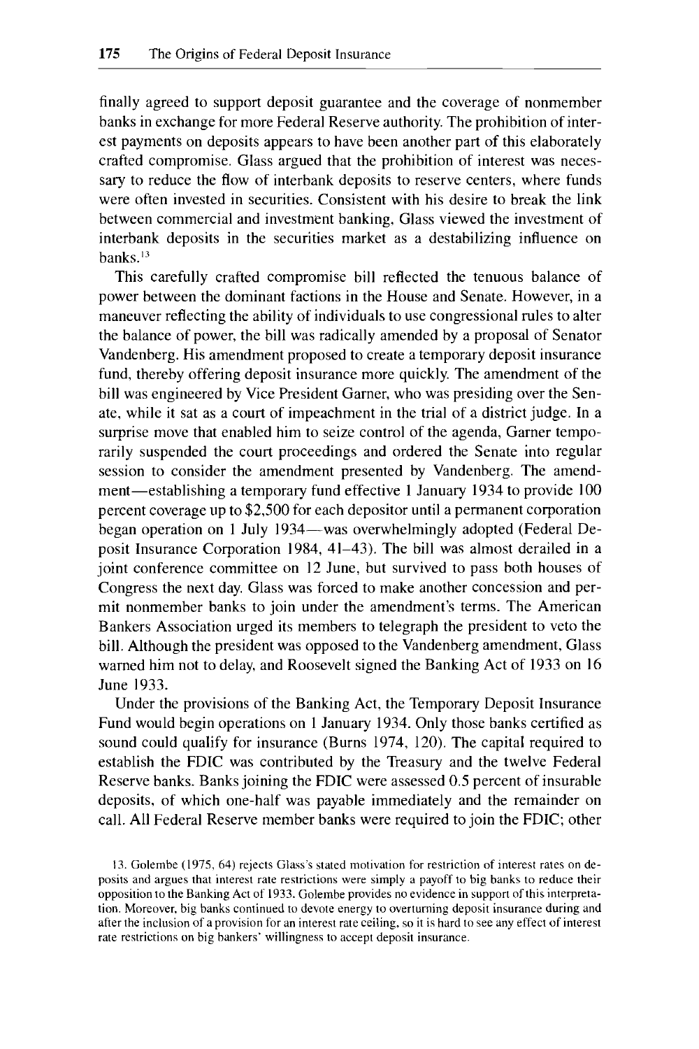finally agreed to support deposit guarantee and the coverage of nonmember banks in exchange for more Federal Reserve authority. The prohibition of interest payments on deposits appears to have been another part of this elaborately crafted compromise. Glass argued that the prohibition of interest was necessary to reduce the flow of interbank deposits to reserve centers, where funds were often invested in securities. Consistent with his desire to break the link between commercial and investment banking, Glass viewed the investment of interbank deposits in the securities market as a destabilizing influence on banks.[13]

This carefully crafted compromise bill reflected the tenuous balance of power between the dominant factions in the House and Senate. However, in a maneuver reflecting the ability of individuals to use congressional rules to alter the balance of power, the bill was radically amended by a proposal of Senator Vandenberg. His amendment proposed to create a temporary deposit insurance fund, thereby offering deposit insurance more quickly. The amendment of the bill was engineered by Vice President Garner, who was presiding over the Senate, while it sat as a court of impeachment in the trial of a district judge. In a surprise move that enabled him to seize control of the agenda, Garner temporarily suspended the court proceedings and ordered the Senate into regular session to consider the amendment presented by Vandenberg. The amendment—establishing a temporary fund effective 1 January 1934 to provide 100 percent coverage up to $2,500 for each depositor until a permanent corporation began operation on 1 July 1934—was overwhelmingly adopted (Federal Deposit Insurance Corporation 1984, 41–43). The bill was almost derailed in a joint conference committee on 12 June, but survived to pass both houses of Congress the next day. Glass was forced to make another concession and permit nonmember banks to join under the amendment's terms. The American Bankers Association urged its members to telegraph the president to veto the bill. Although the president was opposed to the Vandenberg amendment, Glass warned him not to delay, and Roosevelt signed the Banking Act of 1933 on 16 June 1933.

Under the provisions of the Banking Act, the Temporary Deposit Insurance Fund would begin operations on 1 January 1934. Only those banks certified as sound could qualify for insurance (Burns 1974, 120). The capital required to establish the FDIC was contributed by the Treasury and the twelve Federal Reserve banks. Banks joining the FDIC were assessed 0.5 percent of insurable deposits, of which one-half was payable immediately and the remainder on call. All Federal Reserve member banks were required to join the FDIC; other

13. Golembe (1975, 64) rejects Glass's stated motivation for restriction of interest rates on deposits and argues that interest rate restrictions were simply a payoff to big banks to reduce their opposition to the Banking Act of 1933. Golembe provides no evidence in support of this interpretation. Moreover, big banks continued to devote energy to overturning deposit insurance during and after the inclusion of a provision for an interest rate ceiling, so it is hard to see any effect of interest rate restrictions on big bankers' willingness to accept deposit insurance.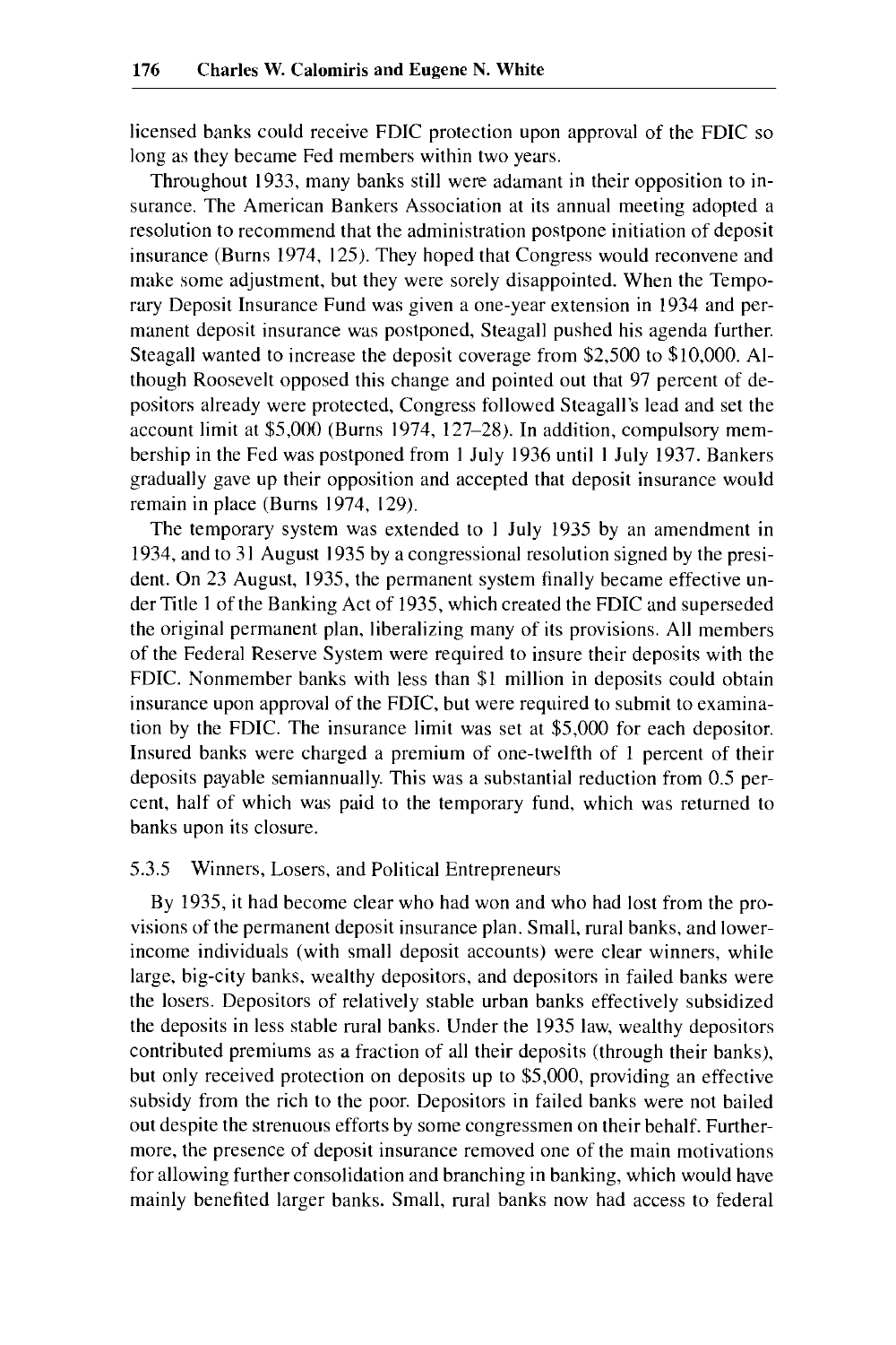licensed banks could receive FDIC protection upon approval of the FDIC so long as they became Fed members within two years.

Throughout 1933, many banks still were adamant in their opposition to insurance. The American Bankers Association at its annual meeting adopted a resolution to recommend that the administration postpone initiation of deposit insurance (Burns 1974, 125). They hoped that Congress would reconvene and make some adjustment, but they were sorely disappointed. When the Temporary Deposit Insurance Fund was given a one-year extension in 1934 and permanent deposit insurance was postponed, Steagall pushed his agenda further. Steagall wanted to increase the deposit coverage from $2,500 to $10,000. Although Roosevelt opposed this change and pointed out that 97 percent of depositors already were protected, Congress followed Steagall's lead and set the account limit at $5,000 (Burns 1974, 127–28). In addition, compulsory membership in the Fed was postponed from 1 July 1936 until 1 July 1937. Bankers gradually gave up their opposition and accepted that deposit insurance would remain in place (Burns 1974, 129).

The temporary system was extended to 1 July 1935 by an amendment in 1934, and to 31 August 1935 by a congressional resolution signed by the president. On 23 August, 1935, the permanent system finally became effective under Title 1 of the Banking Act of 1935, which created the FDIC and superseded the original permanent plan, liberalizing many of its provisions. All members of the Federal Reserve System were required to insure their deposits with the FDIC. Nonmember banks with less than $1 million in deposits could obtain insurance upon approval of the FDIC, but were required to submit to examination by the FDIC. The insurance limit was set at $5,000 for each depositor. Insured banks were charged a premium of one-twelfth of 1 percent of their deposits payable semiannually. This was a substantial reduction from 0.5 percent, half of which was paid to the temporary fund, which was returned to banks upon its closure.

### 5.3.5 Winners, Losers, and Political Entrepreneurs

By 1935, it had become clear who had won and who had lost from the provisions of the permanent deposit insurance plan. Small, rural banks, and lower-income individuals (with small deposit accounts) were clear winners, while large, big-city banks, wealthy depositors, and depositors in failed banks were the losers. Depositors of relatively stable urban banks effectively subsidized the deposits in less stable rural banks. Under the 1935 law, wealthy depositors contributed premiums as a fraction of all their deposits (through their banks), but only received protection on deposits up to $5,000, providing an effective subsidy from the rich to the poor. Depositors in failed banks were not bailed out despite the strenuous efforts by some congressmen on their behalf. Furthermore, the presence of deposit insurance removed one of the main motivations for allowing further consolidation and branching in banking, which would have mainly benefited larger banks. Small, rural banks now had access to federal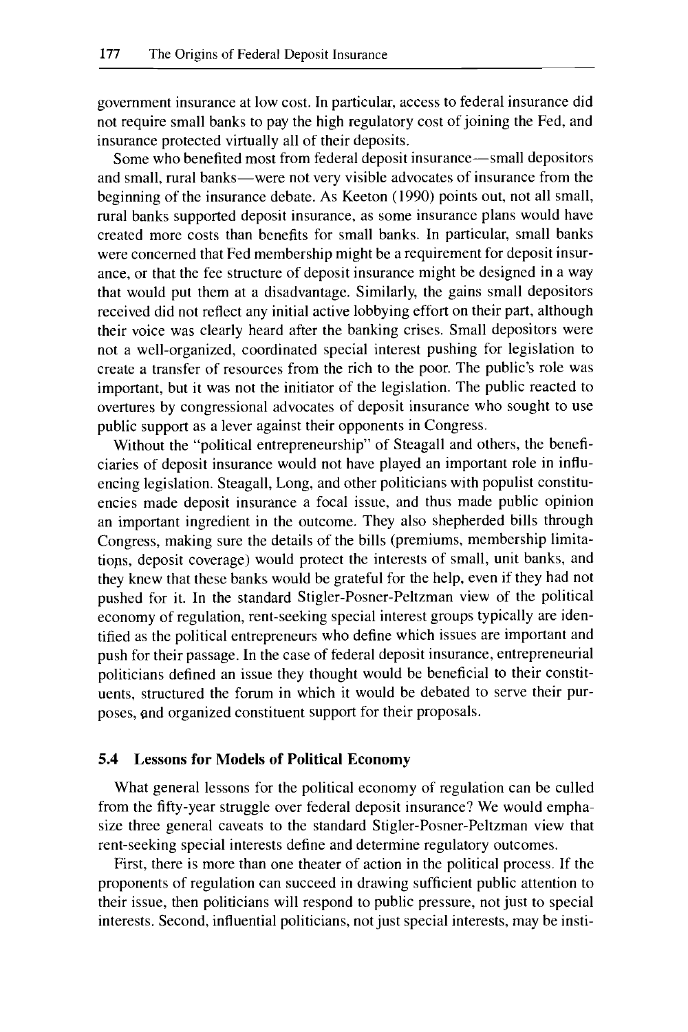government insurance at low cost. In particular, access to federal insurance did not require small banks to pay the high regulatory cost of joining the Fed, and insurance protected virtually all of their deposits.

Some who benefited most from federal deposit insurance—small depositors and small, rural banks—were not very visible advocates of insurance from the beginning of the insurance debate. As Keeton (1990) points out, not all small, rural banks supported deposit insurance, as some insurance plans would have created more costs than benefits for small banks. In particular, small banks were concerned that Fed membership might be a requirement for deposit insurance, or that the fee structure of deposit insurance might be designed in a way that would put them at a disadvantage. Similarly, the gains small depositors received did not reflect any initial active lobbying effort on their part, although their voice was clearly heard after the banking crises. Small depositors were not a well-organized, coordinated special interest pushing for legislation to create a transfer of resources from the rich to the poor. The public's role was important, but it was not the initiator of the legislation. The public reacted to overtures by congressional advocates of deposit insurance who sought to use public support as a lever against their opponents in Congress.

Without the "political entrepreneurship" of Steagall and others, the beneficiaries of deposit insurance would not have played an important role in influencing legislation. Steagall, Long, and other politicians with populist constituencies made deposit insurance a focal issue, and thus made public opinion an important ingredient in the outcome. They also shepherded bills through Congress, making sure the details of the bills (premiums, membership limitations, deposit coverage) would protect the interests of small, unit banks, and they knew that these banks would be grateful for the help, even if they had not pushed for it. In the standard Stigler-Posner-Peltzman view of the political economy of regulation, rent-seeking special interest groups typically are identified as the political entrepreneurs who define which issues are important and push for their passage. In the case of federal deposit insurance, entrepreneurial politicians defined an issue they thought would be beneficial to their constituents, structured the forum in which it would be debated to serve their purposes, and organized constituent support for their proposals.

### 5.4 Lessons for Models of Political Economy

What general lessons for the political economy of regulation can be culled from the fifty-year struggle over federal deposit insurance? We would emphasize three general caveats to the standard Stigler-Posner-Peltzman view that rent-seeking special interests define and determine regulatory outcomes.

First, there is more than one theater of action in the political process. If the proponents of regulation can succeed in drawing sufficient public attention to their issue, then politicians will respond to public pressure, not just to special interests. Second, influential politicians, not just special interests, may be insti-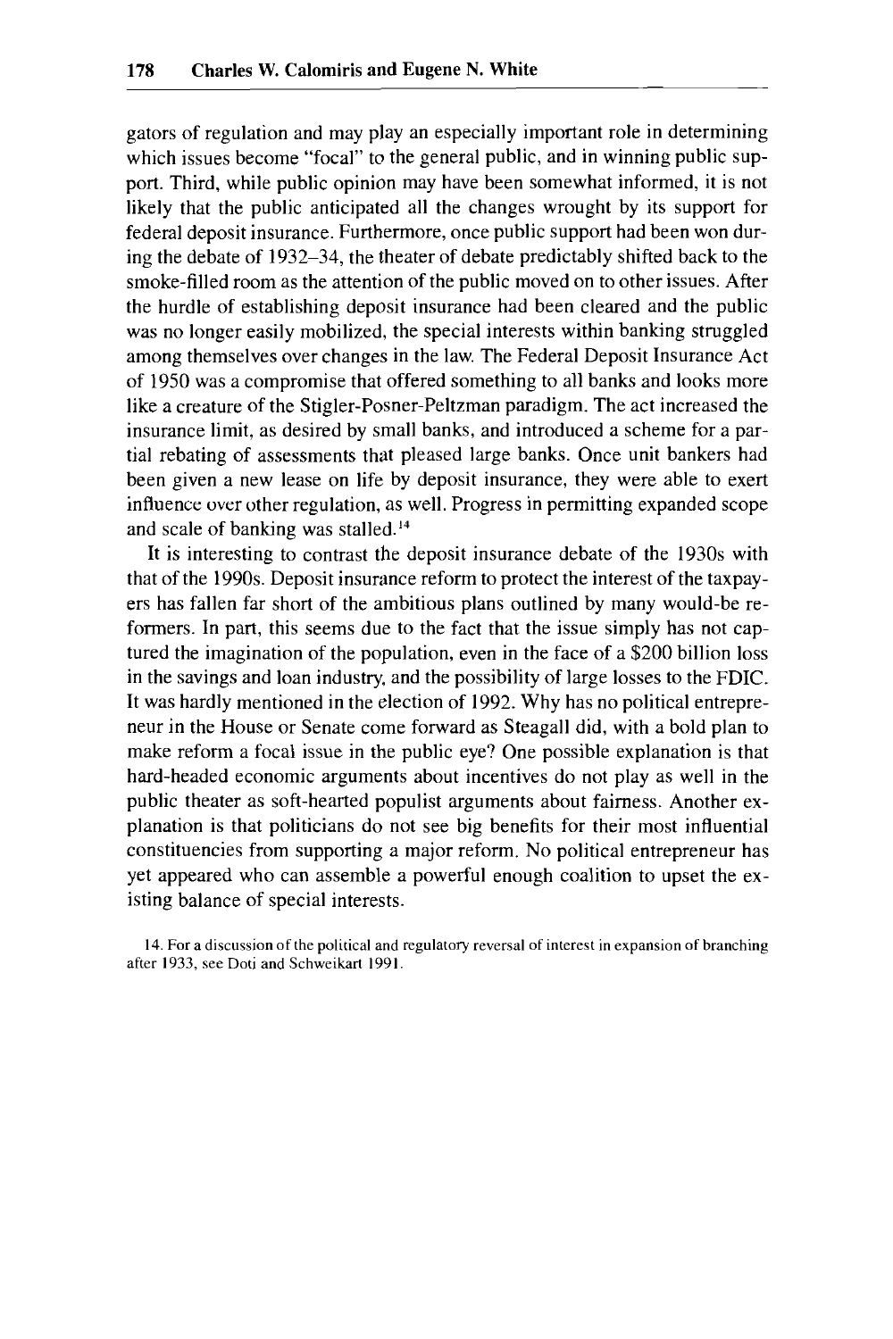gators of regulation and may play an especially important role in determining which issues become "focal" to the general public, and in winning public support. Third, while public opinion may have been somewhat informed, it is not likely that the public anticipated all the changes wrought by its support for federal deposit insurance. Furthermore, once public support had been won during the debate of 1932–34, the theater of debate predictably shifted back to the smoke-filled room as the attention of the public moved on to other issues. After the hurdle of establishing deposit insurance had been cleared and the public was no longer easily mobilized, the special interests within banking struggled among themselves over changes in the law. The Federal Deposit Insurance Act of 1950 was a compromise that offered something to all banks and looks more like a creature of the Stigler-Posner-Peltzman paradigm. The act increased the insurance limit, as desired by small banks, and introduced a scheme for a partial rebating of assessments that pleased large banks. Once unit bankers had been given a new lease on life by deposit insurance, they were able to exert influence over other regulation, as well. Progress in permitting expanded scope and scale of banking was stalled.[14]

It is interesting to contrast the deposit insurance debate of the 1930s with that of the 1990s. Deposit insurance reform to protect the interest of the taxpayers has fallen far short of the ambitious plans outlined by many would-be reformers. In part, this seems due to the fact that the issue simply has not captured the imagination of the population, even in the face of a $200 billion loss in the savings and loan industry, and the possibility of large losses to the FDIC. It was hardly mentioned in the election of 1992. Why has no political entrepreneur in the House or Senate come forward as Steagall did, with a bold plan to make reform a focal issue in the public eye? One possible explanation is that hard-headed economic arguments about incentives do not play as well in the public theater as soft-hearted populist arguments about fairness. Another explanation is that politicians do not see big benefits for their most influential constituencies from supporting a major reform. No political entrepreneur has yet appeared who can assemble a powerful enough coalition to upset the existing balance of special interests.

14. For a discussion of the political and regulatory reversal of interest in expansion of branching after 1933, see Doti and Schweikart 1991.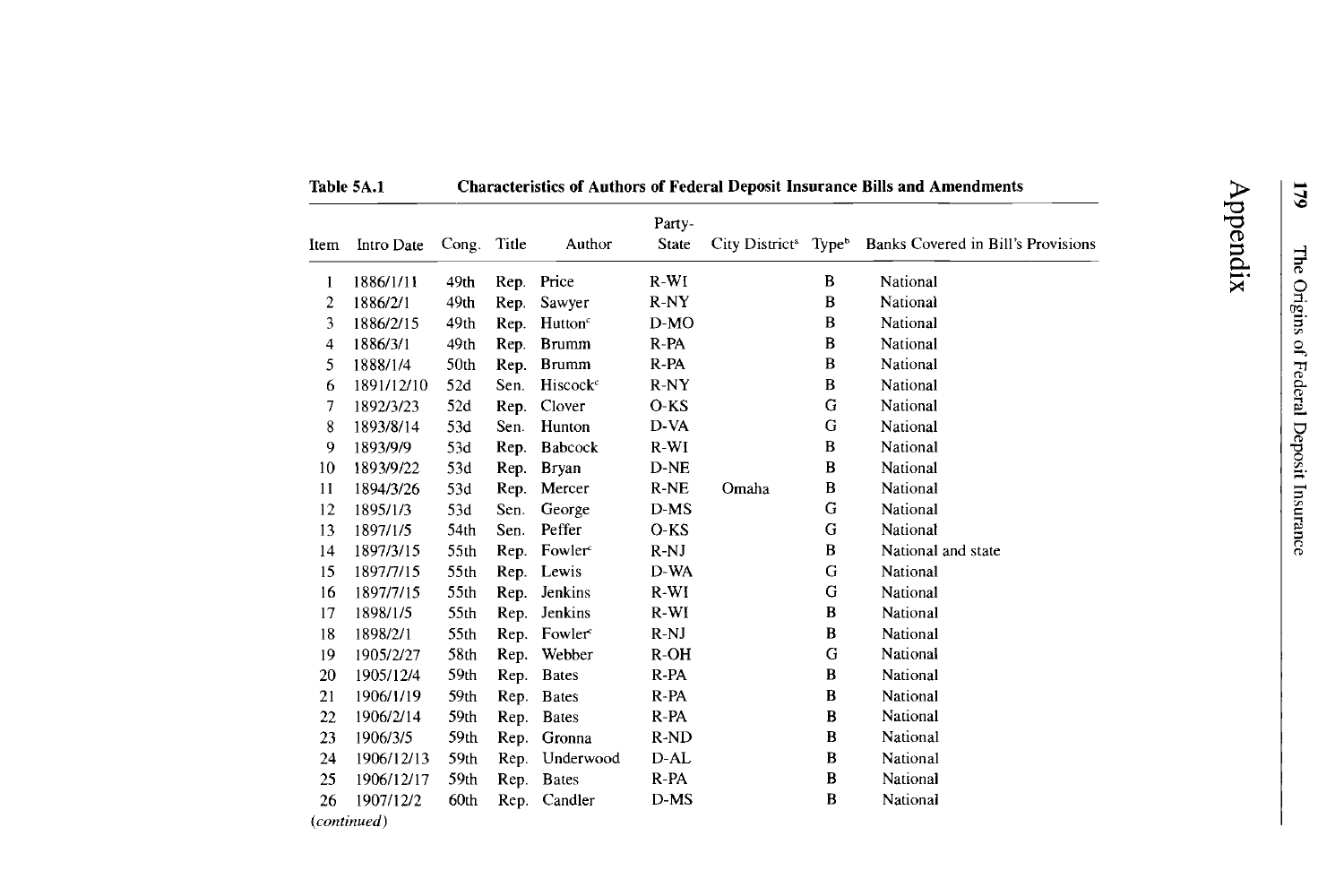# Appendix

**Table 5A.1 Characteristics of Authors of Federal Deposit Insurance Bills and Amendments**

| Item | Intro Date | Cong. | Title | Author | Party-State | City District[a] | Type[b] | Banks Covered in Bill's Provisions |
|---|---|---|---|---|---|---|---|---|
| 1 | 1886/1/11 | 49th | Rep. | Price | R-WI | | B | National |
| 2 | 1886/2/1 | 49th | Rep. | Sawyer | R-NY | | B | National |
| 3 | 1886/2/15 | 49th | Rep. | Hutton[c] | D-MO | | B | National |
| 4 | 1886/3/1 | 49th | Rep. | Brumm | R-PA | | B | National |
| 5 | 1888/1/4 | 50th | Rep. | Brumm | R-PA | | B | National |
| 6 | 1891/12/10 | 52d | Sen. | Hiscock[c] | R-NY | | B | National |
| 7 | 1892/3/23 | 52d | Rep. | Clover | O-KS | | G | National |
| 8 | 1893/8/14 | 53d | Sen. | Hunton | D-VA | | G | National |
| 9 | 1893/9/9 | 53d | Rep. | Babcock | R-WI | | B | National |
| 10 | 1893/9/22 | 53d | Rep. | Bryan | D-NE | | B | National |
| 11 | 1894/3/26 | 53d | Rep. | Mercer | R-NE | Omaha | B | National |
| 12 | 1895/1/3 | 53d | Sen. | George | D-MS | | G | National |
| 13 | 1897/1/5 | 54th | Sen. | Peffer | O-KS | | G | National |
| 14 | 1897/3/15 | 55th | Rep. | Fowler[c] | R-NJ | | B | National and state |
| 15 | 1897/7/15 | 55th | Rep. | Lewis | D-WA | | G | National |
| 16 | 1897/7/15 | 55th | Rep. | Jenkins | R-WI | | G | National |
| 17 | 1898/1/5 | 55th | Rep. | Jenkins | R-WI | | B | National |
| 18 | 1898/2/1 | 55th | Rep. | Fowler[c] | R-NJ | | B | National |
| 19 | 1905/2/27 | 58th | Rep. | Webber | R-OH | | G | National |
| 20 | 1905/12/4 | 59th | Rep. | Bates | R-PA | | B | National |
| 21 | 1906/1/19 | 59th | Rep. | Bates | R-PA | | B | National |
| 22 | 1906/2/14 | 59th | Rep. | Bates | R-PA | | B | National |
| 23 | 1906/3/5 | 59th | Rep. | Gronna | R-ND | | B | National |
| 24 | 1906/12/13 | 59th | Rep. | Underwood | D-AL | | B | National |
| 25 | 1906/12/17 | 59th | Rep. | Bates | R-PA | | B | National |
| 26 | 1907/12/2 | 60th | Rep. | Candler | D-MS | | B | National |

*(continued)*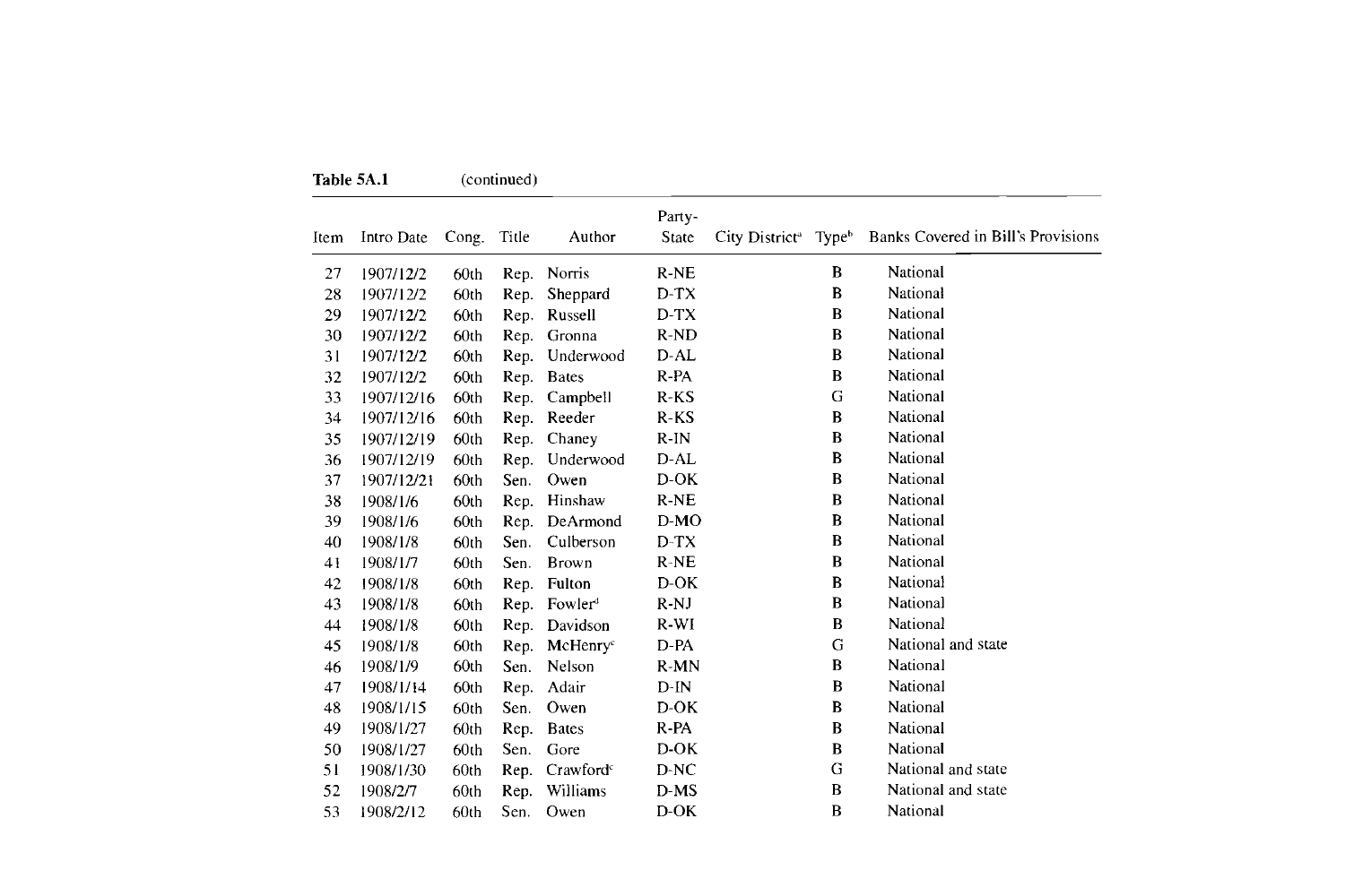**Table 5A.1** (continued)

| Item | Intro Date | Cong. | Title | Author | Party-State | City District[a] | Type[b] | Banks Covered in Bill's Provisions |
|---|---|---|---|---|---|---|---|---|
| 27 | 1907/12/2 | 60th | Rep. | Norris | R-NE | | B | National |
| 28 | 1907/12/2 | 60th | Rep. | Sheppard | D-TX | | B | National |
| 29 | 1907/12/2 | 60th | Rep. | Russell | D-TX | | B | National |
| 30 | 1907/12/2 | 60th | Rep. | Gronna | R-ND | | B | National |
| 31 | 1907/12/2 | 60th | Rep. | Underwood | D-AL | | B | National |
| 32 | 1907/12/2 | 60th | Rep. | Bates | R-PA | | B | National |
| 33 | 1907/12/16 | 60th | Rep. | Campbell | R-KS | | G | National |
| 34 | 1907/12/16 | 60th | Rep. | Reeder | R-KS | | B | National |
| 35 | 1907/12/19 | 60th | Rep. | Chaney | R-IN | | B | National |
| 36 | 1907/12/19 | 60th | Rep. | Underwood | D-AL | | B | National |
| 37 | 1907/12/21 | 60th | Sen. | Owen | D-OK | | B | National |
| 38 | 1908/1/6 | 60th | Rep. | Hinshaw | R-NE | | B | National |
| 39 | 1908/1/6 | 60th | Rep. | DeArmond | D-MO | | B | National |
| 40 | 1908/1/8 | 60th | Sen. | Culberson | D-TX | | B | National |
| 41 | 1908/1/7 | 60th | Sen. | Brown | R-NE | | B | National |
| 42 | 1908/1/8 | 60th | Rep. | Fulton | D-OK | | B | National |
| 43 | 1908/1/8 | 60th | Rep. | Fowler[d] | R-NJ | | B | National |
| 44 | 1908/1/8 | 60th | Rep. | Davidson | R-WI | | B | National |
| 45 | 1908/1/8 | 60th | Rep. | McHenry[c] | D-PA | | G | National and state |
| 46 | 1908/1/9 | 60th | Sen. | Nelson | R-MN | | B | National |
| 47 | 1908/1/14 | 60th | Rep. | Adair | D-IN | | B | National |
| 48 | 1908/1/15 | 60th | Sen. | Owen | D-OK | | B | National |
| 49 | 1908/1/27 | 60th | Rep. | Bates | R-PA | | B | National |
| 50 | 1908/1/27 | 60th | Sen. | Gore | D-OK | | B | National |
| 51 | 1908/1/30 | 60th | Rep. | Crawford[c] | D-NC | | G | National and state |
| 52 | 1908/2/7 | 60th | Rep. | Williams | D-MS | | B | National and state |
| 53 | 1908/2/12 | 60th | Sen. | Owen | D-OK | | B | National |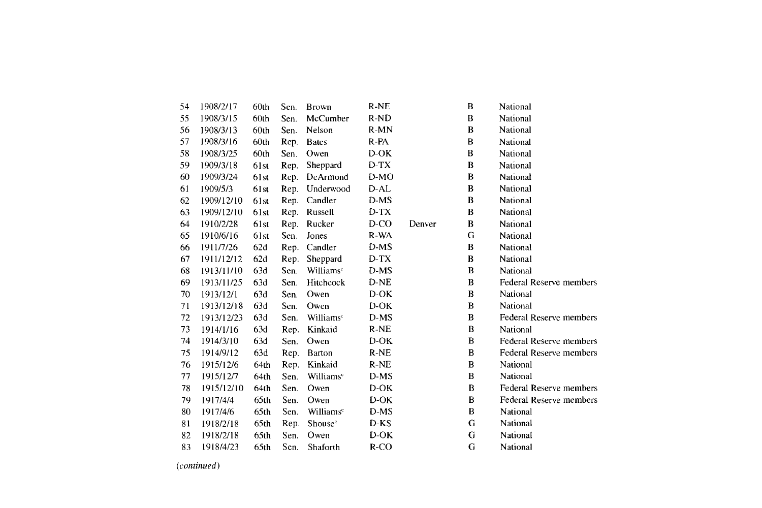| | | | | | | | | |
|---|---|---|---|---|---|---|---|---|
| 54 | 1908/2/17 | 60th | Sen. | Brown | R-NE | | B | National |
| 55 | 1908/3/15 | 60th | Sen. | McCumber | R-ND | | B | National |
| 56 | 1908/3/13 | 60th | Sen. | Nelson | R-MN | | B | National |
| 57 | 1908/3/16 | 60th | Rep. | Bates | R-PA | | B | National |
| 58 | 1908/3/25 | 60th | Sen. | Owen | D-OK | | B | National |
| 59 | 1909/3/18 | 61st | Rep. | Sheppard | D-TX | | B | National |
| 60 | 1909/3/24 | 61st | Rep. | DeArmond | D-MO | | B | National |
| 61 | 1909/5/3 | 61st | Rep. | Underwood | D-AL | | B | National |
| 62 | 1909/12/10 | 61st | Rep. | Candler | D-MS | | B | National |
| 63 | 1909/12/10 | 61st | Rep. | Russell | D-TX | | B | National |
| 64 | 1910/2/28 | 61st | Rep. | Rucker | D-CO | Denver | B | National |
| 65 | 1910/6/16 | 61st | Sen. | Jones | R-WA | | G | National |
| 66 | 1911/7/26 | 62d | Rep. | Candler | D-MS | | B | National |
| 67 | 1911/12/12 | 62d | Rep. | Sheppard | D-TX | | B | National |
| 68 | 1913/11/10 | 63d | Sen. | Williams[c] | D-MS | | B | National |
| 69 | 1913/11/25 | 63d | Sen. | Hitchcock | D-NE | | B | Federal Reserve members |
| 70 | 1913/12/1 | 63d | Sen. | Owen | D-OK | | B | National |
| 71 | 1913/12/18 | 63d | Sen. | Owen | D-OK | | B | National |
| 72 | 1913/12/23 | 63d | Sen. | Williams[c] | D-MS | | B | Federal Reserve members |
| 73 | 1914/1/16 | 63d | Rep. | Kinkaid | R-NE | | B | National |
| 74 | 1914/3/10 | 63d | Sen. | Owen | D-OK | | B | Federal Reserve members |
| 75 | 1914/9/12 | 63d | Rep. | Barton | R-NE | | B | Federal Reserve members |
| 76 | 1915/12/6 | 64th | Rep. | Kinkaid | R-NE | | B | National |
| 77 | 1915/12/7 | 64th | Sen. | Williams[c] | D-MS | | B | National |
| 78 | 1915/12/10 | 64th | Sen. | Owen | D-OK | | B | Federal Reserve members |
| 79 | 1917/4/4 | 65th | Sen. | Owen | D-OK | | B | Federal Reserve members |
| 80 | 1917/4/6 | 65th | Sen. | Williams[c] | D-MS | | B | National |
| 81 | 1918/2/18 | 65th | Rep. | Shouse[c] | D-KS | | G | National |
| 82 | 1918/2/18 | 65th | Sen. | Owen | D-OK | | G | National |
| 83 | 1918/4/23 | 65th | Sen. | Shaforth | R-CO | | G | National |

*(continued)*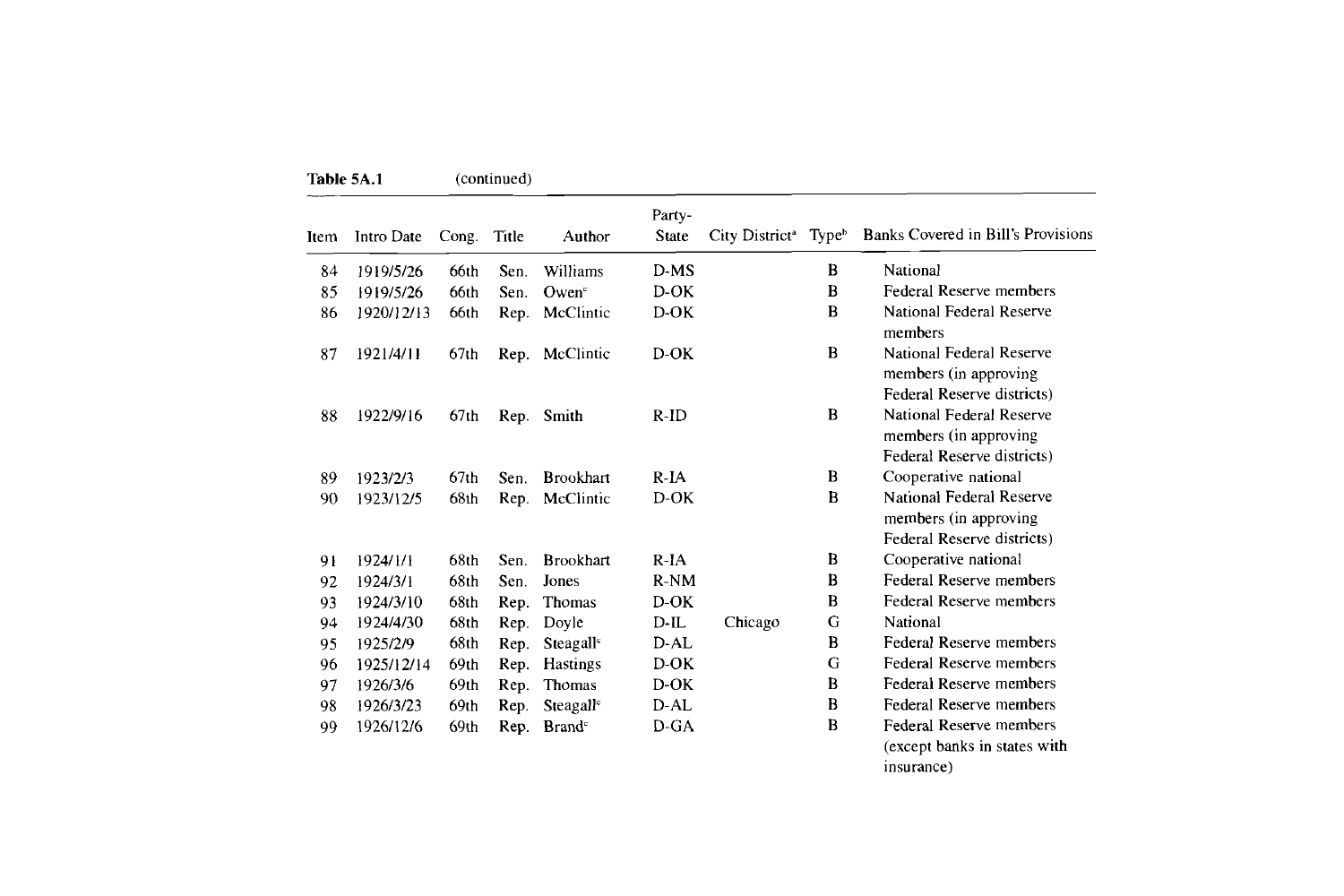**Table 5A.1** (continued)

| Item | Intro Date | Cong. | Title | Author | Party-State | City District[a] | Type[b] | Banks Covered in Bill's Provisions |
|---|---|---|---|---|---|---|---|---|
| 84 | 1919/5/26 | 66th | Sen. | Williams | D-MS | | B | National |
| 85 | 1919/5/26 | 66th | Sen. | Owen[c] | D-OK | | B | Federal Reserve members |
| 86 | 1920/12/13 | 66th | Rep. | McClintic | D-OK | | B | National Federal Reserve members |
| 87 | 1921/4/11 | 67th | Rep. | McClintic | D-OK | | B | National Federal Reserve members (in approving Federal Reserve districts) |
| 88 | 1922/9/16 | 67th | Rep. | Smith | R-ID | | B | National Federal Reserve members (in approving Federal Reserve districts) |
| 89 | 1923/2/3 | 67th | Sen. | Brookhart | R-IA | | B | Cooperative national |
| 90 | 1923/12/5 | 68th | Rep. | McClintic | D-OK | | B | National Federal Reserve members (in approving Federal Reserve districts) |
| 91 | 1924/1/1 | 68th | Sen. | Brookhart | R-IA | | B | Cooperative national |
| 92 | 1924/3/1 | 68th | Sen. | Jones | R-NM | | B | Federal Reserve members |
| 93 | 1924/3/10 | 68th | Rep. | Thomas | D-OK | | B | Federal Reserve members |
| 94 | 1924/4/30 | 68th | Rep. | Doyle | D-IL | Chicago | G | National |
| 95 | 1925/2/9 | 68th | Rep. | Steagall[c] | D-AL | | B | Federal Reserve members |
| 96 | 1925/12/14 | 69th | Rep. | Hastings | D-OK | | G | Federal Reserve members |
| 97 | 1926/3/6 | 69th | Rep. | Thomas | D-OK | | B | Federal Reserve members |
| 98 | 1926/3/23 | 69th | Rep. | Steagall[c] | D-AL | | B | Federal Reserve members |
| 99 | 1926/12/6 | 69th | Rep. | Brand[c] | D-GA | | B | Federal Reserve members (except banks in states with insurance) |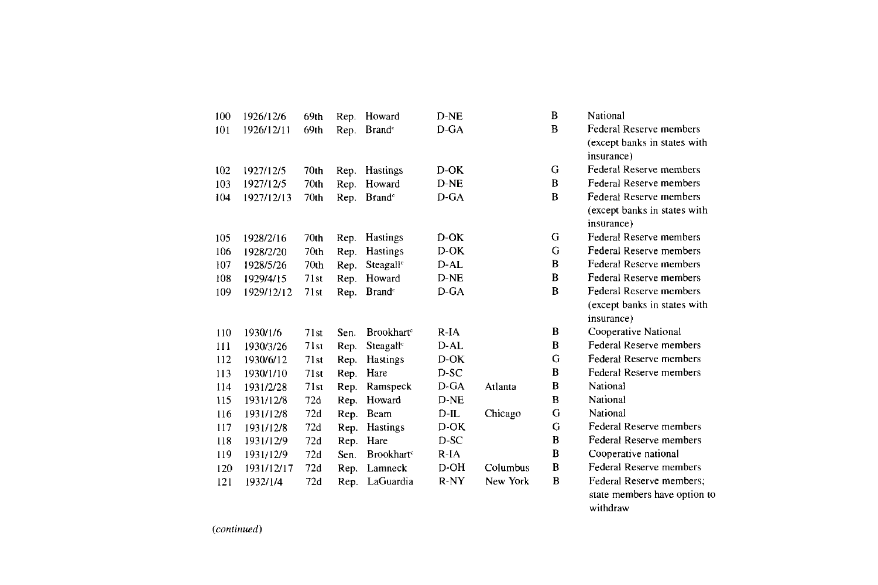| | | | | | | | | |
|---|---|---|---|---|---|---|---|---|
| 100 | 1926/12/6 | 69th | Rep. | Howard | D-NE | | B | National |
| 101 | 1926/12/11 | 69th | Rep. | Brand[c] | D-GA | | B | Federal Reserve members (except banks in states with insurance) |
| 102 | 1927/12/5 | 70th | Rep. | Hastings | D-OK | | G | Federal Reserve members |
| 103 | 1927/12/5 | 70th | Rep. | Howard | D-NE | | B | Federal Reserve members |
| 104 | 1927/12/13 | 70th | Rep. | Brand[c] | D-GA | | B | Federal Reserve members (except banks in states with insurance) |
| 105 | 1928/2/16 | 70th | Rep. | Hastings | D-OK | | G | Federal Reserve members |
| 106 | 1928/2/20 | 70th | Rep. | Hastings | D-OK | | G | Federal Reserve members |
| 107 | 1928/5/26 | 70th | Rep. | Steagall[c] | D-AL | | B | Federal Reserve members |
| 108 | 1929/4/15 | 71st | Rep. | Howard | D-NE | | B | Federal Reserve members |
| 109 | 1929/12/12 | 71st | Rep. | Brand[c] | D-GA | | B | Federal Reserve members (except banks in states with insurance) |
| 110 | 1930/1/6 | 71st | Sen. | Brookhart[c] | R-IA | | B | Cooperative National |
| 111 | 1930/3/26 | 71st | Rep. | Steagall[c] | D-AL | | B | Federal Reserve members |
| 112 | 1930/6/12 | 71st | Rep. | Hastings | D-OK | | G | Federal Reserve members |
| 113 | 1930/1/10 | 71st | Rep. | Hare | D-SC | | B | Federal Reserve members |
| 114 | 1931/2/28 | 71st | Rep. | Ramspeck | D-GA | Atlanta | B | National |
| 115 | 1931/12/8 | 72d | Rep. | Howard | D-NE | | B | National |
| 116 | 1931/12/8 | 72d | Rep. | Beam | D-IL | Chicago | G | National |
| 117 | 1931/12/8 | 72d | Rep. | Hastings | D-OK | | G | Federal Reserve members |
| 118 | 1931/12/9 | 72d | Rep. | Hare | D-SC | | B | Federal Reserve members |
| 119 | 1931/12/9 | 72d | Sen. | Brookhart[c] | R-IA | | B | Cooperative national |
| 120 | 1931/12/17 | 72d | Rep. | Lamneck | D-OH | Columbus | B | Federal Reserve members |
| 121 | 1932/1/4 | 72d | Rep. | LaGuardia | R-NY | New York | B | Federal Reserve members; state members have option to withdraw |

*(continued)*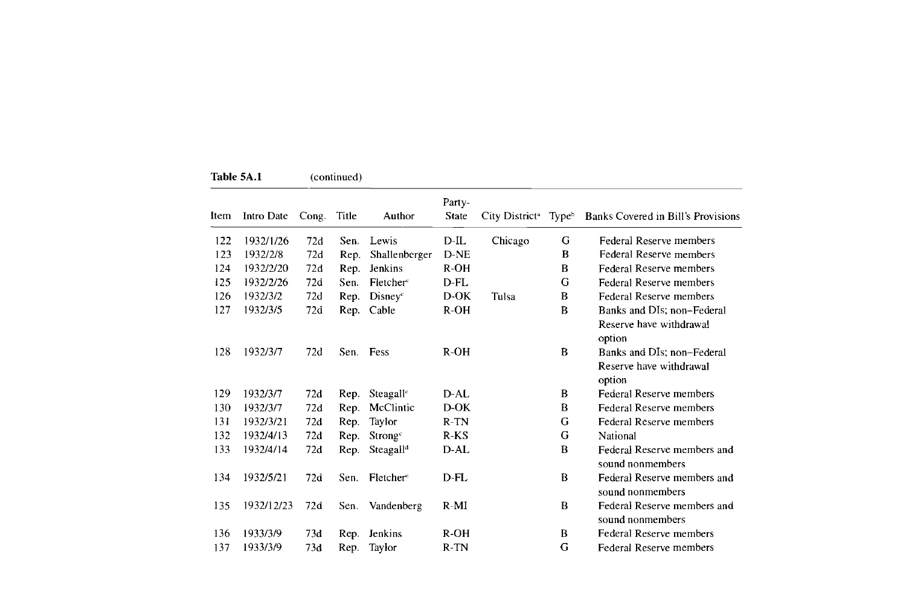**Table 5A.1** (continued)

| Item | Intro Date | Cong. | Title | Author | Party-State | City District[a] | Type[b] | Banks Covered in Bill's Provisions |
|---|---|---|---|---|---|---|---|---|
| 122 | 1932/1/26 | 72d | Sen. | Lewis | D-IL | Chicago | G | Federal Reserve members |
| 123 | 1932/2/8 | 72d | Rep. | Shallenberger | D-NE | | B | Federal Reserve members |
| 124 | 1932/2/20 | 72d | Rep. | Jenkins | R-OH | | B | Federal Reserve members |
| 125 | 1932/2/26 | 72d | Sen. | Fletcher[c] | D-FL | | G | Federal Reserve members |
| 126 | 1932/3/2 | 72d | Rep. | Disney[c] | D-OK | Tulsa | B | Federal Reserve members |
| 127 | 1932/3/5 | 72d | Rep. | Cable | R-OH | | B | Banks and DIs; non–Federal Reserve have withdrawal option |
| 128 | 1932/3/7 | 72d | Sen. | Fess | R-OH | | B | Banks and DIs; non–Federal Reserve have withdrawal option |
| 129 | 1932/3/7 | 72d | Rep. | Steagall[c] | D-AL | | B | Federal Reserve members |
| 130 | 1932/3/7 | 72d | Rep. | McClintic | D-OK | | B | Federal Reserve members |
| 131 | 1932/3/21 | 72d | Rep. | Taylor | R-TN | | G | Federal Reserve members |
| 132 | 1932/4/13 | 72d | Rep. | Strong[c] | R-KS | | G | National |
| 133 | 1932/4/14 | 72d | Rep. | Steagall[d] | D-AL | | B | Federal Reserve members and sound nonmembers |
| 134 | 1932/5/21 | 72d | Sen. | Fletcher[c] | D-FL | | B | Federal Reserve members and sound nonmembers |
| 135 | 1932/12/23 | 72d | Sen. | Vandenberg | R-MI | | B | Federal Reserve members and sound nonmembers |
| 136 | 1933/3/9 | 73d | Rep. | Jenkins | R-OH | | B | Federal Reserve members |
| 137 | 1933/3/9 | 73d | Rep. | Taylor | R-TN | | G | Federal Reserve members |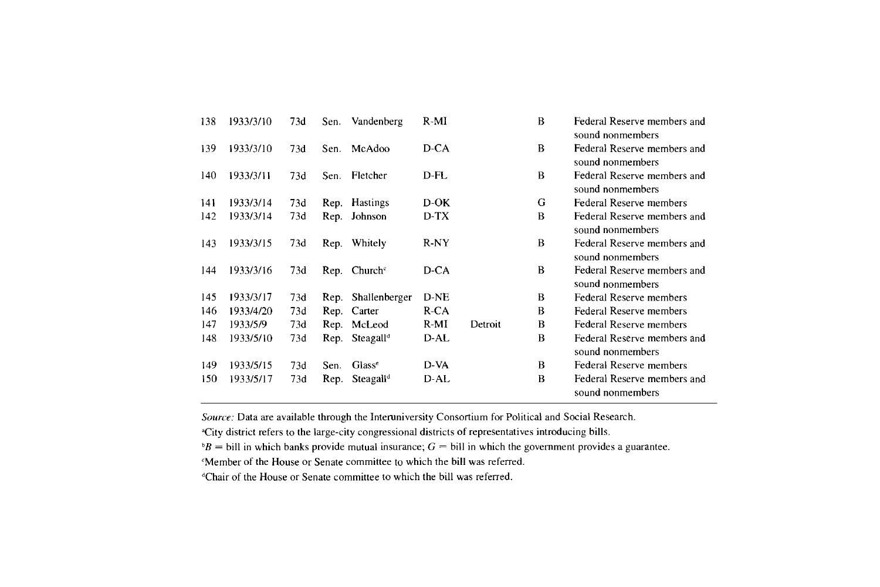| | | | | | | | | |
|---|---|---|---|---|---|---|---|---|
| 138 | 1933/3/10 | 73d | Sen. | Vandenberg | R-MI | | B | Federal Reserve members and sound nonmembers |
| 139 | 1933/3/10 | 73d | Sen. | McAdoo | D-CA | | B | Federal Reserve members and sound nonmembers |
| 140 | 1933/3/11 | 73d | Sen. | Fletcher | D-FL | | B | Federal Reserve members and sound nonmembers |
| 141 | 1933/3/14 | 73d | Rep. | Hastings | D-OK | | G | Federal Reserve members |
| 142 | 1933/3/14 | 73d | Rep. | Johnson | D-TX | | B | Federal Reserve members and sound nonmembers |
| 143 | 1933/3/15 | 73d | Rep. | Whitely | R-NY | | B | Federal Reserve members and sound nonmembers |
| 144 | 1933/3/16 | 73d | Rep. | Church[c] | D-CA | | B | Federal Reserve members and sound nonmembers |
| 145 | 1933/3/17 | 73d | Rep. | Shallenberger | D-NE | | B | Federal Reserve members |
| 146 | 1933/4/20 | 73d | Rep. | Carter | R-CA | | B | Federal Reserve members |
| 147 | 1933/5/9 | 73d | Rep. | McLeod | R-MI | Detroit | B | Federal Reserve members |
| 148 | 1933/5/10 | 73d | Rep. | Steagall[d] | D-AL | | B | Federal Reserve members and sound nonmembers |
| 149 | 1933/5/15 | 73d | Sen. | Glass[e] | D-VA | | B | Federal Reserve members |
| 150 | 1933/5/17 | 73d | Rep. | Steagall[d] | D-AL | | B | Federal Reserve members and sound nonmembers |

*Source:* Data are available through the Interuniversity Consortium for Political and Social Research.

[a]City district refers to the large-city congressional districts of representatives introducing bills.

[b]$B$ = bill in which banks provide mutual insurance; $G$ = bill in which the government provides a guarantee.

[c]Member of the House or Senate committee to which the bill was referred.

[d]Chair of the House or Senate committee to which the bill was referred.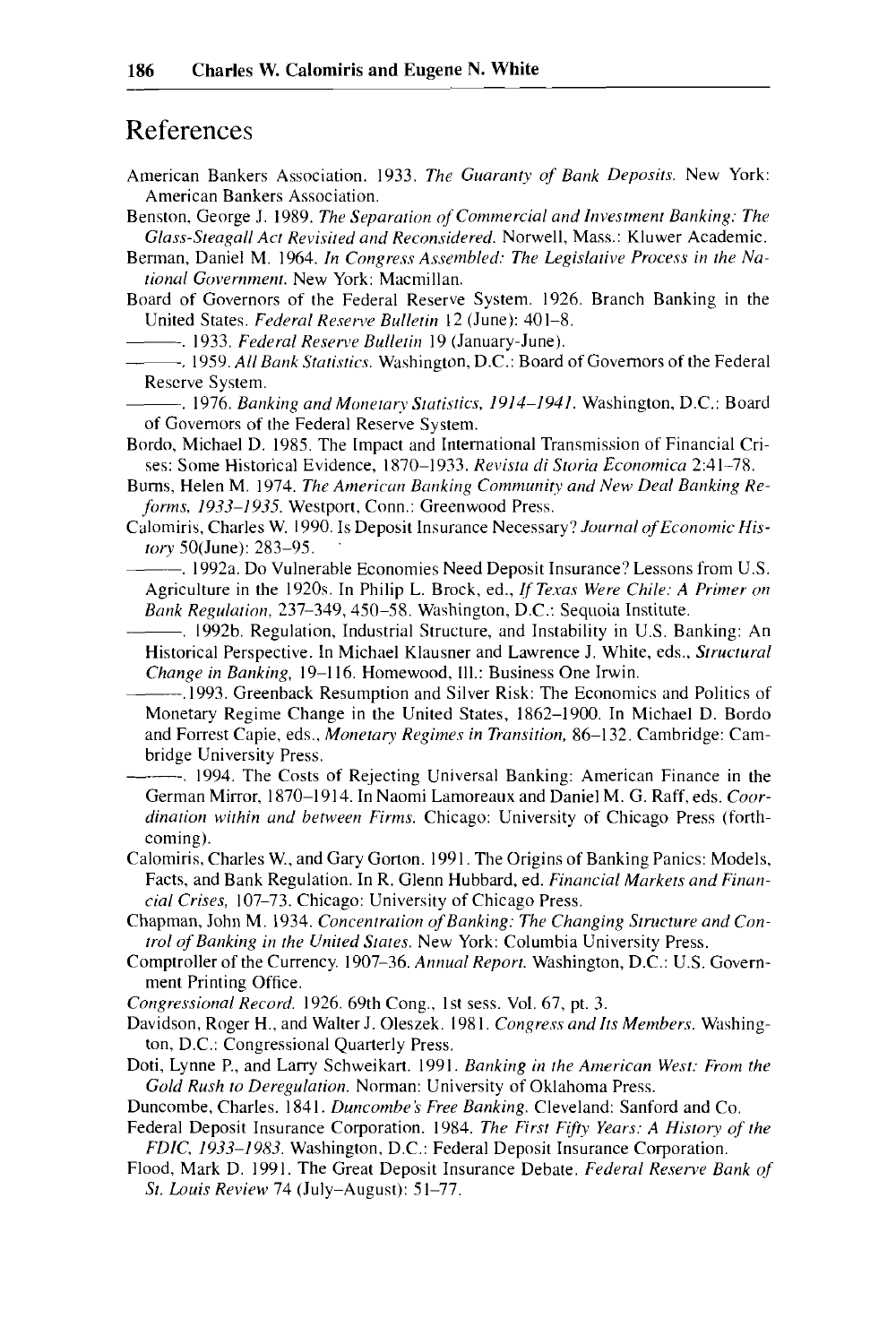## References

American Bankers Association. 1933. *The Guaranty of Bank Deposits*. New York: American Bankers Association.

Benston, George J. 1989. *The Separation of Commercial and Investment Banking: The Glass-Steagall Act Revisited and Reconsidered*. Norwell, Mass.: Kluwer Academic.

Berman, Daniel M. 1964. *In Congress Assembled: The Legislative Process in the National Government*. New York: Macmillan.

Board of Governors of the Federal Reserve System. 1926. Branch Banking in the United States. *Federal Reserve Bulletin* 12 (June): 401–8.

———. 1933. *Federal Reserve Bulletin* 19 (January-June).

———. 1959. *All Bank Statistics*. Washington, D.C.: Board of Governors of the Federal Reserve System.

———. 1976. *Banking and Monetary Statistics, 1914–1941*. Washington, D.C.: Board of Governors of the Federal Reserve System.

Bordo, Michael D. 1985. The Impact and International Transmission of Financial Crises: Some Historical Evidence, 1870–1933. *Revista di Storia Economica* 2:41–78.

Burns, Helen M. 1974. *The American Banking Community and New Deal Banking Reforms, 1933–1935*. Westport, Conn.: Greenwood Press.

Calomiris, Charles W. 1990. Is Deposit Insurance Necessary? *Journal of Economic History* 50(June): 283–95.

———. 1992a. Do Vulnerable Economies Need Deposit Insurance? Lessons from U.S. Agriculture in the 1920s. In Philip L. Brock, ed., *If Texas Were Chile: A Primer on Bank Regulation*, 237–349, 450–58. Washington, D.C.: Sequoia Institute.

———. 1992b. Regulation, Industrial Structure, and Instability in U.S. Banking: An Historical Perspective. In Michael Klausner and Lawrence J. White, eds., *Structural Change in Banking*, 19–116. Homewood, Ill.: Business One Irwin.

———. 1993. Greenback Resumption and Silver Risk: The Economics and Politics of Monetary Regime Change in the United States, 1862–1900. In Michael D. Bordo and Forrest Capie, eds., *Monetary Regimes in Transition*, 86–132. Cambridge: Cambridge University Press.

———. 1994. The Costs of Rejecting Universal Banking: American Finance in the German Mirror, 1870–1914. In Naomi Lamoreaux and Daniel M. G. Raff, eds. *Coordination within and between Firms*. Chicago: University of Chicago Press (forthcoming).

Calomiris, Charles W., and Gary Gorton. 1991. The Origins of Banking Panics: Models, Facts, and Bank Regulation. In R. Glenn Hubbard, ed. *Financial Markets and Financial Crises*, 107–73. Chicago: University of Chicago Press.

Chapman, John M. 1934. *Concentration of Banking: The Changing Structure and Control of Banking in the United States*. New York: Columbia University Press.

Comptroller of the Currency. 1907–36. *Annual Report*. Washington, D.C.: U.S. Government Printing Office.

*Congressional Record*. 1926. 69th Cong., 1st sess. Vol. 67, pt. 3.

Davidson, Roger H., and Walter J. Oleszek. 1981. *Congress and Its Members*. Washington, D.C.: Congressional Quarterly Press.

Doti, Lynne P., and Larry Schweikart. 1991. *Banking in the American West: From the Gold Rush to Deregulation*. Norman: University of Oklahoma Press.

Duncombe, Charles. 1841. *Duncombe's Free Banking*. Cleveland: Sanford and Co.

Federal Deposit Insurance Corporation. 1984. *The First Fifty Years: A History of the FDIC, 1933–1983*. Washington, D.C.: Federal Deposit Insurance Corporation.

Flood, Mark D. 1991. The Great Deposit Insurance Debate. *Federal Reserve Bank of St. Louis Review* 74 (July–August): 51–77.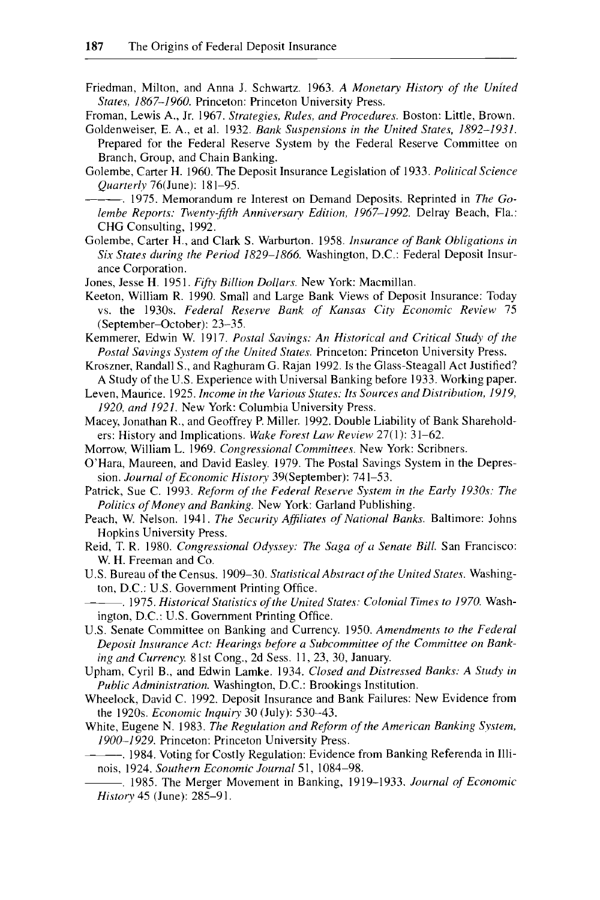Friedman, Milton, and Anna J. Schwartz. 1963. *A Monetary History of the United States, 1867–1960.* Princeton: Princeton University Press.

Froman, Lewis A., Jr. 1967. *Strategies, Rules, and Procedures.* Boston: Little, Brown.

Goldenweiser, E. A., et al. 1932. *Bank Suspensions in the United States, 1892–1931.* Prepared for the Federal Reserve System by the Federal Reserve Committee on Branch, Group, and Chain Banking.

Golembe, Carter H. 1960. The Deposit Insurance Legislation of 1933. *Political Science Quarterly* 76(June): 181–95.

———. 1975. Memorandum re Interest on Demand Deposits. Reprinted in *The Golembe Reports: Twenty-fifth Anniversary Edition, 1967–1992.* Delray Beach, Fla.: CHG Consulting, 1992.

Golembe, Carter H., and Clark S. Warburton. 1958. *Insurance of Bank Obligations in Six States during the Period 1829–1866.* Washington, D.C.: Federal Deposit Insurance Corporation.

Jones, Jesse H. 1951. *Fifty Billion Dollars.* New York: Macmillan.

Keeton, William R. 1990. Small and Large Bank Views of Deposit Insurance: Today vs. the 1930s. *Federal Reserve Bank of Kansas City Economic Review* 75 (September–October): 23–35.

Kemmerer, Edwin W. 1917. *Postal Savings: An Historical and Critical Study of the Postal Savings System of the United States.* Princeton: Princeton University Press.

Kroszner, Randall S., and Raghuram G. Rajan 1992. Is the Glass-Steagall Act Justified? A Study of the U.S. Experience with Universal Banking before 1933. Working paper.

Leven, Maurice. 1925. *Income in the Various States: Its Sources and Distribution, 1919, 1920, and 1921.* New York: Columbia University Press.

Macey, Jonathan R., and Geoffrey P. Miller. 1992. Double Liability of Bank Shareholders: History and Implications. *Wake Forest Law Review* 27(1): 31–62.

Morrow, William L. 1969. *Congressional Committees.* New York: Scribners.

O'Hara, Maureen, and David Easley. 1979. The Postal Savings System in the Depression. *Journal of Economic History* 39(September): 741–53.

Patrick, Sue C. 1993. *Reform of the Federal Reserve System in the Early 1930s: The Politics of Money and Banking.* New York: Garland Publishing.

Peach, W. Nelson. 1941. *The Security Affiliates of National Banks.* Baltimore: Johns Hopkins University Press.

Reid, T. R. 1980. *Congressional Odyssey: The Saga of a Senate Bill.* San Francisco: W. H. Freeman and Co.

U.S. Bureau of the Census. 1909–30. *Statistical Abstract of the United States.* Washington, D.C.: U.S. Government Printing Office.

———. 1975. *Historical Statistics of the United States: Colonial Times to 1970.* Washington, D.C.: U.S. Government Printing Office.

U.S. Senate Committee on Banking and Currency. 1950. *Amendments to the Federal Deposit Insurance Act: Hearings before a Subcommittee of the Committee on Banking and Currency.* 81st Cong., 2d Sess. 11, 23, 30, January.

Upham, Cyril B., and Edwin Lamke. 1934. *Closed and Distressed Banks: A Study in Public Administration.* Washington, D.C.: Brookings Institution.

Wheelock, David C. 1992. Deposit Insurance and Bank Failures: New Evidence from the 1920s. *Economic Inquiry* 30 (July): 530–43.

White, Eugene N. 1983. *The Regulation and Reform of the American Banking System, 1900–1929.* Princeton: Princeton University Press.

———. 1984. Voting for Costly Regulation: Evidence from Banking Referenda in Illinois, 1924. *Southern Economic Journal* 51, 1084–98.

———. 1985. The Merger Movement in Banking, 1919–1933. *Journal of Economic History* 45 (June): 285–91.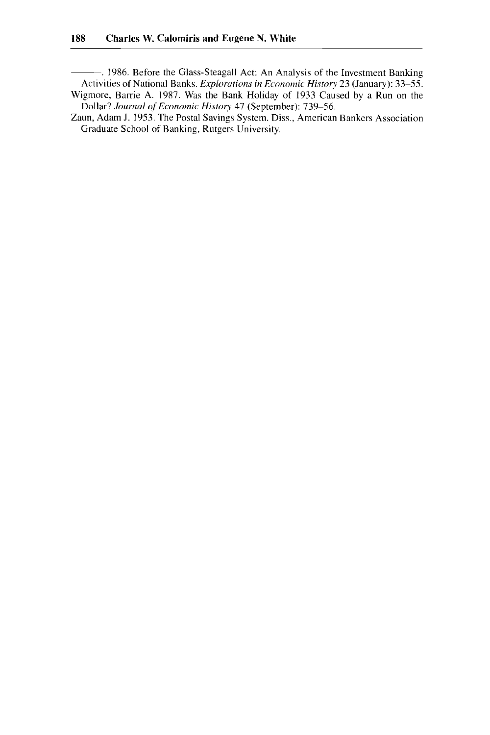———. 1986. Before the Glass-Steagall Act: An Analysis of the Investment Banking Activities of National Banks. *Explorations in Economic History* 23 (January): 33–55.

Wigmore, Barrie A. 1987. Was the Bank Holiday of 1933 Caused by a Run on the Dollar? *Journal of Economic History* 47 (September): 739–56.

Zaun, Adam J. 1953. The Postal Savings System. Diss., American Bankers Association Graduate School of Banking, Rutgers University.